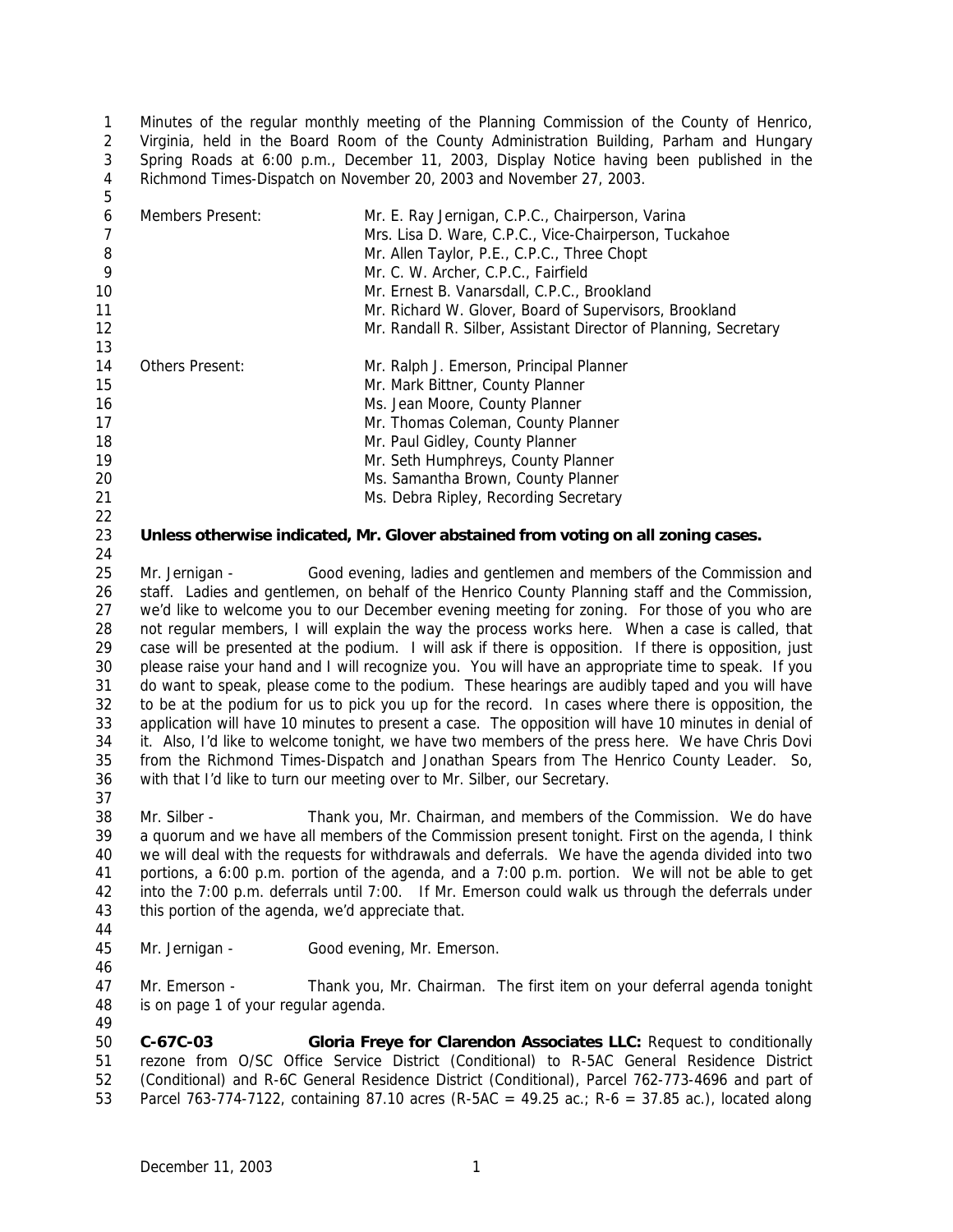Minutes of the regular monthly meeting of the Planning Commission of the County of Henrico, Virginia, held in the Board Room of the County Administration Building, Parham and Hungary Spring Roads at 6:00 p.m., December 11, 2003, Display Notice having been published in the Richmond Times-Dispatch on November 20, 2003 and November 27, 2003.

| | |
|---|---|
| Members Present: | Mr. E. Ray Jernigan, C.P.C., Chairperson, Varina |
| | Mrs. Lisa D. Ware, C.P.C., Vice-Chairperson, Tuckahoe |
| | Mr. Allen Taylor, P.E., C.P.C., Three Chopt |
| | Mr. C. W. Archer, C.P.C., Fairfield |
| | Mr. Ernest B. Vanarsdall, C.P.C., Brookland |
| | Mr. Richard W. Glover, Board of Supervisors, Brookland |
| | Mr. Randall R. Silber, Assistant Director of Planning, Secretary |
| Others Present: | Mr. Ralph J. Emerson, Principal Planner |
| | Mr. Mark Bittner, County Planner |
| | Ms. Jean Moore, County Planner |
| | Mr. Thomas Coleman, County Planner |
| | Mr. Paul Gidley, County Planner |
| | Mr. Seth Humphreys, County Planner |
| | Ms. Samantha Brown, County Planner |
| | Ms. Debra Ripley, Recording Secretary |

**Unless otherwise indicated, Mr. Glover abstained from voting on all zoning cases.**

Mr. Jernigan - Good evening, ladies and gentlemen and members of the Commission and staff. Ladies and gentlemen, on behalf of the Henrico County Planning staff and the Commission, we'd like to welcome you to our December evening meeting for zoning. For those of you who are not regular members, I will explain the way the process works here. When a case is called, that case will be presented at the podium. I will ask if there is opposition. If there is opposition, just please raise your hand and I will recognize you. You will have an appropriate time to speak. If you do want to speak, please come to the podium. These hearings are audibly taped and you will have to be at the podium for us to pick you up for the record. In cases where there is opposition, the application will have 10 minutes to present a case. The opposition will have 10 minutes in denial of it. Also, I'd like to welcome tonight, we have two members of the press here. We have Chris Dovi from the Richmond Times-Dispatch and Jonathan Spears from The Henrico County Leader. So, with that I'd like to turn our meeting over to Mr. Silber, our Secretary.

Mr. Silber - Thank you, Mr. Chairman, and members of the Commission. We do have a quorum and we have all members of the Commission present tonight. First on the agenda, I think we will deal with the requests for withdrawals and deferrals. We have the agenda divided into two portions, a 6:00 p.m. portion of the agenda, and a 7:00 p.m. portion. We will not be able to get into the 7:00 p.m. deferrals until 7:00. If Mr. Emerson could walk us through the deferrals under this portion of the agenda, we'd appreciate that.

Mr. Jernigan - Good evening, Mr. Emerson.

Mr. Emerson - Thank you, Mr. Chairman. The first item on your deferral agenda tonight is on page 1 of your regular agenda.

**C-67C-03 Gloria Freye for Clarendon Associates LLC:** Request to conditionally rezone from O/SC Office Service District (Conditional) to R-5AC General Residence District (Conditional) and R-6C General Residence District (Conditional), Parcel 762-773-4696 and part of Parcel 763-774-7122, containing 87.10 acres (R-5AC = 49.25 ac.; R-6 = 37.85 ac.), located along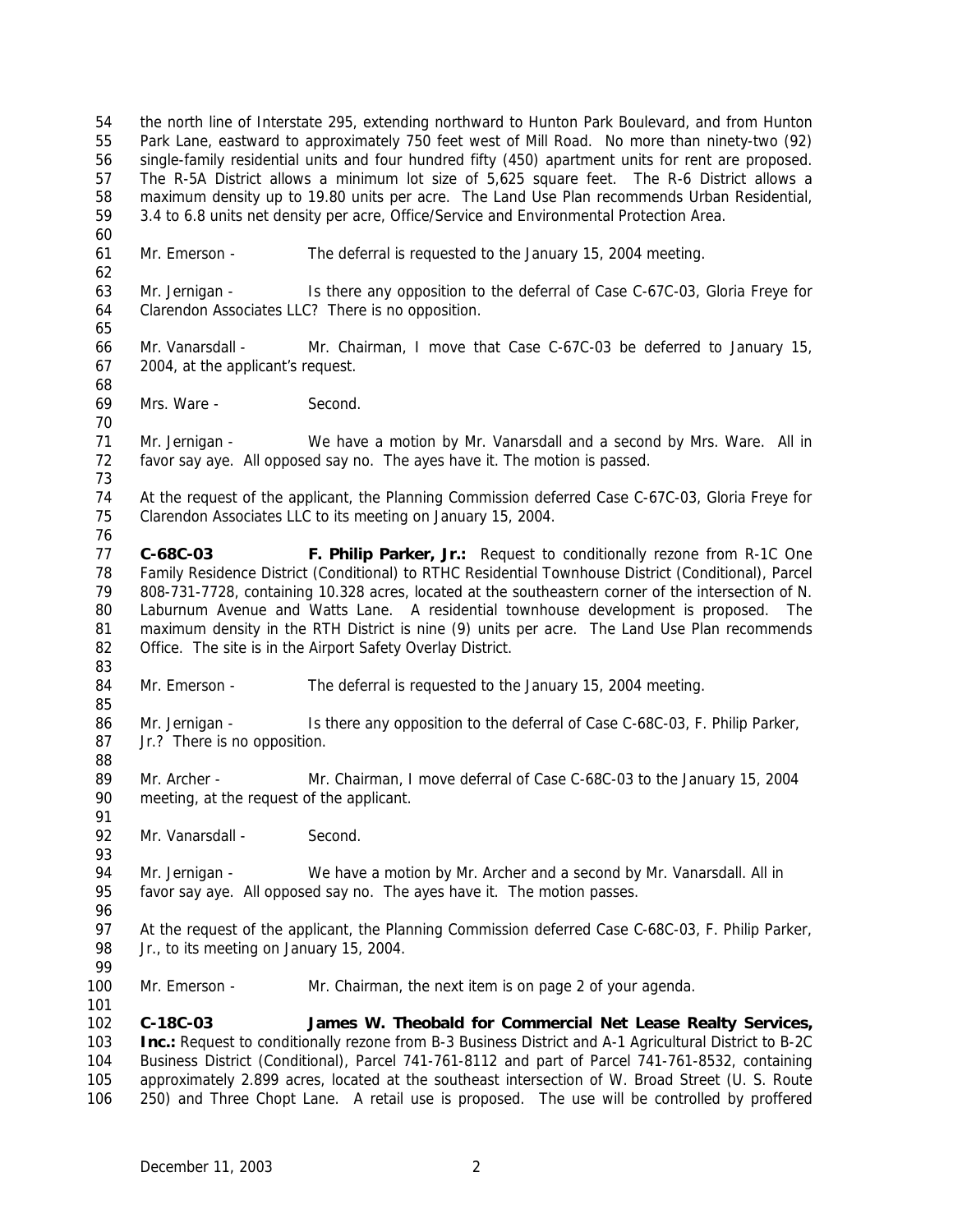the north line of Interstate 295, extending northward to Hunton Park Boulevard, and from Hunton Park Lane, eastward to approximately 750 feet west of Mill Road. No more than ninety-two (92) single-family residential units and four hundred fifty (450) apartment units for rent are proposed. The R-5A District allows a minimum lot size of 5,625 square feet. The R-6 District allows a maximum density up to 19.80 units per acre. The Land Use Plan recommends Urban Residential, 3.4 to 6.8 units net density per acre, Office/Service and Environmental Protection Area.

Mr. Emerson - The deferral is requested to the January 15, 2004 meeting.

Mr. Jernigan - Is there any opposition to the deferral of Case C-67C-03, Gloria Freye for Clarendon Associates LLC? There is no opposition.

Mr. Vanarsdall - Mr. Chairman, I move that Case C-67C-03 be deferred to January 15, 2004, at the applicant's request.

Mrs. Ware - Second.

Mr. Jernigan - We have a motion by Mr. Vanarsdall and a second by Mrs. Ware. All in favor say aye. All opposed say no. The ayes have it. The motion is passed.

At the request of the applicant, the Planning Commission deferred Case C-67C-03, Gloria Freye for Clarendon Associates LLC to its meeting on January 15, 2004.

**C-68C-03 F. Philip Parker, Jr.:** Request to conditionally rezone from R-1C One Family Residence District (Conditional) to RTHC Residential Townhouse District (Conditional), Parcel 808-731-7728, containing 10.328 acres, located at the southeastern corner of the intersection of N. Laburnum Avenue and Watts Lane. A residential townhouse development is proposed. The maximum density in the RTH District is nine (9) units per acre. The Land Use Plan recommends Office. The site is in the Airport Safety Overlay District.

Mr. Emerson - The deferral is requested to the January 15, 2004 meeting.

Mr. Jernigan - Is there any opposition to the deferral of Case C-68C-03, F. Philip Parker, Jr.? There is no opposition.

Mr. Archer - Mr. Chairman, I move deferral of Case C-68C-03 to the January 15, 2004 meeting, at the request of the applicant.

Mr. Vanarsdall - Second.

Mr. Jernigan - We have a motion by Mr. Archer and a second by Mr. Vanarsdall. All in favor say aye. All opposed say no. The ayes have it. The motion passes.

At the request of the applicant, the Planning Commission deferred Case C-68C-03, F. Philip Parker, Jr., to its meeting on January 15, 2004.

Mr. Emerson - Mr. Chairman, the next item is on page 2 of your agenda.

**C-18C-03 James W. Theobald for Commercial Net Lease Realty Services, Inc.:** Request to conditionally rezone from B-3 Business District and A-1 Agricultural District to B-2C Business District (Conditional), Parcel 741-761-8112 and part of Parcel 741-761-8532, containing approximately 2.899 acres, located at the southeast intersection of W. Broad Street (U. S. Route 250) and Three Chopt Lane. A retail use is proposed. The use will be controlled by proffered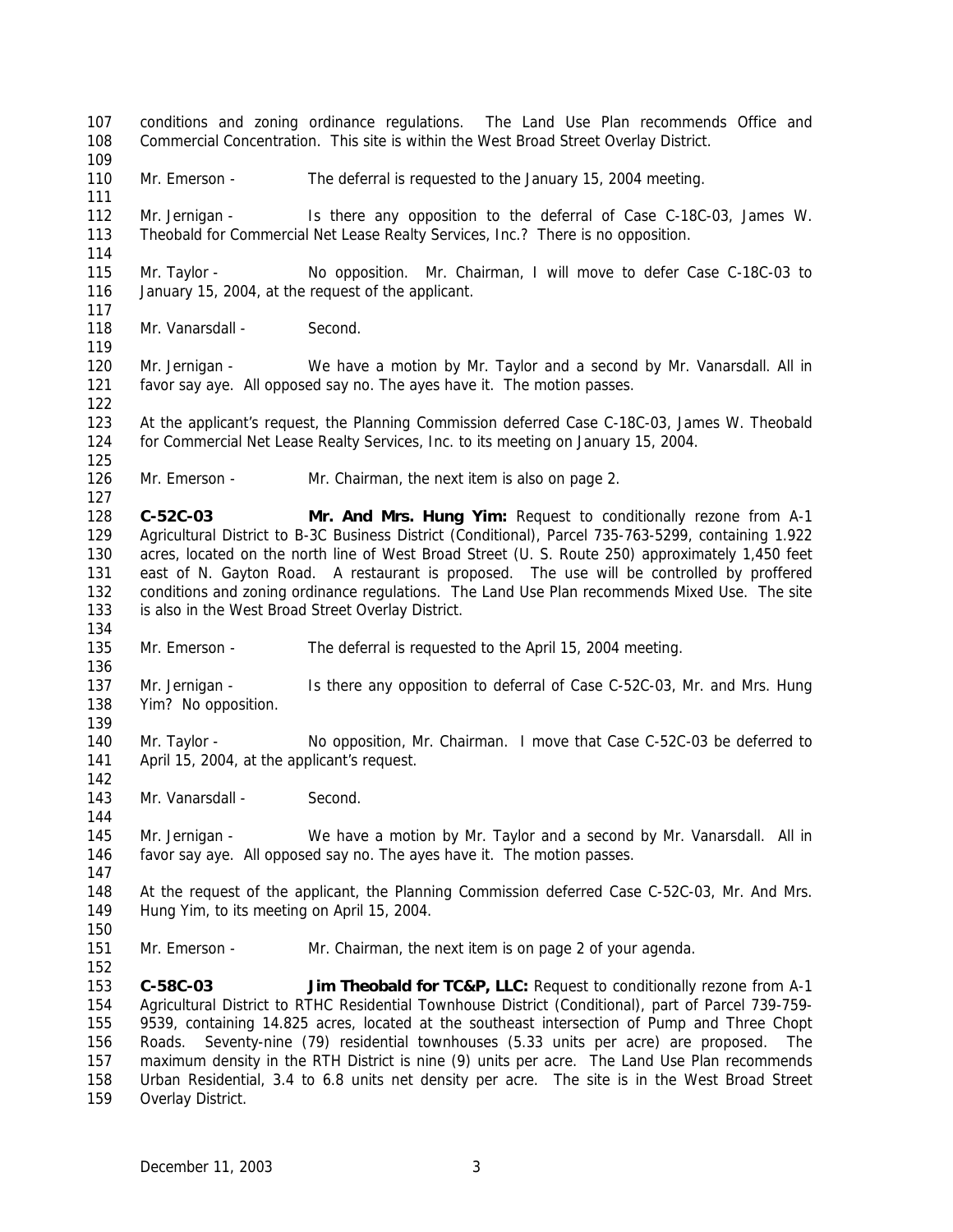conditions and zoning ordinance regulations. The Land Use Plan recommends Office and Commercial Concentration. This site is within the West Broad Street Overlay District.

Mr. Emerson - The deferral is requested to the January 15, 2004 meeting.

Mr. Jernigan - Is there any opposition to the deferral of Case C-18C-03, James W. Theobald for Commercial Net Lease Realty Services, Inc.? There is no opposition.

Mr. Taylor - No opposition. Mr. Chairman, I will move to defer Case C-18C-03 to January 15, 2004, at the request of the applicant.

Mr. Vanarsdall - Second.

Mr. Jernigan - We have a motion by Mr. Taylor and a second by Mr. Vanarsdall. All in favor say aye. All opposed say no. The ayes have it. The motion passes.

At the applicant's request, the Planning Commission deferred Case C-18C-03, James W. Theobald for Commercial Net Lease Realty Services, Inc. to its meeting on January 15, 2004.

Mr. Emerson - Mr. Chairman, the next item is also on page 2.

**C-52C-03 Mr. And Mrs. Hung Yim:** Request to conditionally rezone from A-1 Agricultural District to B-3C Business District (Conditional), Parcel 735-763-5299, containing 1.922 acres, located on the north line of West Broad Street (U. S. Route 250) approximately 1,450 feet east of N. Gayton Road. A restaurant is proposed. The use will be controlled by proffered conditions and zoning ordinance regulations. The Land Use Plan recommends Mixed Use. The site is also in the West Broad Street Overlay District.

Mr. Emerson - The deferral is requested to the April 15, 2004 meeting.

Mr. Jernigan - Is there any opposition to deferral of Case C-52C-03, Mr. and Mrs. Hung Yim? No opposition.

Mr. Taylor - No opposition, Mr. Chairman. I move that Case C-52C-03 be deferred to April 15, 2004, at the applicant's request.

Mr. Vanarsdall - Second.

Mr. Jernigan - We have a motion by Mr. Taylor and a second by Mr. Vanarsdall. All in favor say aye. All opposed say no. The ayes have it. The motion passes.

At the request of the applicant, the Planning Commission deferred Case C-52C-03, Mr. And Mrs. Hung Yim, to its meeting on April 15, 2004.

Mr. Emerson - Mr. Chairman, the next item is on page 2 of your agenda.

**C-58C-03 Jim Theobald for TC&P, LLC:** Request to conditionally rezone from A-1 Agricultural District to RTHC Residential Townhouse District (Conditional), part of Parcel 739-759-9539, containing 14.825 acres, located at the southeast intersection of Pump and Three Chopt Roads. Seventy-nine (79) residential townhouses (5.33 units per acre) are proposed. The maximum density in the RTH District is nine (9) units per acre. The Land Use Plan recommends Urban Residential, 3.4 to 6.8 units net density per acre. The site is in the West Broad Street Overlay District.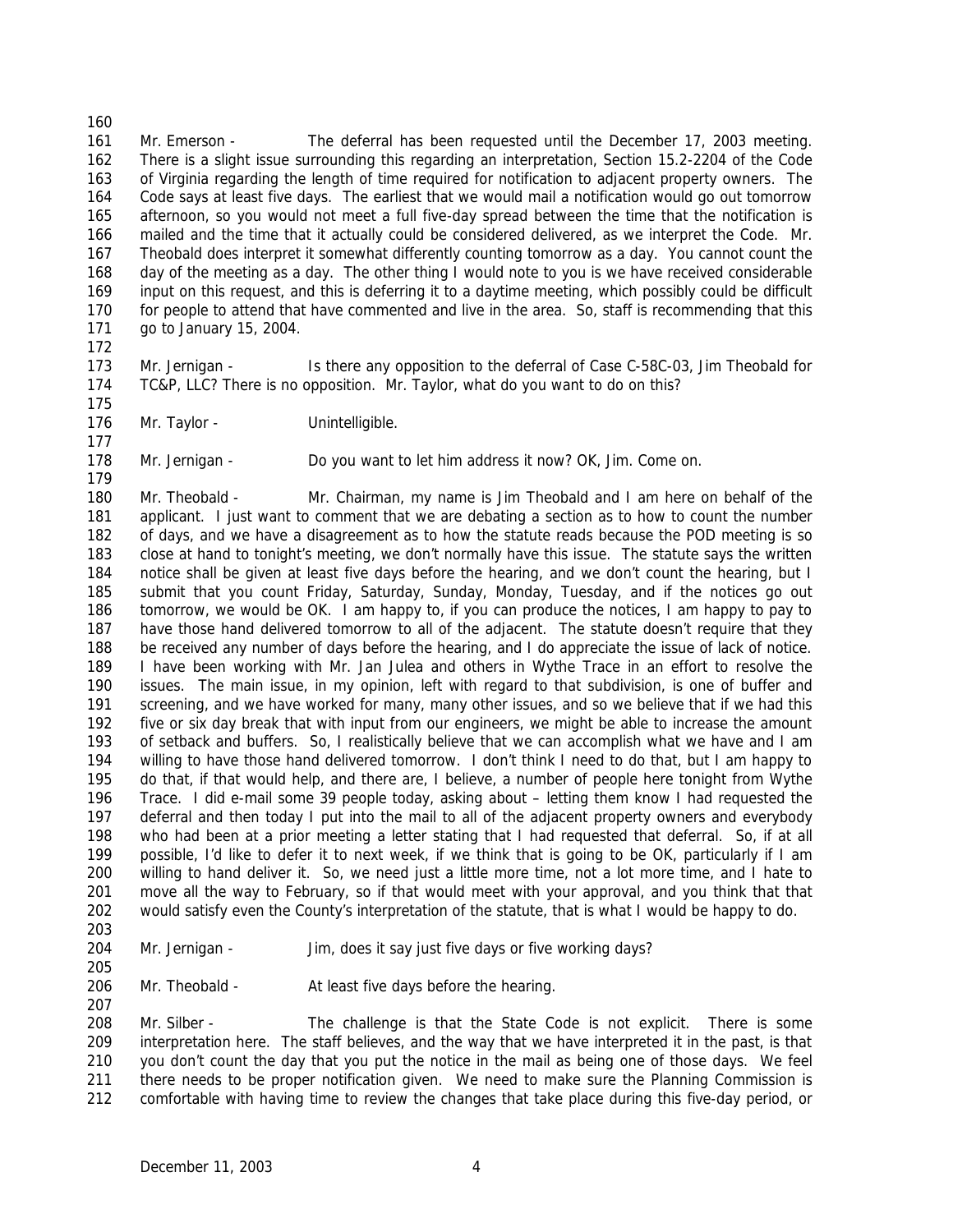Mr. Emerson - The deferral has been requested until the December 17, 2003 meeting. There is a slight issue surrounding this regarding an interpretation, Section 15.2-2204 of the Code of Virginia regarding the length of time required for notification to adjacent property owners. The Code says at least five days. The earliest that we would mail a notification would go out tomorrow afternoon, so you would not meet a full five-day spread between the time that the notification is mailed and the time that it actually could be considered delivered, as we interpret the Code. Mr. Theobald does interpret it somewhat differently counting tomorrow as a day. You cannot count the day of the meeting as a day. The other thing I would note to you is we have received considerable input on this request, and this is deferring it to a daytime meeting, which possibly could be difficult for people to attend that have commented and live in the area. So, staff is recommending that this go to January 15, 2004.

Mr. Jernigan - Is there any opposition to the deferral of Case C-58C-03, Jim Theobald for TC&P, LLC? There is no opposition. Mr. Taylor, what do you want to do on this?

Mr. Taylor - Unintelligible.

Mr. Jernigan - Do you want to let him address it now? OK, Jim. Come on.

Mr. Theobald - Mr. Chairman, my name is Jim Theobald and I am here on behalf of the applicant. I just want to comment that we are debating a section as to how to count the number of days, and we have a disagreement as to how the statute reads because the POD meeting is so close at hand to tonight's meeting, we don't normally have this issue. The statute says the written notice shall be given at least five days before the hearing, and we don't count the hearing, but I submit that you count Friday, Saturday, Sunday, Monday, Tuesday, and if the notices go out tomorrow, we would be OK. I am happy to, if you can produce the notices, I am happy to pay to have those hand delivered tomorrow to all of the adjacent. The statute doesn't require that they be received any number of days before the hearing, and I do appreciate the issue of lack of notice. I have been working with Mr. Jan Julea and others in Wythe Trace in an effort to resolve the issues. The main issue, in my opinion, left with regard to that subdivision, is one of buffer and screening, and we have worked for many, many other issues, and so we believe that if we had this five or six day break that with input from our engineers, we might be able to increase the amount of setback and buffers. So, I realistically believe that we can accomplish what we have and I am willing to have those hand delivered tomorrow. I don't think I need to do that, but I am happy to do that, if that would help, and there are, I believe, a number of people here tonight from Wythe Trace. I did e-mail some 39 people today, asking about – letting them know I had requested the deferral and then today I put into the mail to all of the adjacent property owners and everybody who had been at a prior meeting a letter stating that I had requested that deferral. So, if at all possible, I'd like to defer it to next week, if we think that is going to be OK, particularly if I am willing to hand deliver it. So, we need just a little more time, not a lot more time, and I hate to move all the way to February, so if that would meet with your approval, and you think that that would satisfy even the County's interpretation of the statute, that is what I would be happy to do.

Mr. Jernigan - Jim, does it say just five days or five working days?

Mr. Theobald - At least five days before the hearing.

Mr. Silber - The challenge is that the State Code is not explicit. There is some interpretation here. The staff believes, and the way that we have interpreted it in the past, is that you don't count the day that you put the notice in the mail as being one of those days. We feel there needs to be proper notification given. We need to make sure the Planning Commission is comfortable with having time to review the changes that take place during this five-day period, or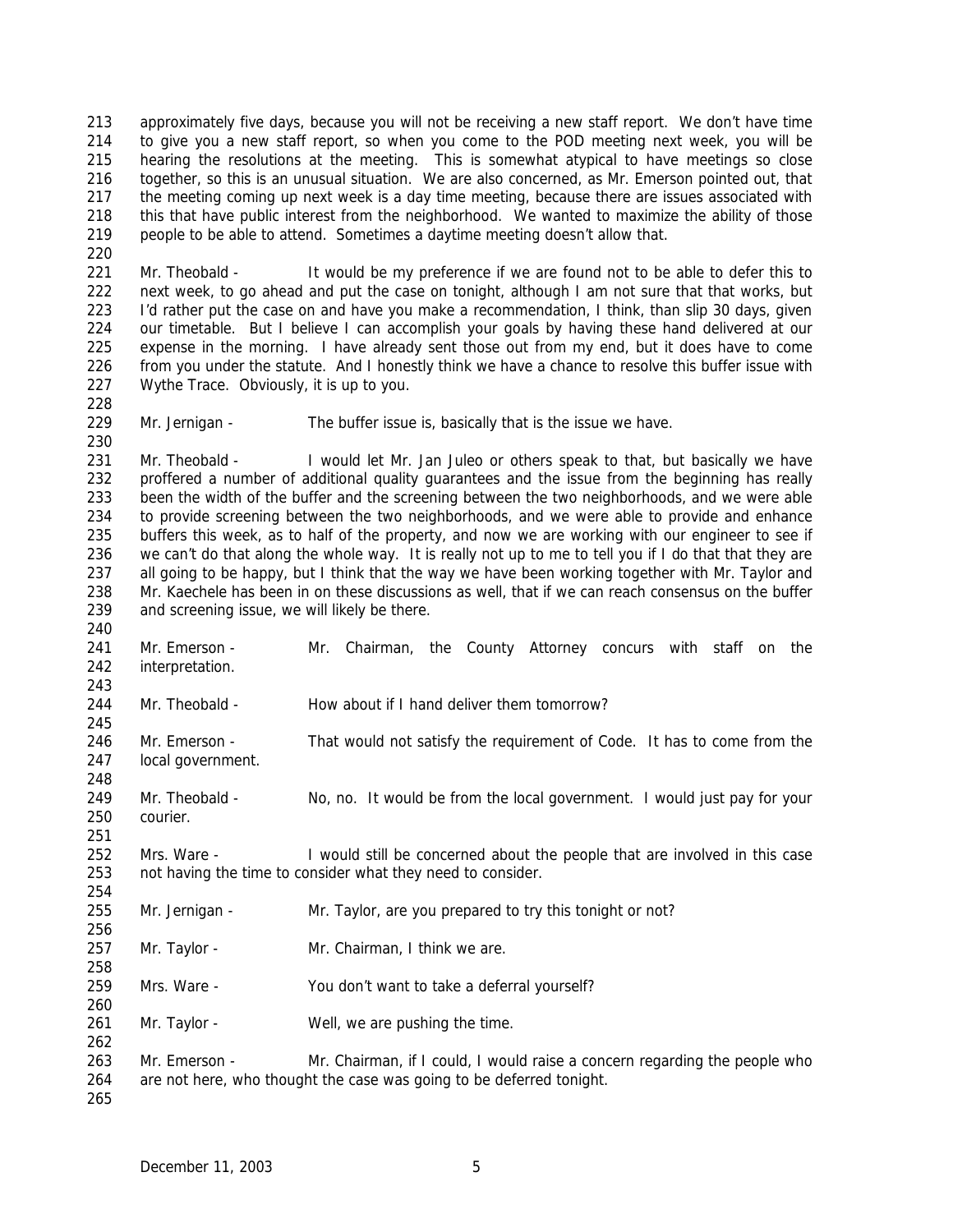approximately five days, because you will not be receiving a new staff report. We don't have time to give you a new staff report, so when you come to the POD meeting next week, you will be hearing the resolutions at the meeting. This is somewhat atypical to have meetings so close together, so this is an unusual situation. We are also concerned, as Mr. Emerson pointed out, that the meeting coming up next week is a day time meeting, because there are issues associated with this that have public interest from the neighborhood. We wanted to maximize the ability of those people to be able to attend. Sometimes a daytime meeting doesn't allow that.

Mr. Theobald - It would be my preference if we are found not to be able to defer this to next week, to go ahead and put the case on tonight, although I am not sure that that works, but I'd rather put the case on and have you make a recommendation, I think, than slip 30 days, given our timetable. But I believe I can accomplish your goals by having these hand delivered at our expense in the morning. I have already sent those out from my end, but it does have to come from you under the statute. And I honestly think we have a chance to resolve this buffer issue with Wythe Trace. Obviously, it is up to you.

Mr. Jernigan - The buffer issue, basically that is the issue we have.

Mr. Theobald - I would let Mr. Jan Juleo or others speak to that, but basically we have proffered a number of additional quality guarantees and the issue from the beginning has really been the width of the buffer and the screening between the two neighborhoods, and we were able to provide screening between the two neighborhoods, and we were able to provide and enhance buffers this week, as to half of the property, and now we are working with our engineer to see if we can't do that along the whole way. It is really not up to me to tell you if I do that that they are all going to be happy, but I think that the way we have been working together with Mr. Taylor and Mr. Kaechele has been in on these discussions as well, that if we can reach consensus on the buffer and screening issue, we will likely be there.

Mr. Emerson - Mr. Chairman, the County Attorney concurs with staff on the interpretation.

Mr. Theobald - How about if I hand deliver them tomorrow?

Mr. Emerson - That would not satisfy the requirement of Code. It has to come from the local government.

Mr. Theobald - No, no. It would be from the local government. I would just pay for your courier.

Mrs. Ware - I would still be concerned about the people that are involved in this case not having the time to consider what they need to consider.

Mr. Jernigan - Mr. Taylor, are you prepared to try this tonight or not?

Mr. Taylor - Mr. Chairman, I think we are.

Mrs. Ware - You don't want to take a deferral yourself?

Mr. Taylor - Well, we are pushing the time.

Mr. Emerson - Mr. Chairman, if I could, I would raise a concern regarding the people who are not here, who thought the case was going to be deferred tonight.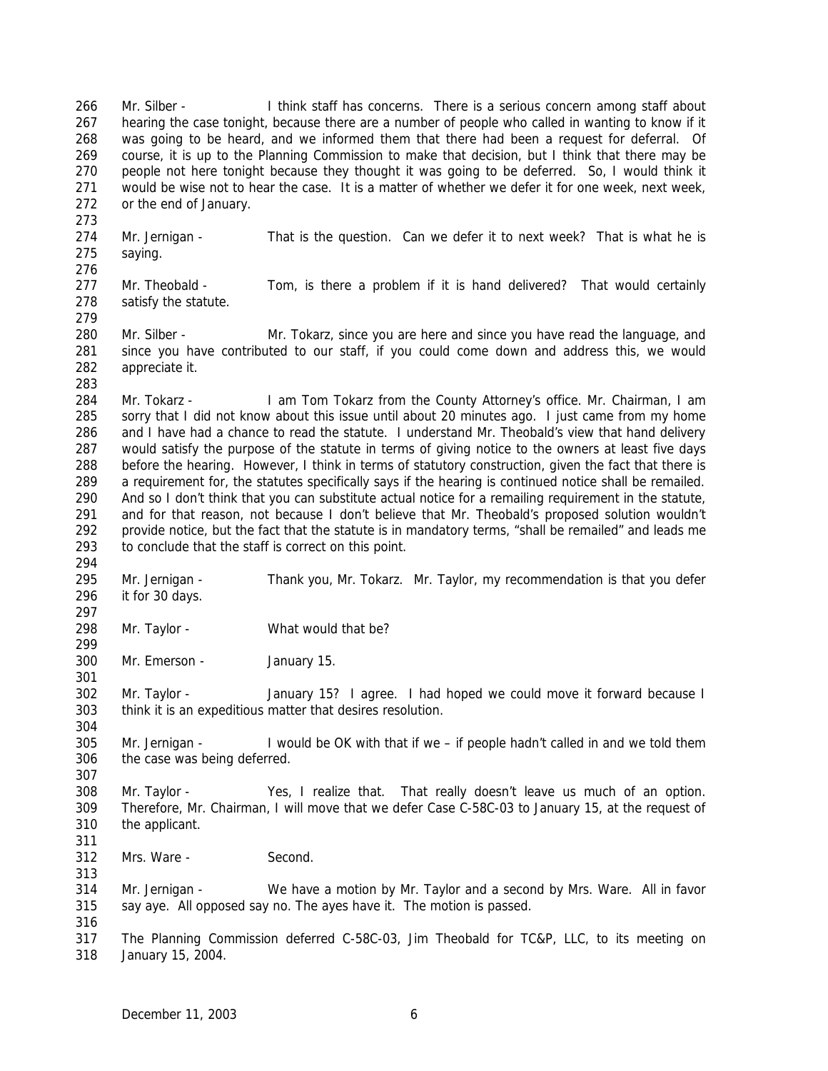Mr. Silber - I think staff has concerns. There is a serious concern among staff about hearing the case tonight, because there are a number of people who called in wanting to know if it was going to be heard, and we informed them that there had been a request for deferral. Of course, it is up to the Planning Commission to make that decision, but I think that there may be people not here tonight because they thought it was going to be deferred. So, I would think it would be wise not to hear the case. It is a matter of whether we defer it for one week, next week, or the end of January.

Mr. Jernigan - That is the question. Can we defer it to next week? That is what he is saying.

Mr. Theobald - Tom, is there a problem if it is hand delivered? That would certainly satisfy the statute.

Mr. Silber - Mr. Tokarz, since you are here and since you have read the language, and since you have contributed to our staff, if you could come down and address this, we would appreciate it.

Mr. Tokarz - I am Tom Tokarz from the County Attorney's office. Mr. Chairman, I am sorry that I did not know about this issue until about 20 minutes ago. I just came from my home and I have had a chance to read the statute. I understand Mr. Theobald's view that hand delivery would satisfy the purpose of the statute in terms of giving notice to the owners at least five days before the hearing. However, I think in terms of statutory construction, given the fact that there is a requirement for, the statutes specifically says if the hearing is continued notice shall be remailed. And so I don't think that you can substitute actual notice for a remailing requirement in the statute, and for that reason, not because I don't believe that Mr. Theobald's proposed solution wouldn't provide notice, but the fact that the statute is in mandatory terms, "shall be remailed" and leads me to conclude that the staff is correct on this point.

Mr. Jernigan - Thank you, Mr. Tokarz. Mr. Taylor, my recommendation is that you defer it for 30 days.

Mr. Taylor - What would that be?

Mr. Emerson - January 15.

Mr. Taylor - January 15? I agree. I had hoped we could move it forward because I think it is an expeditious matter that desires resolution.

Mr. Jernigan - I would be OK with that if we – if people hadn't called in and we told them the case was being deferred.

Mr. Taylor - Yes, I realize that. That really doesn't leave us much of an option. Therefore, Mr. Chairman, I will move that we defer Case C-58C-03 to January 15, at the request of the applicant.

Mrs. Ware - Second.

Mr. Jernigan - We have a motion by Mr. Taylor and a second by Mrs. Ware. All in favor say aye. All opposed say no. The ayes have it. The motion is passed.

The Planning Commission deferred C-58C-03, Jim Theobald for TC&P, LLC, to its meeting on January 15, 2004.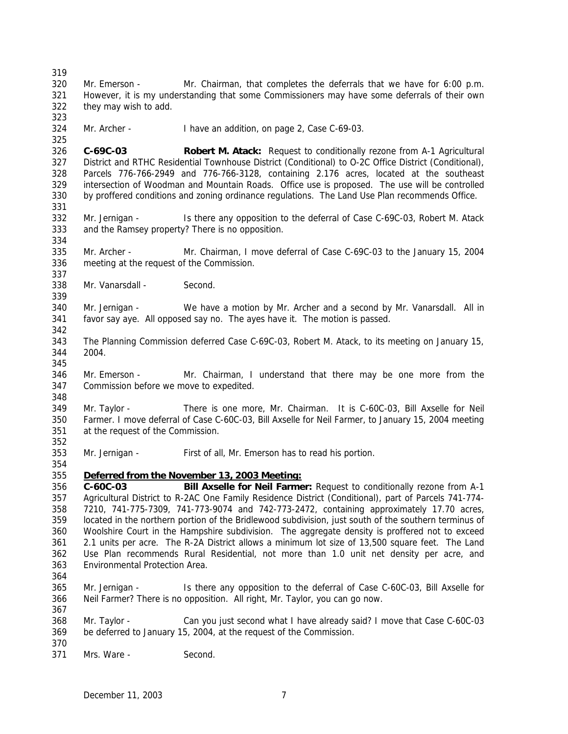Mr. Emerson - Mr. Chairman, that completes the deferrals that we have for 6:00 p.m. However, it is my understanding that some Commissioners may have some deferrals of their own they may wish to add.

Mr. Archer - I have an addition, on page 2, Case C-69-03.

**C-69C-03 Robert M. Atack:** Request to conditionally rezone from A-1 Agricultural District and RTHC Residential Townhouse District (Conditional) to O-2C Office District (Conditional), Parcels 776-766-2949 and 776-766-3128, containing 2.176 acres, located at the southeast intersection of Woodman and Mountain Roads. Office use is proposed. The use will be controlled by proffered conditions and zoning ordinance regulations. The Land Use Plan recommends Office.

Mr. Jernigan - Is there any opposition to the deferral of Case C-69C-03, Robert M. Atack and the Ramsey property? There is no opposition.

Mr. Archer - Mr. Chairman, I move deferral of Case C-69C-03 to the January 15, 2004 meeting at the request of the Commission.

Mr. Vanarsdall - Second.

Mr. Jernigan - We have a motion by Mr. Archer and a second by Mr. Vanarsdall. All in favor say aye. All opposed say no. The ayes have it. The motion is passed.

The Planning Commission deferred Case C-69C-03, Robert M. Atack, to its meeting on January 15, 2004.

Mr. Emerson - Mr. Chairman, I understand that there may be one more from the Commission before we move to expedited.

Mr. Taylor - There is one more, Mr. Chairman. It is C-60C-03, Bill Axselle for Neil Farmer. I move deferral of Case C-60C-03, Bill Axselle for Neil Farmer, to January 15, 2004 meeting at the request of the Commission.

Mr. Jernigan - First of all, Mr. Emerson has to read his portion.

**Deferred from the November 13, 2003 Meeting:**

**C-60C-03 Bill Axselle for Neil Farmer:** Request to conditionally rezone from A-1 Agricultural District to R-2AC One Family Residence District (Conditional), part of Parcels 741-774-7210, 741-775-7309, 741-773-9074 and 742-773-2472, containing approximately 17.70 acres, located in the northern portion of the Bridlewood subdivision, just south of the southern terminus of Woolshire Court in the Hampshire subdivision. The aggregate density is proffered not to exceed 2.1 units per acre. The R-2A District allows a minimum lot size of 13,500 square feet. The Land Use Plan recommends Rural Residential, not more than 1.0 unit net density per acre, and Environmental Protection Area.

Mr. Jernigan - Is there any opposition to the deferral of Case C-60C-03, Bill Axselle for Neil Farmer? There is no opposition. All right, Mr. Taylor, you can go now.

Mr. Taylor - Can you just second what I have already said? I move that Case C-60C-03 be deferred to January 15, 2004, at the request of the Commission.

Mrs. Ware - Second.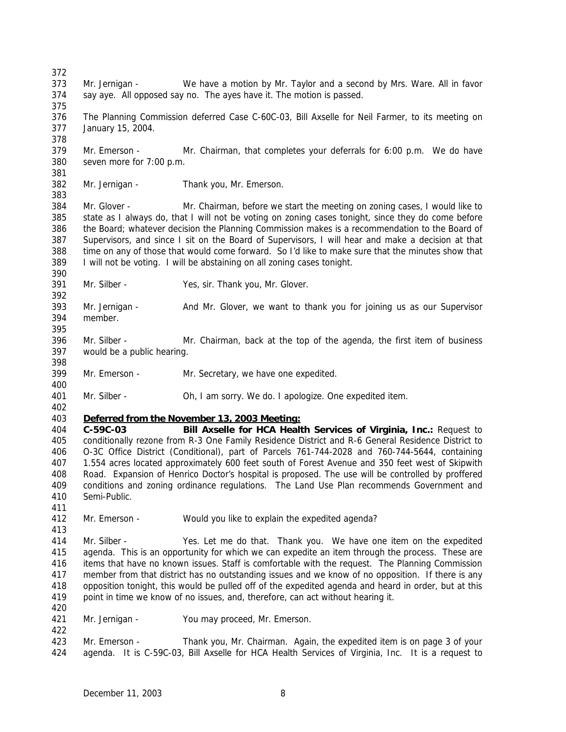Mr. Jernigan - We have a motion by Mr. Taylor and a second by Mrs. Ware. All in favor say aye. All opposed say no. The ayes have it. The motion is passed.

The Planning Commission deferred Case C-60C-03, Bill Axselle for Neil Farmer, to its meeting on January 15, 2004.

Mr. Emerson - Mr. Chairman, that completes your deferrals for 6:00 p.m. We do have seven more for 7:00 p.m.

Mr. Jernigan - Thank you, Mr. Emerson.

Mr. Glover - Mr. Chairman, before we start the meeting on zoning cases, I would like to state as I always do, that I will not be voting on zoning cases tonight, since they do come before the Board; whatever decision the Planning Commission makes is a recommendation to the Board of Supervisors, and since I sit on the Board of Supervisors, I will hear and make a decision at that time on any of those that would come forward. So I'd like to make sure that the minutes show that I will not be voting. I will be abstaining on all zoning cases tonight.

Mr. Silber - Yes, sir. Thank you, Mr. Glover.

Mr. Jernigan - And Mr. Glover, we want to thank you for joining us as our Supervisor member.

Mr. Silber - Mr. Chairman, back at the top of the agenda, the first item of business would be a public hearing.

Mr. Emerson - Mr. Secretary, we have one expedited.

Mr. Silber - Oh, I am sorry. We do. I apologize. One expedited item.

**Deferred from the November 13, 2003 Meeting:**

**C-59C-03 Bill Axselle for HCA Health Services of Virginia, Inc.:** Request to conditionally rezone from R-3 One Family Residence District and R-6 General Residence District to O-3C Office District (Conditional), part of Parcels 761-744-2028 and 760-744-5644, containing 1.554 acres located approximately 600 feet south of Forest Avenue and 350 feet west of Skipwith Road. Expansion of Henrico Doctor's hospital is proposed. The use will be controlled by proffered conditions and zoning ordinance regulations. The Land Use Plan recommends Government and Semi-Public.

Mr. Emerson - Would you like to explain the expedited agenda?

Mr. Silber - Yes. Let me do that. Thank you. We have one item on the expedited agenda. This is an opportunity for which we can expedite an item through the process. These are items that have no known issues. Staff is comfortable with the request. The Planning Commission member from that district has no outstanding issues and we know of no opposition. If there is any opposition tonight, this would be pulled off of the expedited agenda and heard in order, but at this point in time we know of no issues, and, therefore, can act without hearing it.

Mr. Jernigan - You may proceed, Mr. Emerson.

Mr. Emerson - Thank you, Mr. Chairman. Again, the expedited item is on page 3 of your agenda. It is C-59C-03, Bill Axselle for HCA Health Services of Virginia, Inc. It is a request to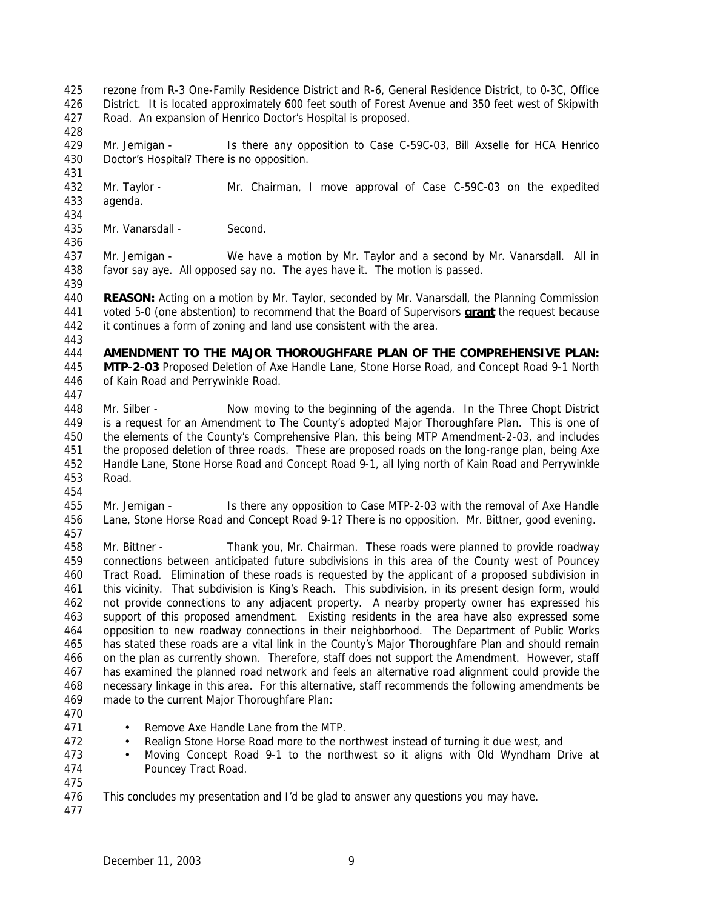rezone from R-3 One-Family Residence District and R-6, General Residence District, to 0-3C, Office District. It is located approximately 600 feet south of Forest Avenue and 350 feet west of Skipwith Road. An expansion of Henrico Doctor's Hospital is proposed.

Mr. Jernigan - Is there any opposition to Case C-59C-03, Bill Axselle for HCA Henrico Doctor's Hospital? There is no opposition.

Mr. Taylor - Mr. Chairman, I move approval of Case C-59C-03 on the expedited agenda.

Mr. Vanarsdall - Second.

Mr. Jernigan - We have a motion by Mr. Taylor and a second by Mr. Vanarsdall. All in favor say aye. All opposed say no. The ayes have it. The motion is passed.

**REASON:** Acting on a motion by Mr. Taylor, seconded by Mr. Vanarsdall, the Planning Commission voted 5-0 (one abstention) to recommend that the Board of Supervisors **grant** the request because it continues a form of zoning and land use consistent with the area.

**AMENDMENT TO THE MAJOR THOROUGHFARE PLAN OF THE COMPREHENSIVE PLAN: MTP-2-03** Proposed Deletion of Axe Handle Lane, Stone Horse Road, and Concept Road 9-1 North of Kain Road and Perrywinkle Road.

Mr. Silber - Now moving to the beginning of the agenda. In the Three Chopt District is a request for an Amendment to The County's adopted Major Thoroughfare Plan. This is one of the elements of the County's Comprehensive Plan, this being MTP Amendment-2-03, and includes the proposed deletion of three roads. These are proposed roads on the long-range plan, being Axe Handle Lane, Stone Horse Road and Concept Road 9-1, all lying north of Kain Road and Perrywinkle Road.

Mr. Jernigan - Is there any opposition to Case MTP-2-03 with the removal of Axe Handle Lane, Stone Horse Road and Concept Road 9-1? There is no opposition. Mr. Bittner, good evening.

Mr. Bittner - Thank you, Mr. Chairman. These roads were planned to provide roadway connections between anticipated future subdivisions in this area of the County west of Pouncey Tract Road. Elimination of these roads is requested by the applicant of a proposed subdivision in this vicinity. That subdivision is King's Reach. This subdivision, in its present design form, would not provide connections to any adjacent property. A nearby property owner has expressed his support of this proposed amendment. Existing residents in the area have also expressed some opposition to new roadway connections in their neighborhood. The Department of Public Works has stated these roads are a vital link in the County's Major Thoroughfare Plan and should remain on the plan as currently shown. Therefore, staff does not support the Amendment. However, staff has examined the planned road network and feels an alternative road alignment could provide the necessary linkage in this area. For this alternative, staff recommends the following amendments be made to the current Major Thoroughfare Plan:

- Remove Axe Handle Lane from the MTP.
- Realign Stone Horse Road more to the northwest instead of turning it due west, and
- Moving Concept Road 9-1 to the northwest so it aligns with Old Wyndham Drive at Pouncey Tract Road.

This concludes my presentation and I'd be glad to answer any questions you may have.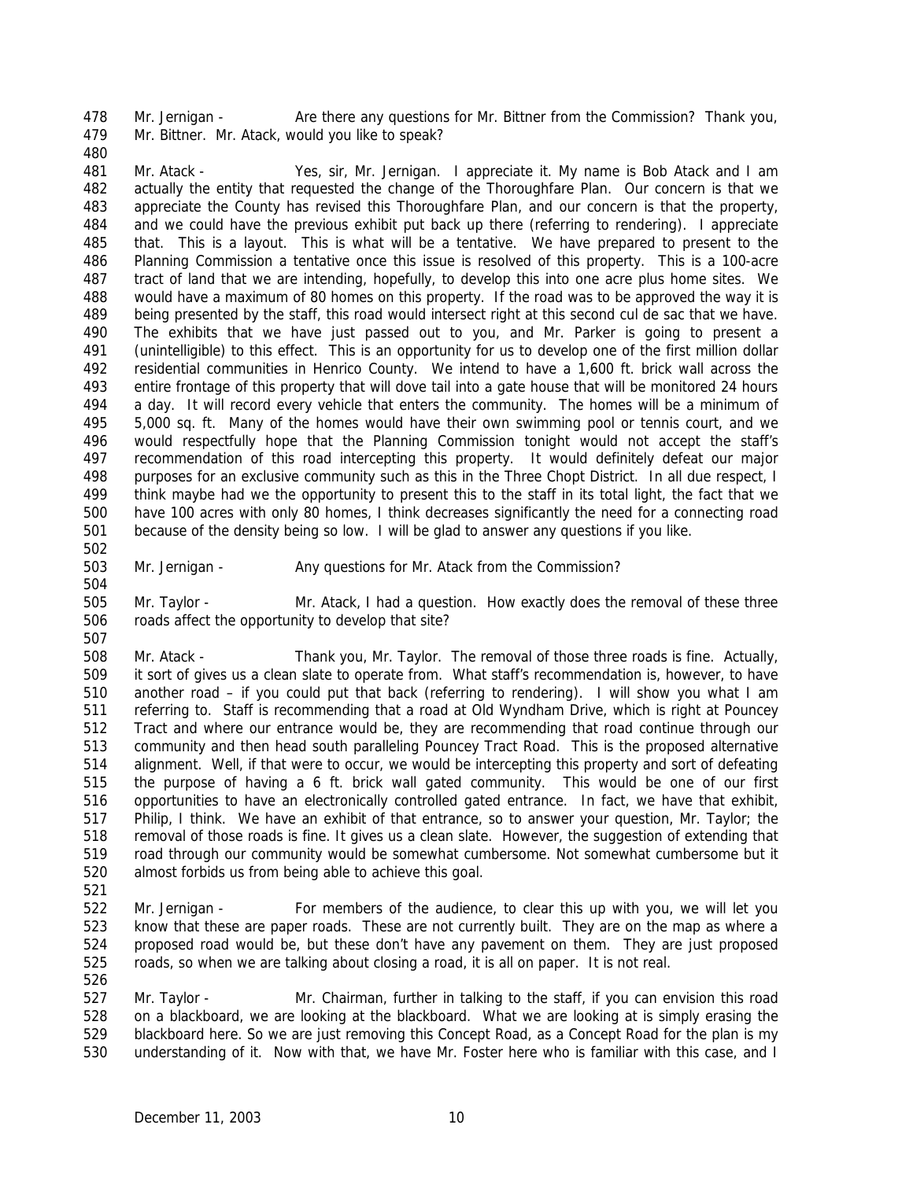Mr. Jernigan - Are there any questions for Mr. Bittner from the Commission? Thank you, Mr. Bittner. Mr. Atack, would you like to speak?

Mr. Atack - Yes, sir, Mr. Jernigan. I appreciate it. My name is Bob Atack and I am actually the entity that requested the change of the Thoroughfare Plan. Our concern is that we appreciate the County has revised this Thoroughfare Plan, and our concern is that the property, and we could have the previous exhibit put back up there (referring to rendering). I appreciate that. This is a layout. This is what will be a tentative. We have prepared to present to the Planning Commission a tentative once this issue is resolved of this property. This is a 100-acre tract of land that we are intending, hopefully, to develop this into one acre plus home sites. We would have a maximum of 80 homes on this property. If the road was to be approved the way it is being presented by the staff, this road would intersect right at this second cul de sac that we have. The exhibits that we have just passed out to you, and Mr. Parker is going to present a (unintelligible) to this effect. This is an opportunity for us to develop one of the first million dollar residential communities in Henrico County. We intend to have a 1,600 ft. brick wall across the entire frontage of this property that will dove tail into a gate house that will be monitored 24 hours a day. It will record every vehicle that enters the community. The homes will be a minimum of 5,000 sq. ft. Many of the homes would have their own swimming pool or tennis court, and we would respectfully hope that the Planning Commission tonight would not accept the staff's recommendation of this road intercepting this property. It would definitely defeat our major purposes for an exclusive community such as this in the Three Chopt District. In all due respect, I think maybe had we the opportunity to present this to the staff in its total light, the fact that we have 100 acres with only 80 homes, I think decreases significantly the need for a connecting road because of the density being so low. I will be glad to answer any questions if you like.

Mr. Jernigan - Any questions for Mr. Atack from the Commission?

Mr. Taylor - Mr. Atack, I had a question. How exactly does the removal of these three roads affect the opportunity to develop that site?

Mr. Atack - Thank you, Mr. Taylor. The removal of those three roads is fine. Actually, it sort of gives us a clean slate to operate from. What staff's recommendation is, however, to have another road – if you could put that back (referring to rendering). I will show you what I am referring to. Staff is recommending that a road at Old Wyndham Drive, which is right at Pouncey Tract and where our entrance would be, they are recommending that road continue through our community and then head south paralleling Pouncey Tract Road. This is the proposed alternative alignment. Well, if that were to occur, we would be intercepting this property and sort of defeating the purpose of having a 6 ft. brick wall gated community. This would be one of our first opportunities to have an electronically controlled gated entrance. In fact, we have that exhibit, Philip, I think. We have an exhibit of that entrance, so to answer your question, Mr. Taylor; the removal of those roads is fine. It gives us a clean slate. However, the suggestion of extending that road through our community would be somewhat cumbersome. Not somewhat cumbersome but it almost forbids us from being able to achieve this goal.

Mr. Jernigan - For members of the audience, to clear this up with you, we will let you know that these are paper roads. These are not currently built. They are on the map as where a proposed road would be, but these don't have any pavement on them. They are just proposed roads, so when we are talking about closing a road, it is all on paper. It is not real.

Mr. Taylor - Mr. Chairman, further in talking to the staff, if you can envision this road on a blackboard, we are looking at the blackboard. What we are looking at is simply erasing the blackboard here. So we are just removing this Concept Road, as a Concept Road for the plan is my understanding of it. Now with that, we have Mr. Foster here who is familiar with this case, and I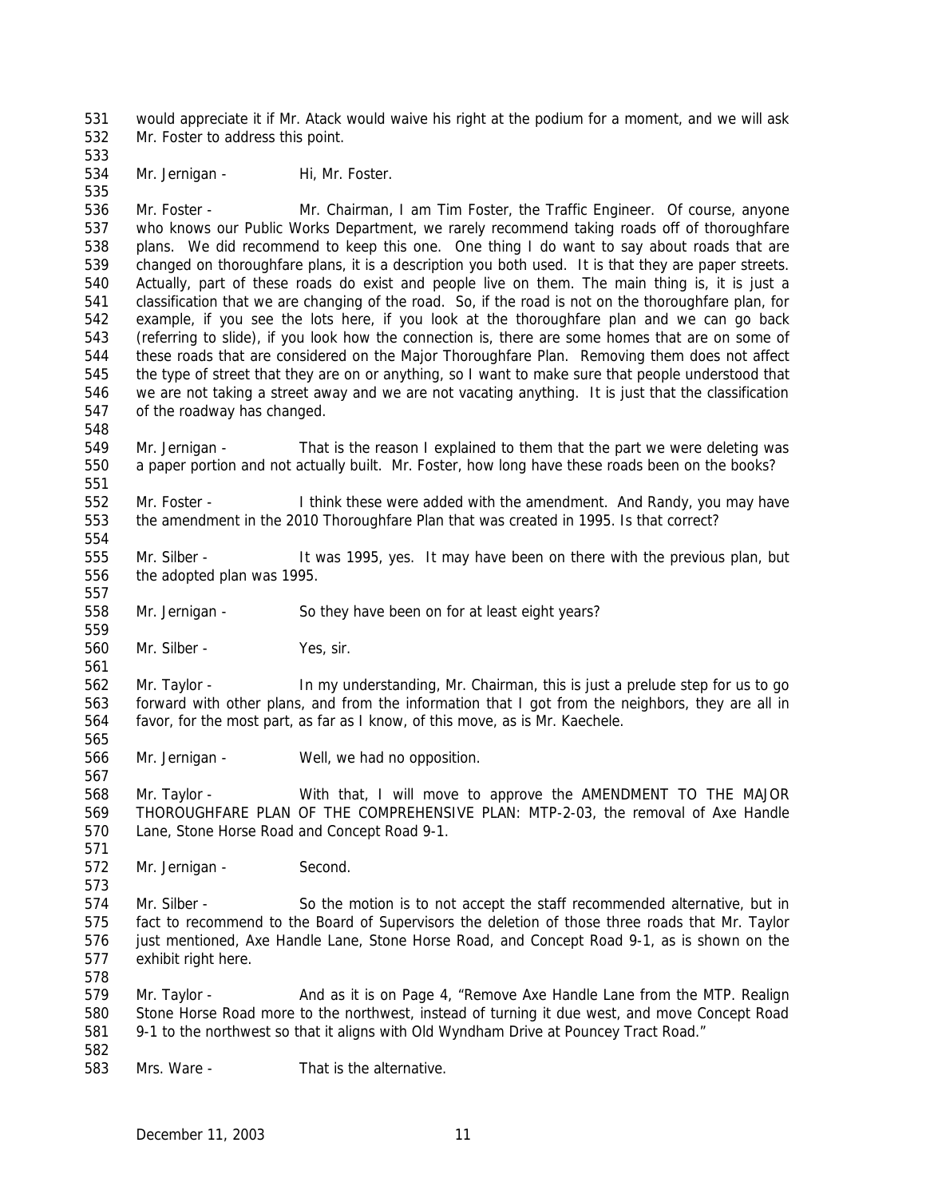531 would appreciate it if Mr. Atack would waive his right at the podium for a moment, and we will ask
532 Mr. Foster to address this point.
533
534 Mr. Jernigan - Hi, Mr. Foster.
535
536 Mr. Foster - Mr. Chairman, I am Tim Foster, the Traffic Engineer. Of course, anyone
537 who knows our Public Works Department, we rarely recommend taking roads off of thoroughfare
538 plans. We did recommend to keep this one. One thing I do want to say about roads that are
539 changed on thoroughfare plans, it is a description you both used. It is that they are paper streets.
540 Actually, part of these roads do exist and people live on them. The main thing is, it is just a
541 classification that we are changing of the road. So, if the road is not on the thoroughfare plan, for
542 example, if you see the lots here, if you look at the thoroughfare plan and we can go back
543 (referring to slide), if you look how the connection is, there are some homes that are on some of
544 these roads that are considered on the Major Thoroughfare Plan. Removing them does not affect
545 the type of street that they are on or anything, so I want to make sure that people understood that
546 we are not taking a street away and we are not vacating anything. It is just that the classification
547 of the roadway has changed.
548
549 Mr. Jernigan - That is the reason I explained to them that the part we were deleting was
550 a paper portion and not actually built. Mr. Foster, how long have these roads been on the books?
551
552 Mr. Foster - I think these were added with the amendment. And Randy, you may have
553 the amendment in the 2010 Thoroughfare Plan that was created in 1995. Is that correct?
554
555 Mr. Silber - It was 1995, yes. It may have been on there with the previous plan, but
556 the adopted plan was 1995.
557
558 Mr. Jernigan - So they have been on for at least eight years?
559
560 Mr. Silber - Yes, sir.
561
562 Mr. Taylor - In my understanding, Mr. Chairman, this is just a prelude step for us to go
563 forward with other plans, and from the information that I got from the neighbors, they are all in
564 favor, for the most part, as far as I know, of this move, as is Mr. Kaechele.
565
566 Mr. Jernigan - Well, we had no opposition.
567
568 Mr. Taylor - With that, I will move to approve the AMENDMENT TO THE MAJOR
569 THOROUGHFARE PLAN OF THE COMPREHENSIVE PLAN: MTP-2-03, the removal of Axe Handle
570 Lane, Stone Horse Road and Concept Road 9-1.
571
572 Mr. Jernigan - Second.
573
574 Mr. Silber - So the motion is to not accept the staff recommended alternative, but in
575 fact to recommend to the Board of Supervisors the deletion of those three roads that Mr. Taylor
576 just mentioned, Axe Handle Lane, Stone Horse Road, and Concept Road 9-1, as is shown on the
577 exhibit right here.
578
579 Mr. Taylor - And as it is on Page 4, "Remove Axe Handle Lane from the MTP. Realign
580 Stone Horse Road more to the northwest, instead of turning it due west, and move Concept Road
581 9-1 to the northwest so that it aligns with Old Wyndham Drive at Pouncey Tract Road."
582
583 Mrs. Ware - That is the alternative.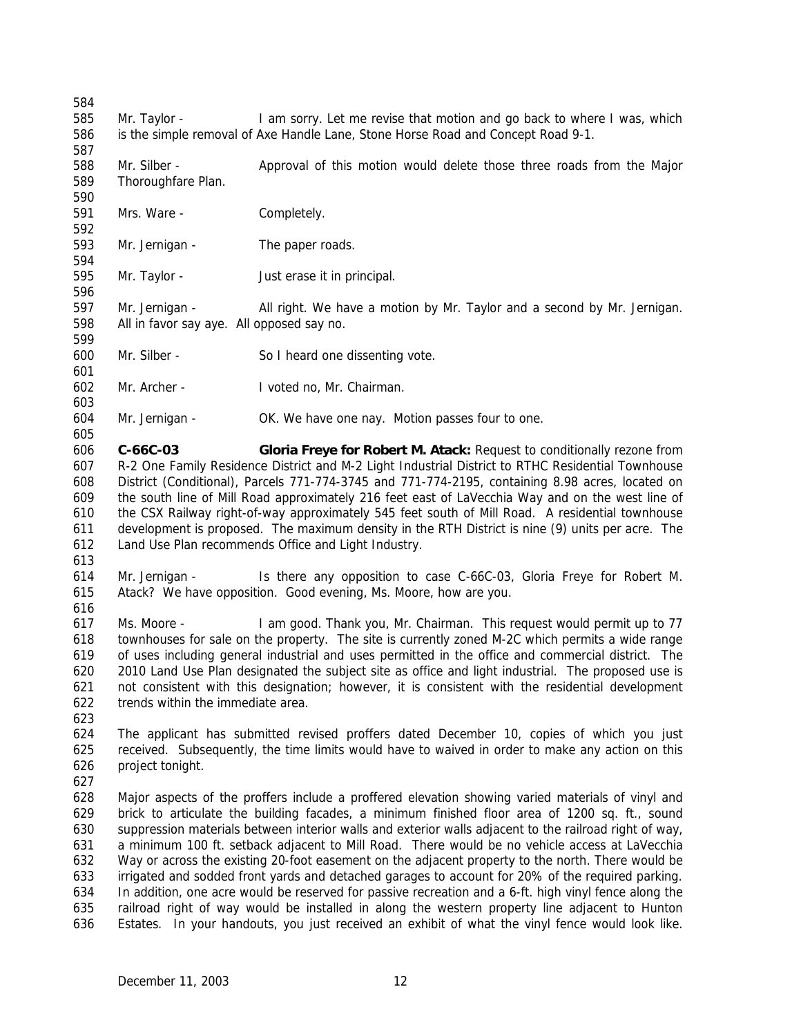Mr. Taylor - I am sorry. Let me revise that motion and go back to where I was, which is the simple removal of Axe Handle Lane, Stone Horse Road and Concept Road 9-1.

Mr. Silber - Approval of this motion would delete those three roads from the Major Thoroughfare Plan.

Mrs. Ware - Completely.

Mr. Jernigan - The paper roads.

Mr. Taylor - Just erase it in principal.

Mr. Jernigan - All right. We have a motion by Mr. Taylor and a second by Mr. Jernigan. All in favor say aye. All opposed say no.

Mr. Silber - So I heard one dissenting vote.

Mr. Archer - I voted no, Mr. Chairman.

Mr. Jernigan - OK. We have one nay. Motion passes four to one.

**C-66C-03** **Gloria Freye for Robert M. Atack:** Request to conditionally rezone from R-2 One Family Residence District and M-2 Light Industrial District to RTHC Residential Townhouse District (Conditional), Parcels 771-774-3745 and 771-774-2195, containing 8.98 acres, located on the south line of Mill Road approximately 216 feet east of LaVecchia Way and on the west line of the CSX Railway right-of-way approximately 545 feet south of Mill Road. A residential townhouse development is proposed. The maximum density in the RTH District is nine (9) units per acre. The Land Use Plan recommends Office and Light Industry.

Mr. Jernigan - Is there any opposition to case C-66C-03, Gloria Freye for Robert M. Atack? We have opposition. Good evening, Ms. Moore, how are you.

Ms. Moore - I am good. Thank you, Mr. Chairman. This request would permit up to 77 townhouses for sale on the property. The site is currently zoned M-2C which permits a wide range of uses including general industrial and uses permitted in the office and commercial district. The 2010 Land Use Plan designated the subject site as office and light industrial. The proposed use is not consistent with this designation; however, it is consistent with the residential development trends within the immediate area.

The applicant has submitted revised proffers dated December 10, copies of which you just received. Subsequently, the time limits would have to waived in order to make any action on this project tonight.

Major aspects of the proffers include a proffered elevation showing varied materials of vinyl and brick to articulate the building facades, a minimum finished floor area of 1200 sq. ft., sound suppression materials between interior walls and exterior walls adjacent to the railroad right of way, a minimum 100 ft. setback adjacent to Mill Road. There would be no vehicle access at LaVecchia Way or across the existing 20-foot easement on the adjacent property to the north. There would be irrigated and sodded front yards and detached garages to account for 20% of the required parking. In addition, one acre would be reserved for passive recreation and a 6-ft. high vinyl fence along the railroad right of way would be installed in along the western property line adjacent to Hunton Estates. In your handouts, you just received an exhibit of what the vinyl fence would look like.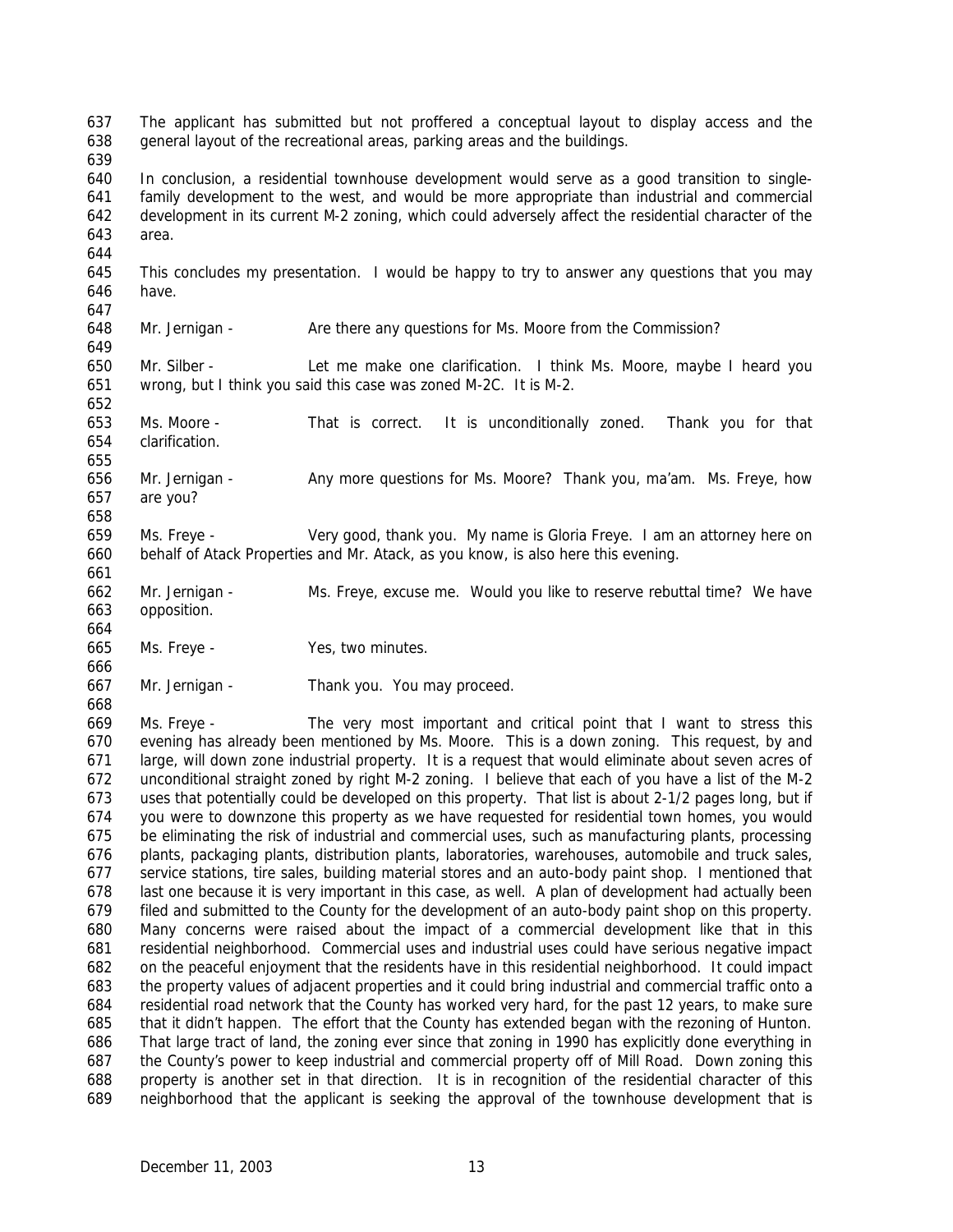The applicant has submitted but not proffered a conceptual layout to display access and the general layout of the recreational areas, parking areas and the buildings.

In conclusion, a residential townhouse development would serve as a good transition to single-family development to the west, and would be more appropriate than industrial and commercial development in its current M-2 zoning, which could adversely affect the residential character of the area.

This concludes my presentation. I would be happy to try to answer any questions that you may have.

Mr. Jernigan - Are there any questions for Ms. Moore from the Commission?

Mr. Silber - Let me make one clarification. I think Ms. Moore, maybe I heard you wrong, but I think you said this case was zoned M-2C. It is M-2.

Ms. Moore - That is correct. It is unconditionally zoned. Thank you for that clarification.

Mr. Jernigan - Any more questions for Ms. Moore? Thank you, ma'am. Ms. Freye, how are you?

Ms. Freye - Very good, thank you. My name is Gloria Freye. I am an attorney here on behalf of Atack Properties and Mr. Atack, as you know, is also here this evening.

Mr. Jernigan - Ms. Freye, excuse me. Would you like to reserve rebuttal time? We have opposition.

Ms. Freye - Yes, two minutes.

Mr. Jernigan - Thank you. You may proceed.

Ms. Freye - The very most important and critical point that I want to stress this evening has already been mentioned by Ms. Moore. This is a down zoning. This request, by and large, will down zone industrial property. It is a request that would eliminate about seven acres of unconditional straight zoned by right M-2 zoning. I believe that each of you have a list of the M-2 uses that potentially could be developed on this property. That list is about 2-1/2 pages long, but if you were to downzone this property as we have requested for residential town homes, you would be eliminating the risk of industrial and commercial uses, such as manufacturing plants, processing plants, packaging plants, distribution plants, laboratories, warehouses, automobile and truck sales, service stations, tire sales, building material stores and an auto-body paint shop. I mentioned that last one because it is very important in this case, as well. A plan of development had actually been filed and submitted to the County for the development of an auto-body paint shop on this property. Many concerns were raised about the impact of a commercial development like that in this residential neighborhood. Commercial uses and industrial uses could have serious negative impact on the peaceful enjoyment that the residents have in this residential neighborhood. It could impact the property values of adjacent properties and it could bring industrial and commercial traffic onto a residential road network that the County has worked very hard, for the past 12 years, to make sure that it didn't happen. The effort that the County has extended began with the rezoning of Hunton. That large tract of land, the zoning ever since that zoning in 1990 has explicitly done everything in the County's power to keep industrial and commercial property off of Mill Road. Down zoning this property is another set in that direction. It is in recognition of the residential character of this neighborhood that the applicant is seeking the approval of the townhouse development that is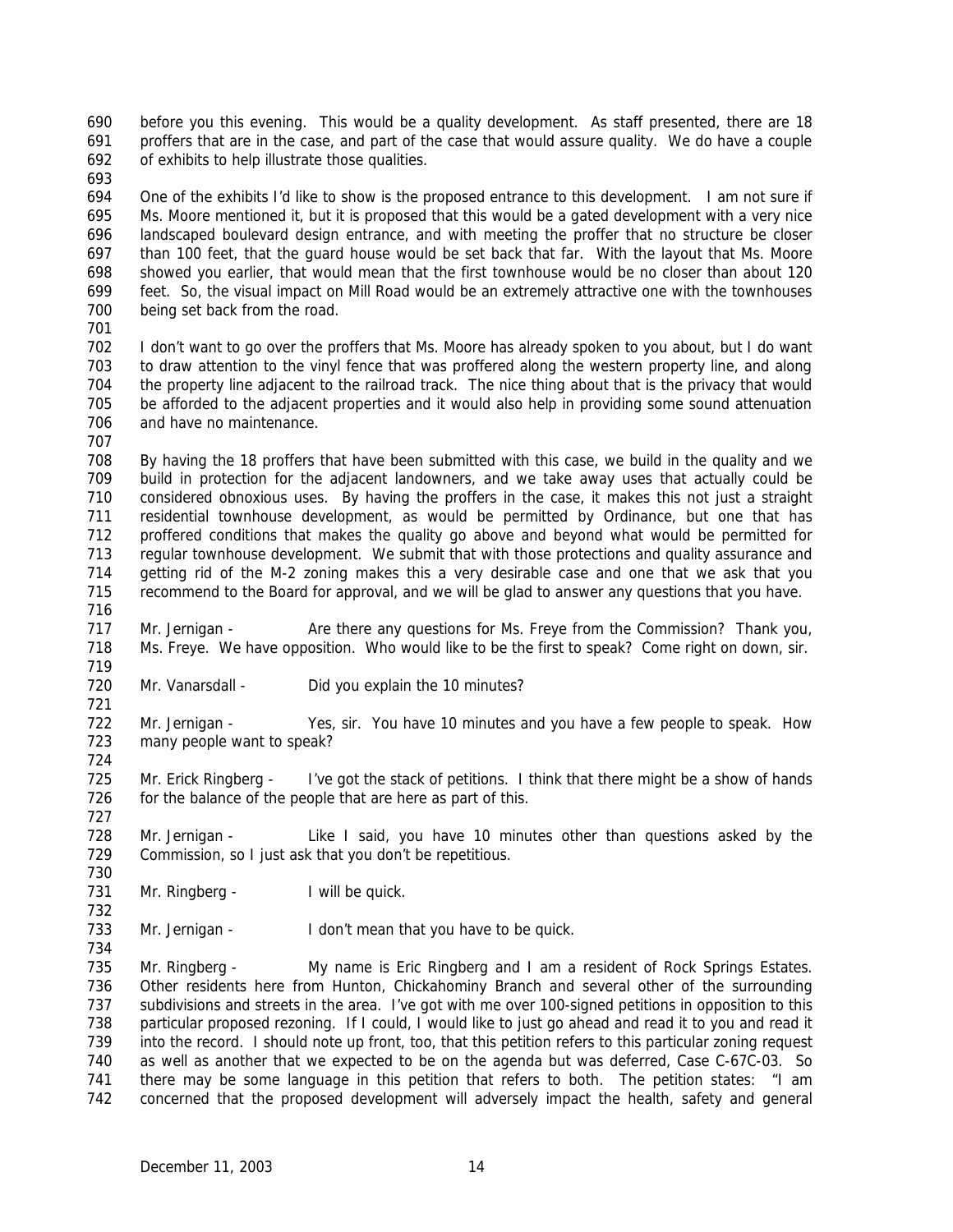before you this evening. This would be a quality development. As staff presented, there are 18 proffers that are in the case, and part of the case that would assure quality. We do have a couple of exhibits to help illustrate those qualities.

One of the exhibits I'd like to show is the proposed entrance to this development. I am not sure if Ms. Moore mentioned it, but it is proposed that this would be a gated development with a very nice landscaped boulevard design entrance, and with meeting the proffer that no structure be closer than 100 feet, that the guard house would be set back that far. With the layout that Ms. Moore showed you earlier, that would mean that the first townhouse would be no closer than about 120 feet. So, the visual impact on Mill Road would be an extremely attractive one with the townhouses being set back from the road.

I don't want to go over the proffers that Ms. Moore has already spoken to you about, but I do want to draw attention to the vinyl fence that was proffered along the western property line, and along the property line adjacent to the railroad track. The nice thing about that is the privacy that would be afforded to the adjacent properties and it would also help in providing some sound attenuation and have no maintenance.

By having the 18 proffers that have been submitted with this case, we build in the quality and we build in protection for the adjacent landowners, and we take away uses that actually could be considered obnoxious uses. By having the proffers in the case, it makes this not just a straight residential townhouse development, as would be permitted by Ordinance, but one that has proffered conditions that makes the quality go above and beyond what would be permitted for regular townhouse development. We submit that with those protections and quality assurance and getting rid of the M-2 zoning makes this a very desirable case and one that we ask that you recommend to the Board for approval, and we will be glad to answer any questions that you have.

Mr. Jernigan - Are there any questions for Ms. Freye from the Commission? Thank you, Ms. Freye. We have opposition. Who would like to be the first to speak? Come right on down, sir.

Mr. Vanarsdall - Did you explain the 10 minutes?

Mr. Jernigan - Yes, sir. You have 10 minutes and you have a few people to speak. How many people want to speak?

Mr. Erick Ringberg - I've got the stack of petitions. I think that there might be a show of hands for the balance of the people that are here as part of this.

Mr. Jernigan - Like I said, you have 10 minutes other than questions asked by the Commission, so I just ask that you don't be repetitious.

Mr. Ringberg - I will be quick.

Mr. Jernigan - I don't mean that you have to be quick.

Mr. Ringberg - My name is Eric Ringberg and I am a resident of Rock Springs Estates. Other residents here from Hunton, Chickahominy Branch and several other of the surrounding subdivisions and streets in the area. I've got with me over 100-signed petitions in opposition to this particular proposed rezoning. If I could, I would like to just go ahead and read it to you and read it into the record. I should note up front, too, that this petition refers to this particular zoning request as well as another that we expected to be on the agenda but was deferred, Case C-67C-03. So there may be some language in this petition that refers to both. The petition states: "I am concerned that the proposed development will adversely impact the health, safety and general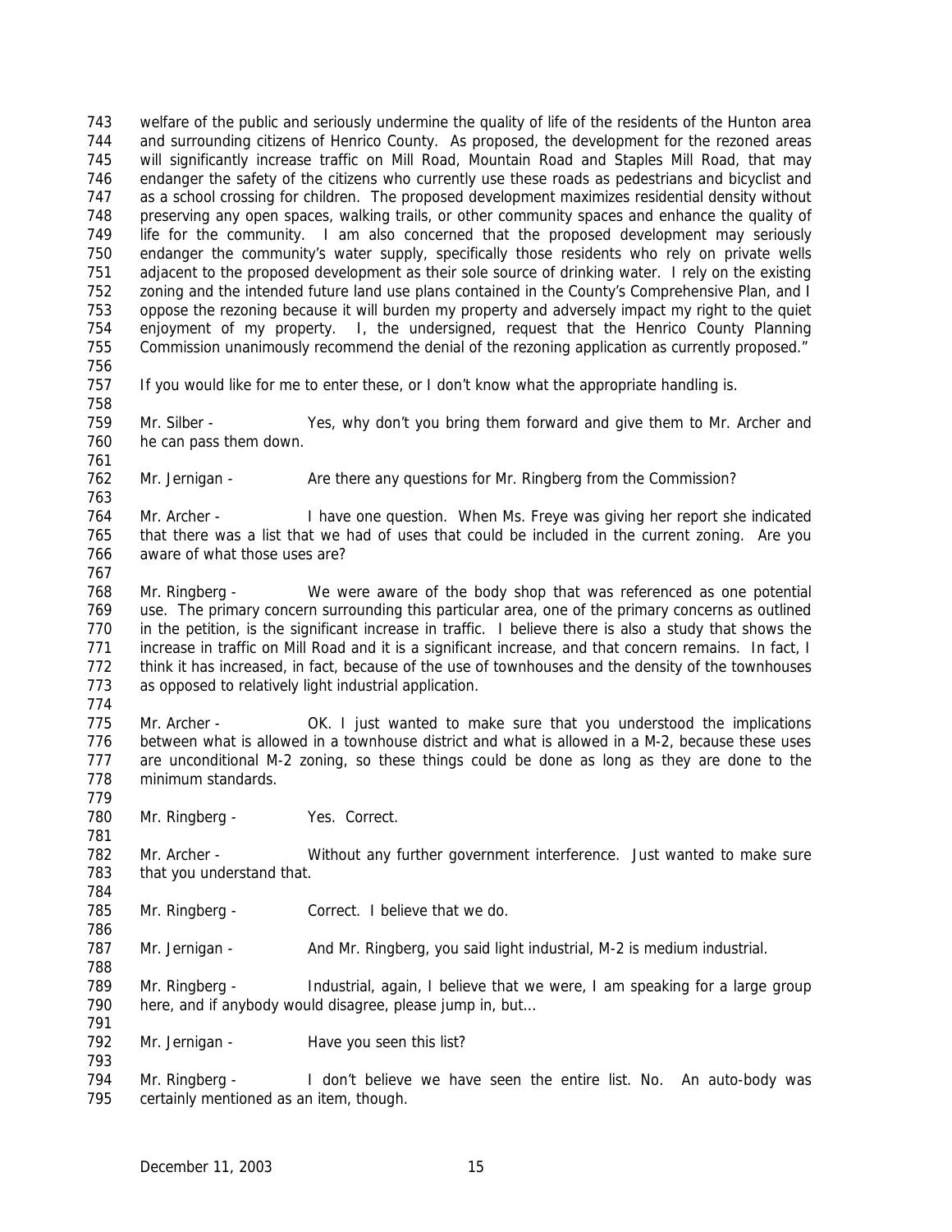welfare of the public and seriously undermine the quality of life of the residents of the Hunton area and surrounding citizens of Henrico County. As proposed, the development for the rezoned areas will significantly increase traffic on Mill Road, Mountain Road and Staples Mill Road, that may endanger the safety of the citizens who currently use these roads as pedestrians and bicyclist and as a school crossing for children. The proposed development maximizes residential density without preserving any open spaces, walking trails, or other community spaces and enhance the quality of life for the community. I am also concerned that the proposed development may seriously endanger the community's water supply, specifically those residents who rely on private wells adjacent to the proposed development as their sole source of drinking water. I rely on the existing zoning and the intended future land use plans contained in the County's Comprehensive Plan, and I oppose the rezoning because it will burden my property and adversely impact my right to the quiet enjoyment of my property. I, the undersigned, request that the Henrico County Planning Commission unanimously recommend the denial of the rezoning application as currently proposed."

If you would like for me to enter these, or I don't know what the appropriate handling is.

Mr. Silber - Yes, why don't you bring them forward and give them to Mr. Archer and he can pass them down.

Mr. Jernigan - Are there any questions for Mr. Ringberg from the Commission?

Mr. Archer - I have one question. When Ms. Freye was giving her report she indicated that there was a list that we had of uses that could be included in the current zoning. Are you aware of what those uses are?

Mr. Ringberg - We were aware of the body shop that was referenced as one potential use. The primary concern surrounding this particular area, one of the primary concerns as outlined in the petition, is the significant increase in traffic. I believe there is also a study that shows the increase in traffic on Mill Road and it is a significant increase, and that concern remains. In fact, I think it has increased, in fact, because of the use of townhouses and the density of the townhouses as opposed to relatively light industrial application.

Mr. Archer - OK. I just wanted to make sure that you understood the implications between what is allowed in a townhouse district and what is allowed in a M-2, because these uses are unconditional M-2 zoning, so these things could be done as long as they are done to the minimum standards.

Mr. Ringberg - Yes. Correct.

Mr. Archer - Without any further government interference. Just wanted to make sure that you understand that.

Mr. Ringberg - Correct. I believe that we do.

Mr. Jernigan - And Mr. Ringberg, you said light industrial, M-2 is medium industrial.

Mr. Ringberg - Industrial, again, I believe that we were, I am speaking for a large group here, and if anybody would disagree, please jump in, but…

Mr. Jernigan - Have you seen this list?

Mr. Ringberg - I don't believe we have seen the entire list. No. An auto-body was certainly mentioned as an item, though.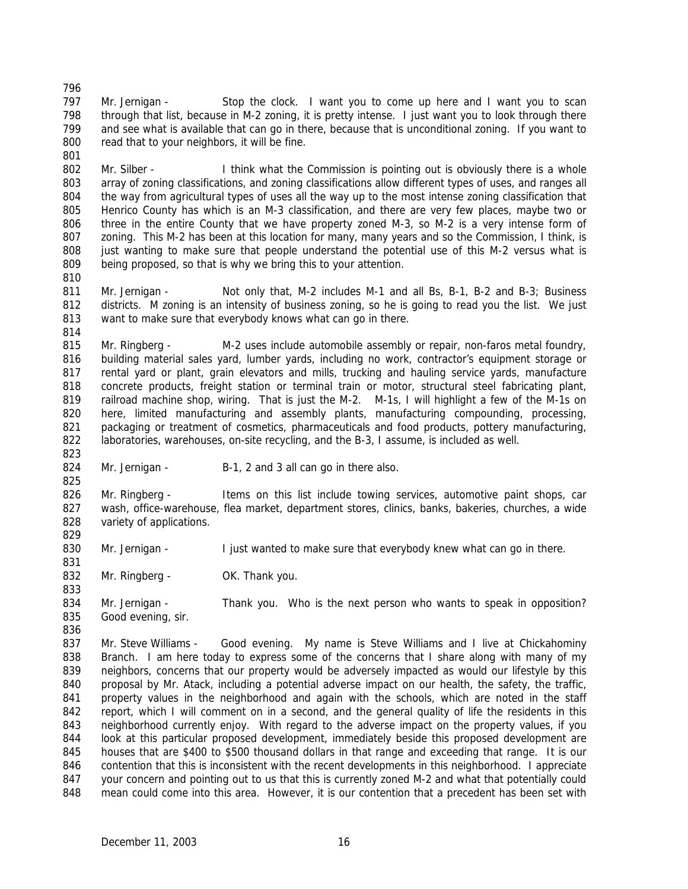Mr. Jernigan - Stop the clock. I want you to come up here and I want you to scan through that list, because in M-2 zoning, it is pretty intense. I just want you to look through there and see what is available that can go in there, because that is unconditional zoning. If you want to read that to your neighbors, it will be fine.

Mr. Silber - I think what the Commission is pointing out is obviously there is a whole array of zoning classifications, and zoning classifications allow different types of uses, and ranges all the way from agricultural types of uses all the way up to the most intense zoning classification that Henrico County has which is an M-3 classification, and there are very few places, maybe two or three in the entire County that we have property zoned M-3, so M-2 is a very intense form of zoning. This M-2 has been at this location for many, many years and so the Commission, I think, is just wanting to make sure that people understand the potential use of this M-2 versus what is being proposed, so that is why we bring this to your attention.

Mr. Jernigan - Not only that, M-2 includes M-1 and all Bs, B-1, B-2 and B-3; Business districts. M zoning is an intensity of business zoning, so he is going to read you the list. We just want to make sure that everybody knows what can go in there.

Mr. Ringberg - M-2 uses include automobile assembly or repair, non-faros metal foundry, building material sales yard, lumber yards, including no work, contractor's equipment storage or rental yard or plant, grain elevators and mills, trucking and hauling service yards, manufacture concrete products, freight station or terminal train or motor, structural steel fabricating plant, railroad machine shop, wiring. That is just the M-2. M-1s, I will highlight a few of the M-1s on here, limited manufacturing and assembly plants, manufacturing compounding, processing, packaging or treatment of cosmetics, pharmaceuticals and food products, pottery manufacturing, laboratories, warehouses, on-site recycling, and the B-3, I assume, is included as well.

Mr. Jernigan - B-1, 2 and 3 all can go in there also.

Mr. Ringberg - Items on this list include towing services, automotive paint shops, car wash, office-warehouse, flea market, department stores, clinics, banks, bakeries, churches, a wide variety of applications.

Mr. Jernigan - I just wanted to make sure that everybody knew what can go in there.

Mr. Ringberg - OK. Thank you.

Mr. Jernigan - Thank you. Who is the next person who wants to speak in opposition? Good evening, sir.

Mr. Steve Williams - Good evening. My name is Steve Williams and I live at Chickahominy Branch. I am here today to express some of the concerns that I share along with many of my neighbors, concerns that our property would be adversely impacted as would our lifestyle by this proposal by Mr. Atack, including a potential adverse impact on our health, the safety, the traffic, property values in the neighborhood and again with the schools, which are noted in the staff report, which I will comment on in a second, and the general quality of life the residents in this neighborhood currently enjoy. With regard to the adverse impact on the property values, if you look at this particular proposed development, immediately beside this proposed development are houses that are $400 to $500 thousand dollars in that range and exceeding that range. It is our contention that this is inconsistent with the recent developments in this neighborhood. I appreciate your concern and pointing out to us that this is currently zoned M-2 and what that potentially could mean could come into this area. However, it is our contention that a precedent has been set with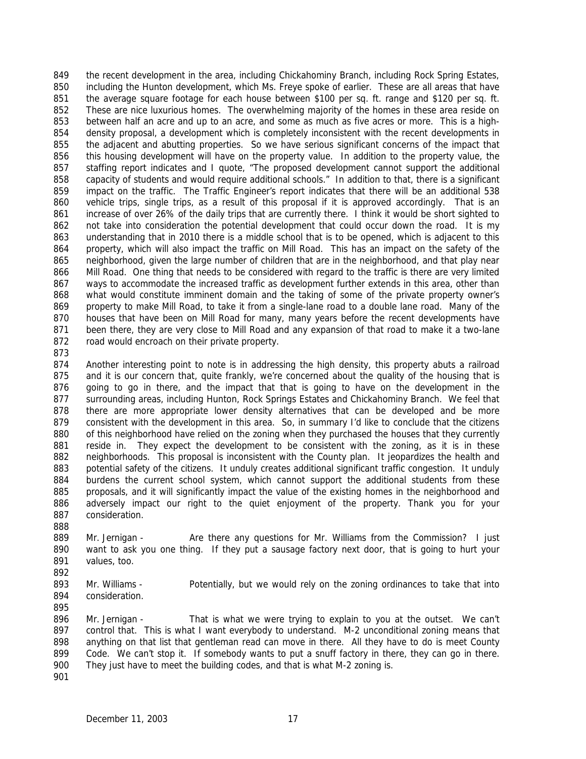the recent development in the area, including Chickahominy Branch, including Rock Spring Estates, including the Hunton development, which Ms. Freye spoke of earlier. These are all areas that have the average square footage for each house between $100 per sq. ft. range and $120 per sq. ft. These are nice luxurious homes. The overwhelming majority of the homes in these area reside on between half an acre and up to an acre, and some as much as five acres or more. This is a high-density proposal, a development which is completely inconsistent with the recent developments in the adjacent and abutting properties. So we have serious significant concerns of the impact that this housing development will have on the property value. In addition to the property value, the staffing report indicates and I quote, "The proposed development cannot support the additional capacity of students and would require additional schools." In addition to that, there is a significant impact on the traffic. The Traffic Engineer's report indicates that there will be an additional 538 vehicle trips, single trips, as a result of this proposal if it is approved accordingly. That is an increase of over 26% of the daily trips that are currently there. I think it would be short sighted to not take into consideration the potential development that could occur down the road. It is my understanding that in 2010 there is a middle school that is to be opened, which is adjacent to this property, which will also impact the traffic on Mill Road. This has an impact on the safety of the neighborhood, given the large number of children that are in the neighborhood, and that play near Mill Road. One thing that needs to be considered with regard to the traffic is there are very limited ways to accommodate the increased traffic as development further extends in this area, other than what would constitute imminent domain and the taking of some of the private property owner's property to make Mill Road, to take it from a single-lane road to a double lane road. Many of the houses that have been on Mill Road for many, many years before the recent developments have been there, they are very close to Mill Road and any expansion of that road to make it a two-lane road would encroach on their private property.

Another interesting point to note is in addressing the high density, this property abuts a railroad and it is our concern that, quite frankly, we're concerned about the quality of the housing that is going to go in there, and the impact that that is going to have on the development in the surrounding areas, including Hunton, Rock Springs Estates and Chickahominy Branch. We feel that there are more appropriate lower density alternatives that can be developed and be more consistent with the development in this area. So, in summary I'd like to conclude that the citizens of this neighborhood have relied on the zoning when they purchased the houses that they currently reside in. They expect the development to be consistent with the zoning, as it is in these neighborhoods. This proposal is inconsistent with the County plan. It jeopardizes the health and potential safety of the citizens. It unduly creates additional significant traffic congestion. It unduly burdens the current school system, which cannot support the additional students from these proposals, and it will significantly impact the value of the existing homes in the neighborhood and adversely impact our right to the quiet enjoyment of the property. Thank you for your consideration.

Mr. Jernigan - Are there any questions for Mr. Williams from the Commission? I just want to ask you one thing. If they put a sausage factory next door, that is going to hurt your values, too.

Mr. Williams - Potentially, but we would rely on the zoning ordinances to take that into consideration.

Mr. Jernigan - That is what we were trying to explain to you at the outset. We can't control that. This is what I want everybody to understand. M-2 unconditional zoning means that anything on that list that gentleman read can move in there. All they have to do is meet County Code. We can't stop it. If somebody wants to put a snuff factory in there, they can go in there. They just have to meet the building codes, and that is what M-2 zoning is.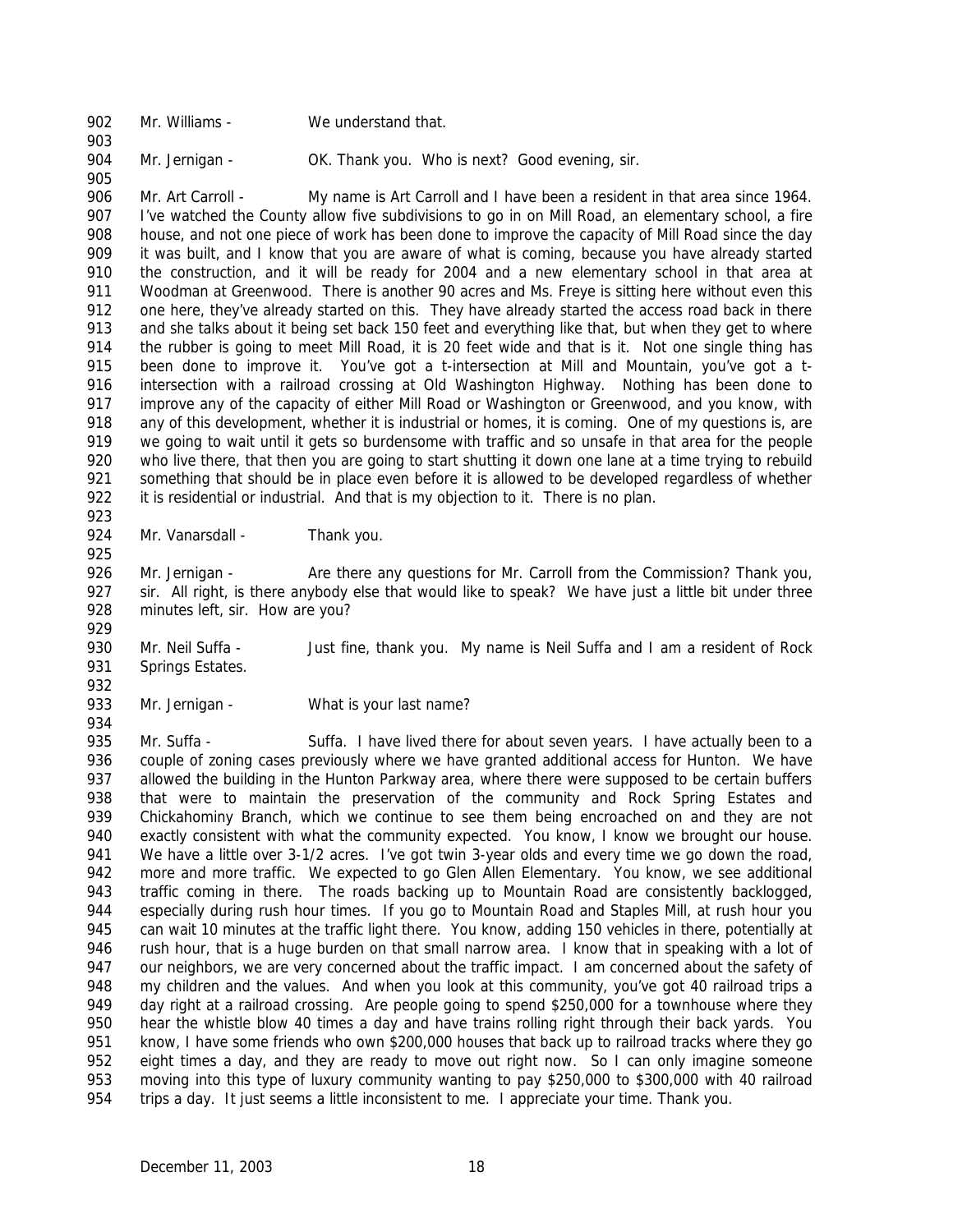Mr. Williams - We understand that.

Mr. Jernigan - OK. Thank you. Who is next? Good evening, sir.

Mr. Art Carroll - My name is Art Carroll and I have been a resident in that area since 1964. I've watched the County allow five subdivisions to go in on Mill Road, an elementary school, a fire house, and not one piece of work has been done to improve the capacity of Mill Road since the day it was built, and I know that you are aware of what is coming, because you have already started the construction, and it will be ready for 2004 and a new elementary school in that area at Woodman at Greenwood. There is another 90 acres and Ms. Freye is sitting here without even this one here, they've already started on this. They have already started the access road back in there and she talks about it being set back 150 feet and everything like that, but when they get to where the rubber is going to meet Mill Road, it is 20 feet wide and that is it. Not one single thing has been done to improve it. You've got a t-intersection at Mill and Mountain, you've got a t-intersection with a railroad crossing at Old Washington Highway. Nothing has been done to improve any of the capacity of either Mill Road or Washington or Greenwood, and you know, with any of this development, whether it is industrial or homes, it is coming. One of my questions is, are we going to wait until it gets so burdensome with traffic and so unsafe in that area for the people who live there, that then you are going to start shutting it down one lane at a time trying to rebuild something that should be in place even before it is allowed to be developed regardless of whether it is residential or industrial. And that is my objection to it. There is no plan.

Mr. Vanarsdall - Thank you.

Mr. Jernigan - Are there any questions for Mr. Carroll from the Commission? Thank you, sir. All right, is there anybody else that would like to speak? We have just a little bit under three minutes left, sir. How are you?

Mr. Neil Suffa - Just fine, thank you. My name is Neil Suffa and I am a resident of Rock Springs Estates.

Mr. Jernigan - What is your last name?

Mr. Suffa - Suffa. I have lived there for about seven years. I have actually been to a couple of zoning cases previously where we have granted additional access for Hunton. We have allowed the building in the Hunton Parkway area, where there were supposed to be certain buffers that were to maintain the preservation of the community and Rock Spring Estates and Chickahominy Branch, which we continue to see them being encroached on and they are not exactly consistent with what the community expected. You know, I know we brought our house. We have a little over 3-1/2 acres. I've got twin 3-year olds and every time we go down the road, more and more traffic. We expected to go Glen Allen Elementary. You know, we see additional traffic coming in there. The roads backing up to Mountain Road are consistently backlogged, especially during rush hour times. If you go to Mountain Road and Staples Mill, at rush hour you can wait 10 minutes at the traffic light there. You know, adding 150 vehicles in there, potentially at rush hour, that is a huge burden on that small narrow area. I know that in speaking with a lot of our neighbors, we are very concerned about the traffic impact. I am concerned about the safety of my children and the values. And when you look at this community, you've got 40 railroad trips a day right at a railroad crossing. Are people going to spend $250,000 for a townhouse where they hear the whistle blow 40 times a day and have trains rolling right through their back yards. You know, I have some friends who own $200,000 houses that back up to railroad tracks where they go eight times a day, and they are ready to move out right now. So I can only imagine someone moving into this type of luxury community wanting to pay $250,000 to $300,000 with 40 railroad trips a day. It just seems a little inconsistent to me. I appreciate your time. Thank you.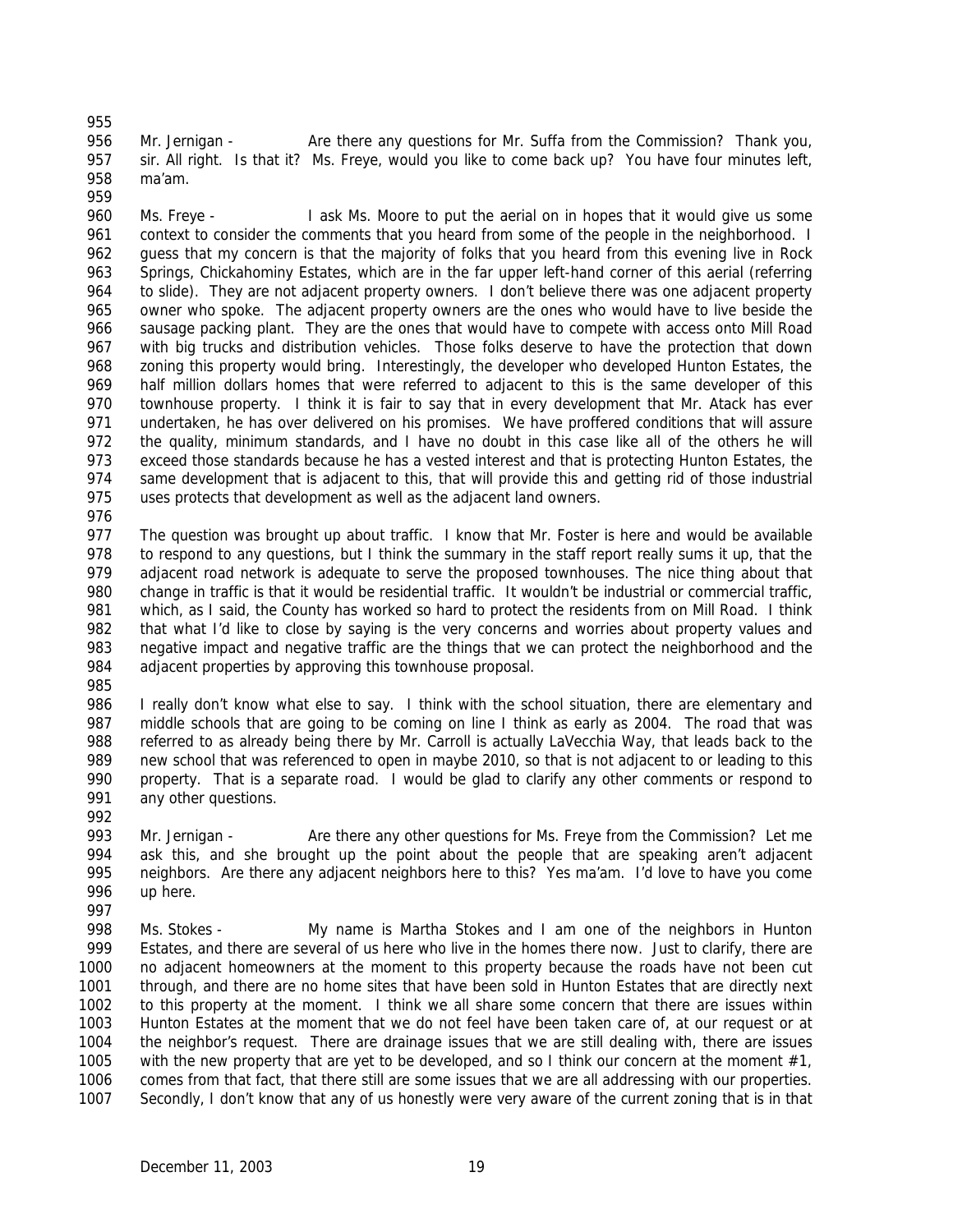Mr. Jernigan - Are there any questions for Mr. Suffa from the Commission? Thank you, sir. All right. Is that it? Ms. Freye, would you like to come back up? You have four minutes left, ma'am.

Ms. Freye - I ask Ms. Moore to put the aerial on in hopes that it would give us some context to consider the comments that you heard from some of the people in the neighborhood. I guess that my concern is that the majority of folks that you heard from this evening live in Rock Springs, Chickahominy Estates, which are in the far upper left-hand corner of this aerial (referring to slide). They are not adjacent property owners. I don't believe there was one adjacent property owner who spoke. The adjacent property owners are the ones who would have to live beside the sausage packing plant. They are the ones that would have to compete with access onto Mill Road with big trucks and distribution vehicles. Those folks deserve to have the protection that down zoning this property would bring. Interestingly, the developer who developed Hunton Estates, the half million dollars homes that were referred to adjacent to this is the same developer of this townhouse property. I think it is fair to say that in every development that Mr. Atack has ever undertaken, he has over delivered on his promises. We have proffered conditions that will assure the quality, minimum standards, and I have no doubt in this case like all of the others he will exceed those standards because he has a vested interest and that is protecting Hunton Estates, the same development that is adjacent to this, that will provide this and getting rid of those industrial uses protects that development as well as the adjacent land owners.

The question was brought up about traffic. I know that Mr. Foster is here and would be available to respond to any questions, but I think the summary in the staff report really sums it up, that the adjacent road network is adequate to serve the proposed townhouses. The nice thing about that change in traffic is that it would be residential traffic. It wouldn't be industrial or commercial traffic, which, as I said, the County has worked so hard to protect the residents from on Mill Road. I think that what I'd like to close by saying is the very concerns and worries about property values and negative impact and negative traffic are the things that we can protect the neighborhood and the adjacent properties by approving this townhouse proposal.

I really don't know what else to say. I think with the school situation, there are elementary and middle schools that are going to be coming on line I think as early as 2004. The road that was referred to as already being there by Mr. Carroll is actually LaVecchia Way, that leads back to the new school that was referenced to open in maybe 2010, so that is not adjacent to or leading to this property. That is a separate road. I would be glad to clarify any other comments or respond to any other questions.

Mr. Jernigan - Are there any other questions for Ms. Freye from the Commission? Let me ask this, and she brought up the point about the people that are speaking aren't adjacent neighbors. Are there any adjacent neighbors here to this? Yes ma'am. I'd love to have you come up here.

Ms. Stokes - My name is Martha Stokes and I am one of the neighbors in Hunton Estates, and there are several of us here who live in the homes there now. Just to clarify, there are no adjacent homeowners at the moment to this property because the roads have not been cut through, and there are no home sites that have been sold in Hunton Estates that are directly next to this property at the moment. I think we all share some concern that there are issues within Hunton Estates at the moment that we do not feel have been taken care of, at our request or at the neighbor's request. There are drainage issues that we are still dealing with, there are issues with the new property that are yet to be developed, and so I think our concern at the moment #1, comes from that fact, that there still are some issues that we are all addressing with our properties. Secondly, I don't know that any of us honestly were very aware of the current zoning that is in that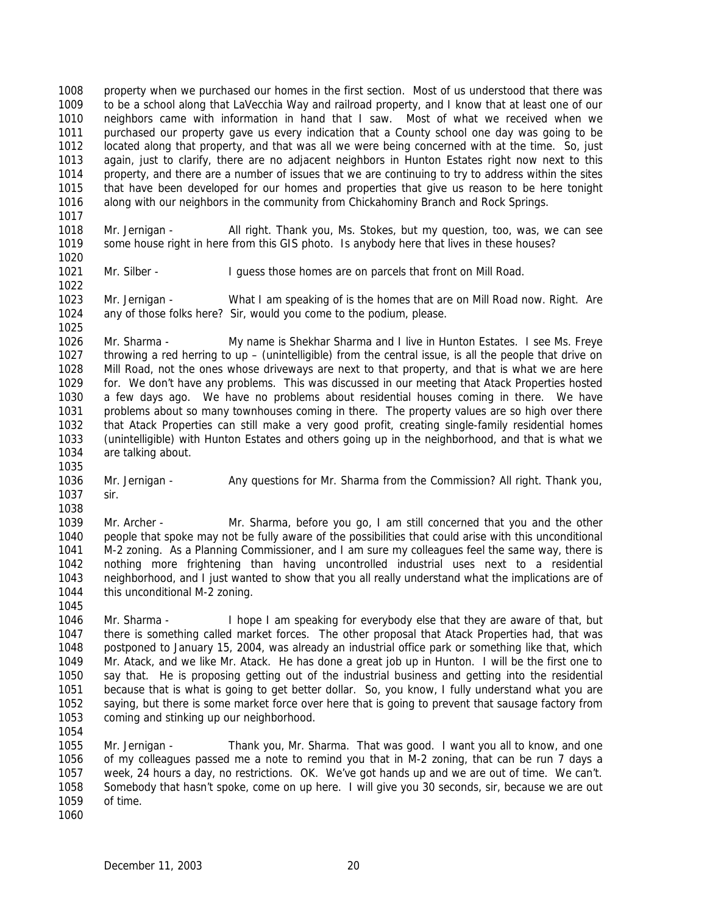property when we purchased our homes in the first section. Most of us understood that there was to be a school along that LaVecchia Way and railroad property, and I know that at least one of our neighbors came with information in hand that I saw. Most of what we received when we purchased our property gave us every indication that a County school one day was going to be located along that property, and that was all we were being concerned with at the time. So, just again, just to clarify, there are no adjacent neighbors in Hunton Estates right now next to this property, and there are a number of issues that we are continuing to try to address within the sites that have been developed for our homes and properties that give us reason to be here tonight along with our neighbors in the community from Chickahominy Branch and Rock Springs.

Mr. Jernigan - All right. Thank you, Ms. Stokes, but my question, too, was, we can see some house right in here from this GIS photo. Is anybody here that lives in these houses?

Mr. Silber - I guess those homes are on parcels that front on Mill Road.

Mr. Jernigan - What I am speaking of is the homes that are on Mill Road now. Right. Are any of those folks here? Sir, would you come to the podium, please.

Mr. Sharma - My name is Shekhar Sharma and I live in Hunton Estates. I see Ms. Freye throwing a red herring to up – (unintelligible) from the central issue, is all the people that drive on Mill Road, not the ones whose driveways are next to that property, and that is what we are here for. We don't have any problems. This was discussed in our meeting that Atack Properties hosted a few days ago. We have no problems about residential houses coming in there. We have problems about so many townhouses coming in there. The property values are so high over there that Atack Properties can still make a very good profit, creating single-family residential homes (unintelligible) with Hunton Estates and others going up in the neighborhood, and that is what we are talking about.

Mr. Jernigan - Any questions for Mr. Sharma from the Commission? All right. Thank you, sir.

Mr. Archer - Mr. Sharma, before you go, I am still concerned that you and the other people that spoke may not be fully aware of the possibilities that could arise with this unconditional M-2 zoning. As a Planning Commissioner, and I am sure my colleagues feel the same way, there is nothing more frightening than having uncontrolled industrial uses next to a residential neighborhood, and I just wanted to show that you all really understand what the implications are of this unconditional M-2 zoning.

Mr. Sharma - I hope I am speaking for everybody else that they are aware of that, but there is something called market forces. The other proposal that Atack Properties had, that was postponed to January 15, 2004, was already an industrial office park or something like that, which Mr. Atack, and we like Mr. Atack. He has done a great job up in Hunton. I will be the first one to say that. He is proposing getting out of the industrial business and getting into the residential because that is what is going to get better dollar. So, you know, I fully understand what you are saying, but there is some market force over here that is going to prevent that sausage factory from coming and stinking up our neighborhood.

Mr. Jernigan - Thank you, Mr. Sharma. That was good. I want you all to know, and one of my colleagues passed me a note to remind you that in M-2 zoning, that can be run 7 days a week, 24 hours a day, no restrictions. OK. We've got hands up and we are out of time. We can't. Somebody that hasn't spoke, come on up here. I will give you 30 seconds, sir, because we are out of time.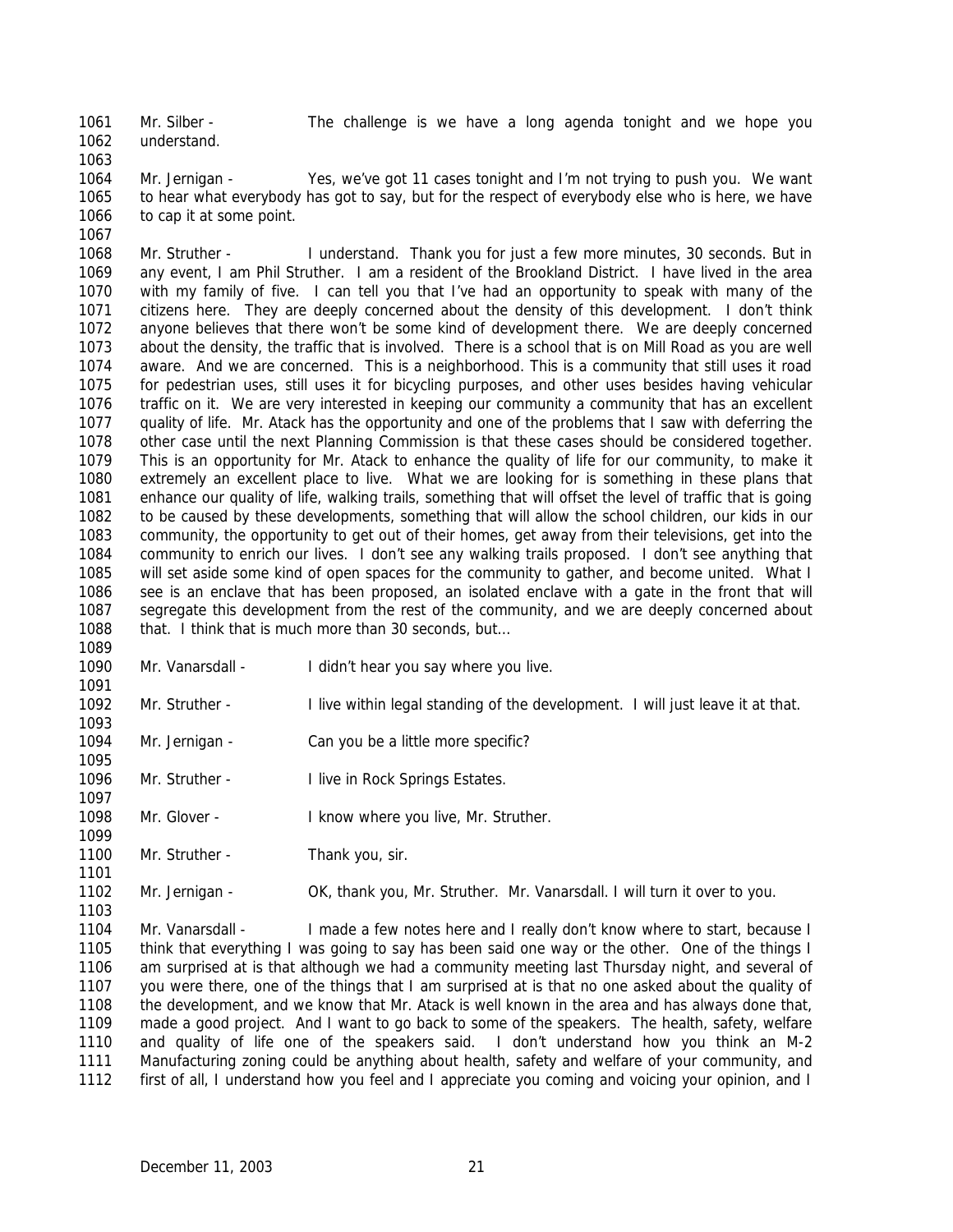Mr. Silber - The challenge is we have a long agenda tonight and we hope you understand.

Mr. Jernigan - Yes, we've got 11 cases tonight and I'm not trying to push you. We want to hear what everybody has got to say, but for the respect of everybody else who is here, we have to cap it at some point.

Mr. Struther - I understand. Thank you for just a few more minutes, 30 seconds. But in any event, I am Phil Struther. I am a resident of the Brookland District. I have lived in the area with my family of five. I can tell you that I've had an opportunity to speak with many of the citizens here. They are deeply concerned about the density of this development. I don't think anyone believes that there won't be some kind of development there. We are deeply concerned about the density, the traffic that is involved. There is a school that is on Mill Road as you are well aware. And we are concerned. This is a neighborhood. This is a community that still uses it road for pedestrian uses, still uses it for bicycling purposes, and other uses besides having vehicular traffic on it. We are very interested in keeping our community a community that has an excellent quality of life. Mr. Atack has the opportunity and one of the problems that I saw with deferring the other case until the next Planning Commission is that these cases should be considered together. This is an opportunity for Mr. Atack to enhance the quality of life for our community, to make it extremely an excellent place to live. What we are looking for is something in these plans that enhance our quality of life, walking trails, something that will offset the level of traffic that is going to be caused by these developments, something that will allow the school children, our kids in our community, the opportunity to get out of their homes, get away from their televisions, get into the community to enrich our lives. I don't see any walking trails proposed. I don't see anything that will set aside some kind of open spaces for the community to gather, and become united. What I see is an enclave that has been proposed, an isolated enclave with a gate in the front that will segregate this development from the rest of the community, and we are deeply concerned about that. I think that is much more than 30 seconds, but…

Mr. Vanarsdall - I didn't hear you say where you live.

Mr. Struther - I live within legal standing of the development. I will just leave it at that.

Mr. Jernigan - Can you be a little more specific?

Mr. Struther - I live in Rock Springs Estates.

Mr. Glover - I know where you live, Mr. Struther.

Mr. Struther - Thank you, sir.

Mr. Jernigan - OK, thank you, Mr. Struther. Mr. Vanarsdall. I will turn it over to you.

Mr. Vanarsdall - I made a few notes here and I really don't know where to start, because I think that everything I was going to say has been said one way or the other. One of the things I am surprised at is that although we had a community meeting last Thursday night, and several of you were there, one of the things that I am surprised at is that no one asked about the quality of the development, and we know that Mr. Atack is well known in the area and has always done that, made a good project. And I want to go back to some of the speakers. The health, safety, welfare and quality of life one of the speakers said. I don't understand how you think an M-2 Manufacturing zoning could be anything about health, safety and welfare of your community, and first of all, I understand how you feel and I appreciate you coming and voicing your opinion, and I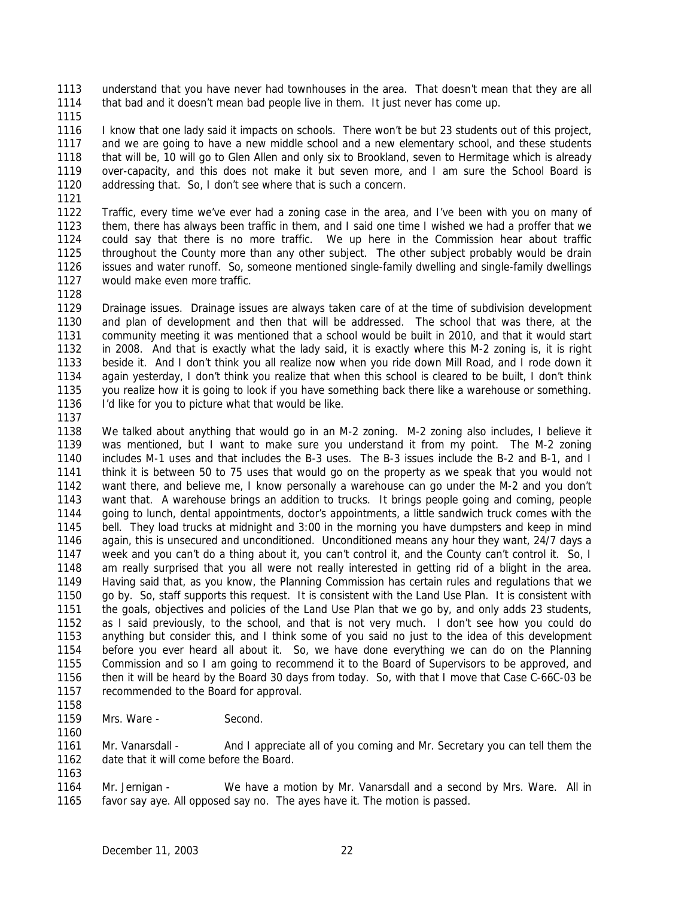understand that you have never had townhouses in the area. That doesn't mean that they are all that bad and it doesn't mean bad people live in them. It just never has come up.

I know that one lady said it impacts on schools. There won't be but 23 students out of this project, and we are going to have a new middle school and a new elementary school, and these students that will be, 10 will go to Glen Allen and only six to Brookland, seven to Hermitage which is already over-capacity, and this does not make it but seven more, and I am sure the School Board is addressing that. So, I don't see where that is such a concern.

Traffic, every time we've ever had a zoning case in the area, and I've been with you on many of them, there has always been traffic in them, and I said one time I wished we had a proffer that we could say that there is no more traffic. We up here in the Commission hear about traffic throughout the County more than any other subject. The other subject probably would be drain issues and water runoff. So, someone mentioned single-family dwelling and single-family dwellings would make even more traffic.

Drainage issues. Drainage issues are always taken care of at the time of subdivision development and plan of development and then that will be addressed. The school that was there, at the community meeting it was mentioned that a school would be built in 2010, and that it would start in 2008. And that is exactly what the lady said, it is exactly where this M-2 zoning is, it is right beside it. And I don't think you all realize now when you ride down Mill Road, and I rode down it again yesterday, I don't think you realize that when this school is cleared to be built, I don't think you realize how it is going to look if you have something back there like a warehouse or something. I'd like for you to picture what that would be like.

We talked about anything that would go in an M-2 zoning. M-2 zoning also includes, I believe it was mentioned, but I want to make sure you understand it from my point. The M-2 zoning includes M-1 uses and that includes the B-3 uses. The B-3 issues include the B-2 and B-1, and I think it is between 50 to 75 uses that would go on the property as we speak that you would not want there, and believe me, I know personally a warehouse can go under the M-2 and you don't want that. A warehouse brings an addition to trucks. It brings people going and coming, people going to lunch, dental appointments, doctor's appointments, a little sandwich truck comes with the bell. They load trucks at midnight and 3:00 in the morning you have dumpsters and keep in mind again, this is unsecured and unconditioned. Unconditioned means any hour they want, 24/7 days a week and you can't do a thing about it, you can't control it, and the County can't control it. So, I am really surprised that you all were not really interested in getting rid of a blight in the area. Having said that, as you know, the Planning Commission has certain rules and regulations that we go by. So, staff supports this request. It is consistent with the Land Use Plan. It is consistent with the goals, objectives and policies of the Land Use Plan that we go by, and only adds 23 students, as I said previously, to the school, and that is not very much. I don't see how you could do anything but consider this, and I think some of you said no just to the idea of this development before you ever heard all about it. So, we have done everything we can do on the Planning Commission and so I am going to recommend it to the Board of Supervisors to be approved, and then it will be heard by the Board 30 days from today. So, with that I move that Case C-66C-03 be recommended to the Board for approval.

Mrs. Ware - Second.

Mr. Vanarsdall - And I appreciate all of you coming and Mr. Secretary you can tell them the date that it will come before the Board.

Mr. Jernigan - We have a motion by Mr. Vanarsdall and a second by Mrs. Ware. All in favor say aye. All opposed say no. The ayes have it. The motion is passed.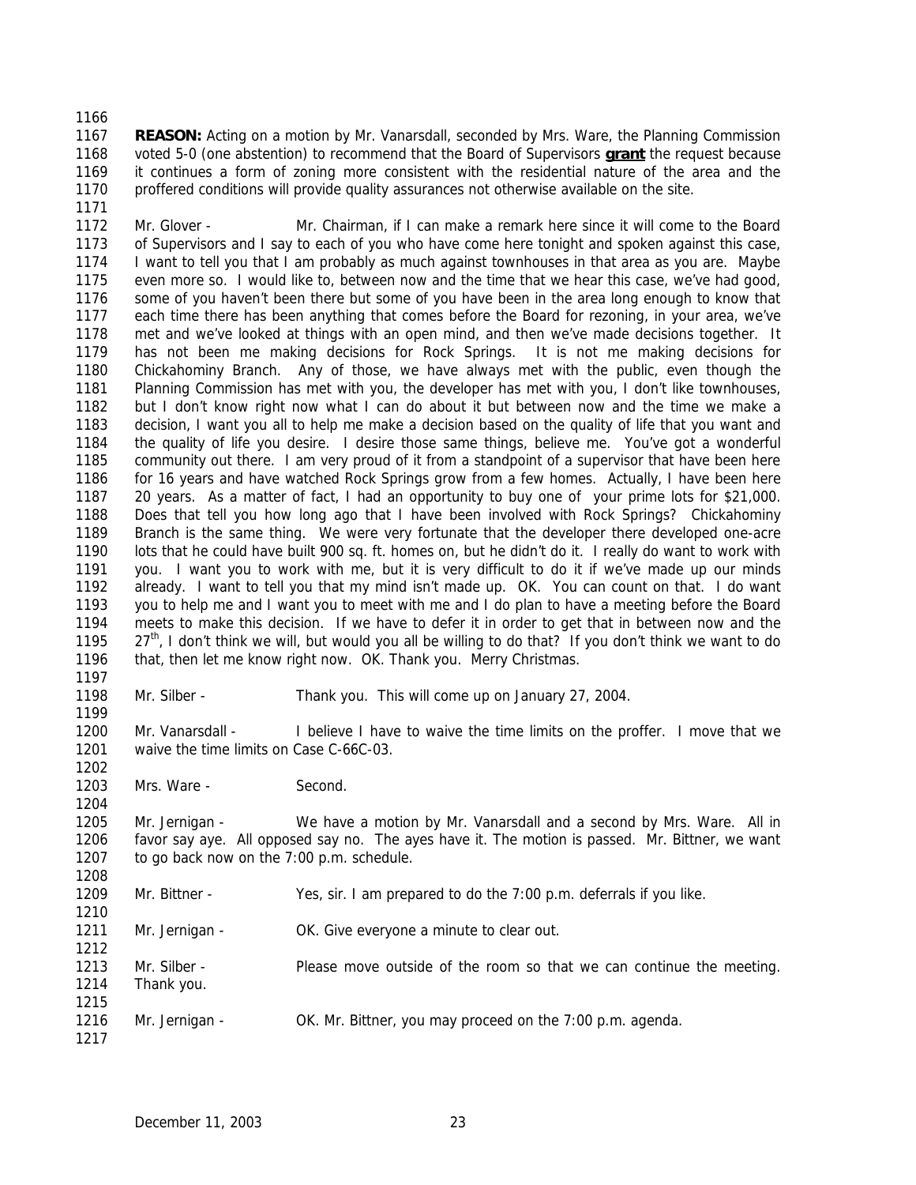**REASON:** Acting on a motion by Mr. Vanarsdall, seconded by Mrs. Ware, the Planning Commission voted 5-0 (one abstention) to recommend that the Board of Supervisors **grant** the request because it continues a form of zoning more consistent with the residential nature of the area and the proffered conditions will provide quality assurances not otherwise available on the site.

Mr. Glover - Mr. Chairman, if I can make a remark here since it will come to the Board of Supervisors and I say to each of you who have come here tonight and spoken against this case, I want to tell you that I am probably as much against townhouses in that area as you are. Maybe even more so. I would like to, between now and the time that we hear this case, we've had good, some of you haven't been there but some of you have been in the area long enough to know that each time there has been anything that comes before the Board for rezoning, in your area, we've met and we've looked at things with an open mind, and then we've made decisions together. It has not been me making decisions for Rock Springs. It is not me making decisions for Chickahominy Branch. Any of those, we have always met with the public, even though the Planning Commission has met with you, the developer has met with you, I don't like townhouses, but I don't know right now what I can do about it but between now and the time we make a decision, I want you all to help me make a decision based on the quality of life that you want and the quality of life you desire. I desire those same things, believe me. You've got a wonderful community out there. I am very proud of it from a standpoint of a supervisor that have been here for 16 years and have watched Rock Springs grow from a few homes. Actually, I have been here 20 years. As a matter of fact, I had an opportunity to buy one of your prime lots for $21,000. Does that tell you how long ago that I have been involved with Rock Springs? Chickahominy Branch is the same thing. We were very fortunate that the developer there developed one-acre lots that he could have built 900 sq. ft. homes on, but he didn't do it. I really do want to work with you. I want you to work with me, but it is very difficult to do it if we've made up our minds already. I want to tell you that my mind isn't made up. OK. You can count on that. I do want you to help me and I want you to meet with me and I do plan to have a meeting before the Board meets to make this decision. If we have to defer it in order to get that in between now and the 27th, I don't think we will, but would you all be willing to do that? If you don't think we want to do that, then let me know right now. OK. Thank you. Merry Christmas.

Mr. Silber - Thank you. This will come up on January 27, 2004.

Mr. Vanarsdall - I believe I have to waive the time limits on the proffer. I move that we waive the time limits on Case C-66C-03.

Mrs. Ware - Second.

Mr. Jernigan - We have a motion by Mr. Vanarsdall and a second by Mrs. Ware. All in favor say aye. All opposed say no. The ayes have it. The motion is passed. Mr. Bittner, we want to go back now on the 7:00 p.m. schedule.

Mr. Bittner - Yes, sir. I am prepared to do the 7:00 p.m. deferrals if you like.

Mr. Jernigan - OK. Give everyone a minute to clear out.

Mr. Silber - Please move outside of the room so that we can continue the meeting. Thank you.

Mr. Jernigan - OK. Mr. Bittner, you may proceed on the 7:00 p.m. agenda.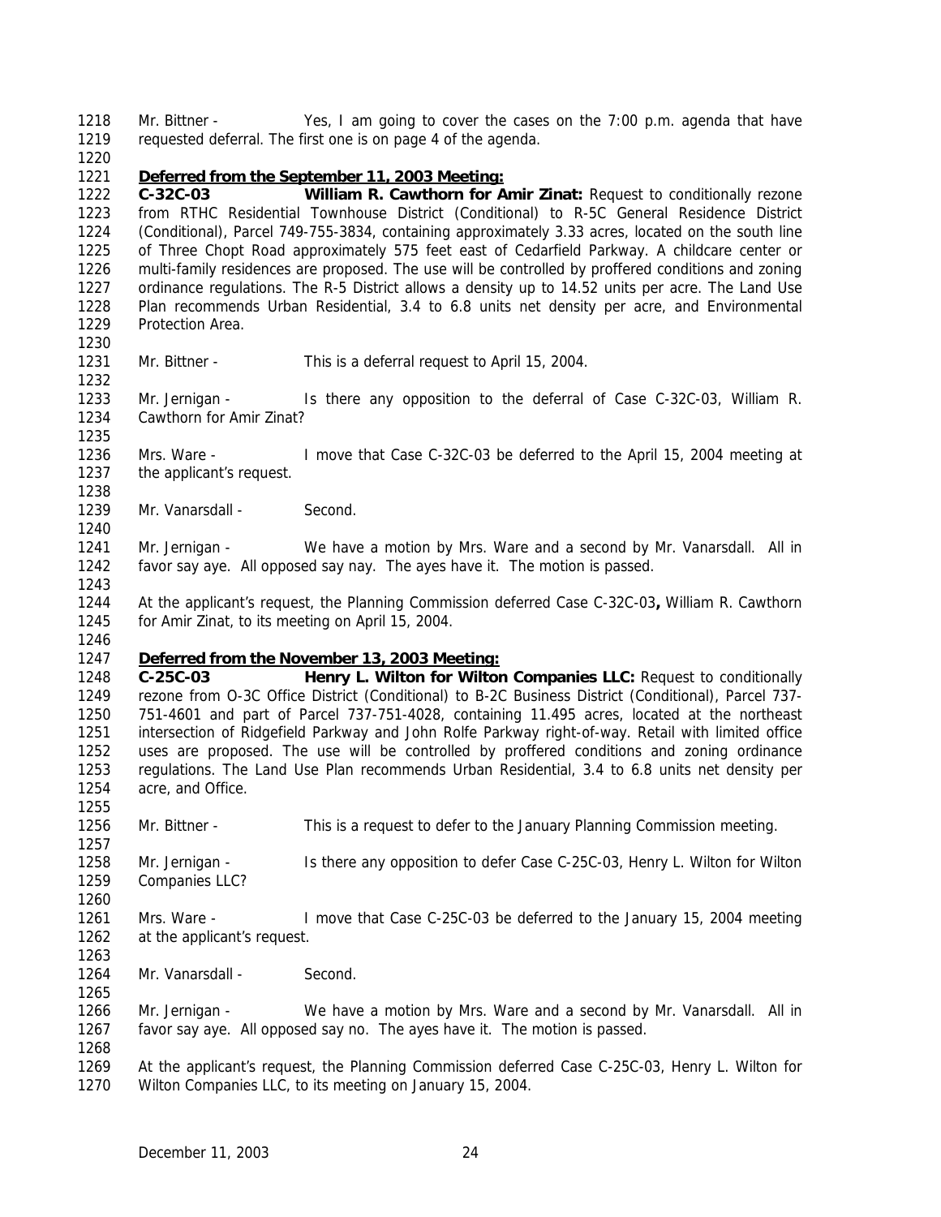Mr. Bittner - Yes, I am going to cover the cases on the 7:00 p.m. agenda that have requested deferral. The first one is on page 4 of the agenda.

**Deferred from the September 11, 2003 Meeting:**

**C-32C-03 William R. Cawthorn for Amir Zinat:** Request to conditionally rezone from RTHC Residential Townhouse District (Conditional) to R-5C General Residence District (Conditional), Parcel 749-755-3834, containing approximately 3.33 acres, located on the south line of Three Chopt Road approximately 575 feet east of Cedarfield Parkway. A childcare center or multi-family residences are proposed. The use will be controlled by proffered conditions and zoning ordinance regulations. The R-5 District allows a density up to 14.52 units per acre. The Land Use Plan recommends Urban Residential, 3.4 to 6.8 units net density per acre, and Environmental Protection Area.

Mr. Bittner - This is a deferral request to April 15, 2004.

Mr. Jernigan - Is there any opposition to the deferral of Case C-32C-03, William R. Cawthorn for Amir Zinat?

Mrs. Ware - I move that Case C-32C-03 be deferred to the April 15, 2004 meeting at the applicant's request.

Mr. Vanarsdall - Second.

Mr. Jernigan - We have a motion by Mrs. Ware and a second by Mr. Vanarsdall. All in favor say aye. All opposed say nay. The ayes have it. The motion is passed.

At the applicant's request, the Planning Commission deferred Case C-32C-03**,** William R. Cawthorn for Amir Zinat, to its meeting on April 15, 2004.

**Deferred from the November 13, 2003 Meeting:**

**C-25C-03 Henry L. Wilton for Wilton Companies LLC:** Request to conditionally rezone from O-3C Office District (Conditional) to B-2C Business District (Conditional), Parcel 737-751-4601 and part of Parcel 737-751-4028, containing 11.495 acres, located at the northeast intersection of Ridgefield Parkway and John Rolfe Parkway right-of-way. Retail with limited office uses are proposed. The use will be controlled by proffered conditions and zoning ordinance regulations. The Land Use Plan recommends Urban Residential, 3.4 to 6.8 units net density per acre, and Office.

Mr. Bittner - This is a request to defer to the January Planning Commission meeting.

Mr. Jernigan - Is there any opposition to defer Case C-25C-03, Henry L. Wilton for Wilton Companies LLC?

Mrs. Ware - I move that Case C-25C-03 be deferred to the January 15, 2004 meeting at the applicant's request.

Mr. Vanarsdall - Second.

Mr. Jernigan - We have a motion by Mrs. Ware and a second by Mr. Vanarsdall. All in favor say aye. All opposed say no. The ayes have it. The motion is passed.

At the applicant's request, the Planning Commission deferred Case C-25C-03, Henry L. Wilton for Wilton Companies LLC, to its meeting on January 15, 2004.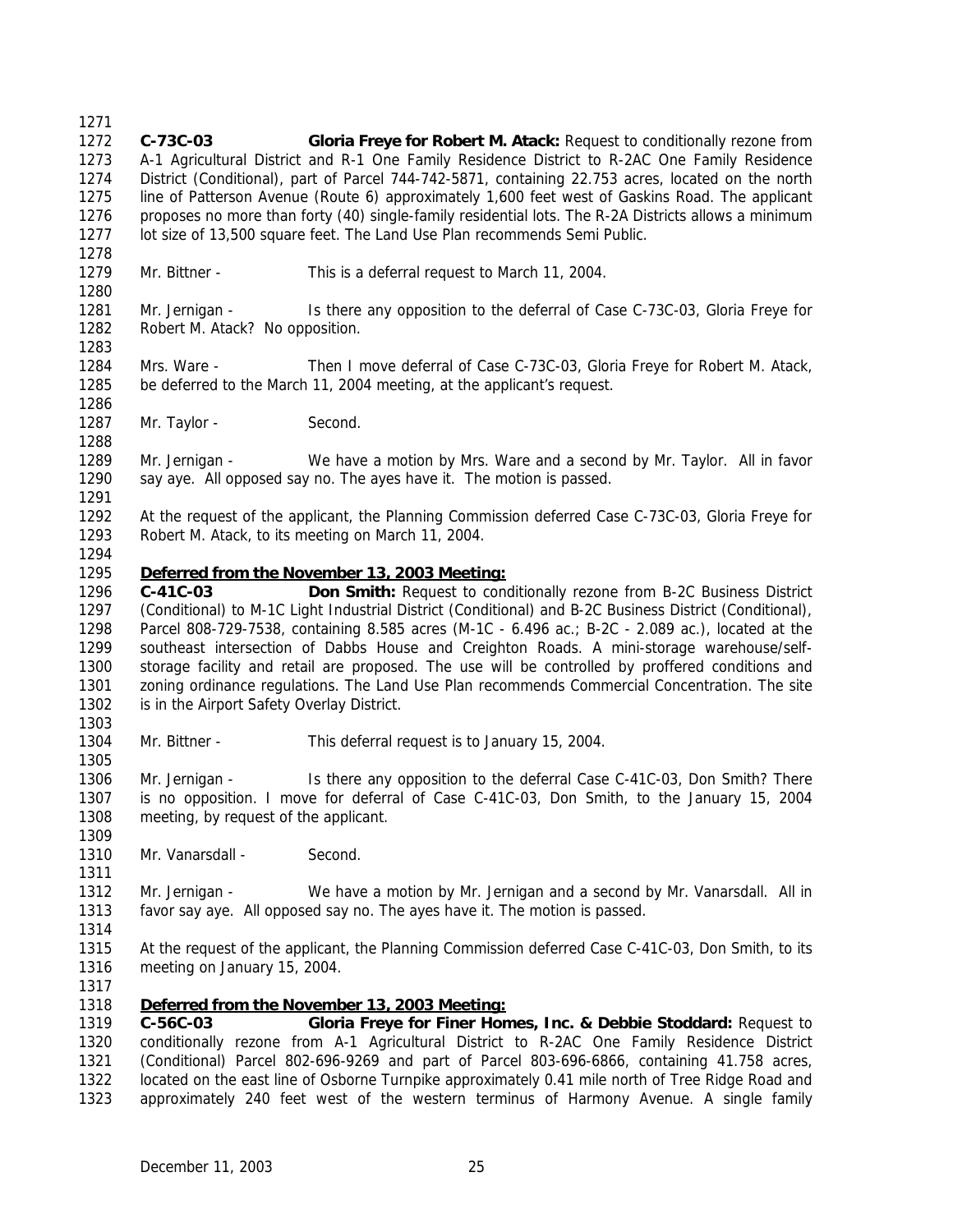**C-73C-03** **Gloria Freye for Robert M. Atack:** Request to conditionally rezone from A-1 Agricultural District and R-1 One Family Residence District to R-2AC One Family Residence District (Conditional), part of Parcel 744-742-5871, containing 22.753 acres, located on the north line of Patterson Avenue (Route 6) approximately 1,600 feet west of Gaskins Road. The applicant proposes no more than forty (40) single-family residential lots. The R-2A Districts allows a minimum lot size of 13,500 square feet. The Land Use Plan recommends Semi Public.

Mr. Bittner - This is a deferral request to March 11, 2004.

Mr. Jernigan - Is there any opposition to the deferral of Case C-73C-03, Gloria Freye for Robert M. Atack? No opposition.

Mrs. Ware - Then I move deferral of Case C-73C-03, Gloria Freye for Robert M. Atack, be deferred to the March 11, 2004 meeting, at the applicant's request.

Mr. Taylor - Second.

Mr. Jernigan - We have a motion by Mrs. Ware and a second by Mr. Taylor. All in favor say aye. All opposed say no. The ayes have it. The motion is passed.

At the request of the applicant, the Planning Commission deferred Case C-73C-03, Gloria Freye for Robert M. Atack, to its meeting on March 11, 2004.

**Deferred from the November 13, 2003 Meeting:**

**C-41C-03** **Don Smith:** Request to conditionally rezone from B-2C Business District (Conditional) to M-1C Light Industrial District (Conditional) and B-2C Business District (Conditional), Parcel 808-729-7538, containing 8.585 acres (M-1C - 6.496 ac.; B-2C - 2.089 ac.), located at the southeast intersection of Dabbs House and Creighton Roads. A mini-storage warehouse/self-storage facility and retail are proposed. The use will be controlled by proffered conditions and zoning ordinance regulations. The Land Use Plan recommends Commercial Concentration. The site is in the Airport Safety Overlay District.

Mr. Bittner - This deferral request is to January 15, 2004.

Mr. Jernigan - Is there any opposition to the deferral Case C-41C-03, Don Smith? There is no opposition. I move for deferral of Case C-41C-03, Don Smith, to the January 15, 2004 meeting, by request of the applicant.

Mr. Vanarsdall - Second.

Mr. Jernigan - We have a motion by Mr. Jernigan and a second by Mr. Vanarsdall. All in favor say aye. All opposed say no. The ayes have it. The motion is passed.

At the request of the applicant, the Planning Commission deferred Case C-41C-03, Don Smith, to its meeting on January 15, 2004.

**Deferred from the November 13, 2003 Meeting:**

**C-56C-03** **Gloria Freye for Finer Homes, Inc. & Debbie Stoddard:** Request to conditionally rezone from A-1 Agricultural District to R-2AC One Family Residence District (Conditional) Parcel 802-696-9269 and part of Parcel 803-696-6866, containing 41.758 acres, located on the east line of Osborne Turnpike approximately 0.41 mile north of Tree Ridge Road and approximately 240 feet west of the western terminus of Harmony Avenue. A single family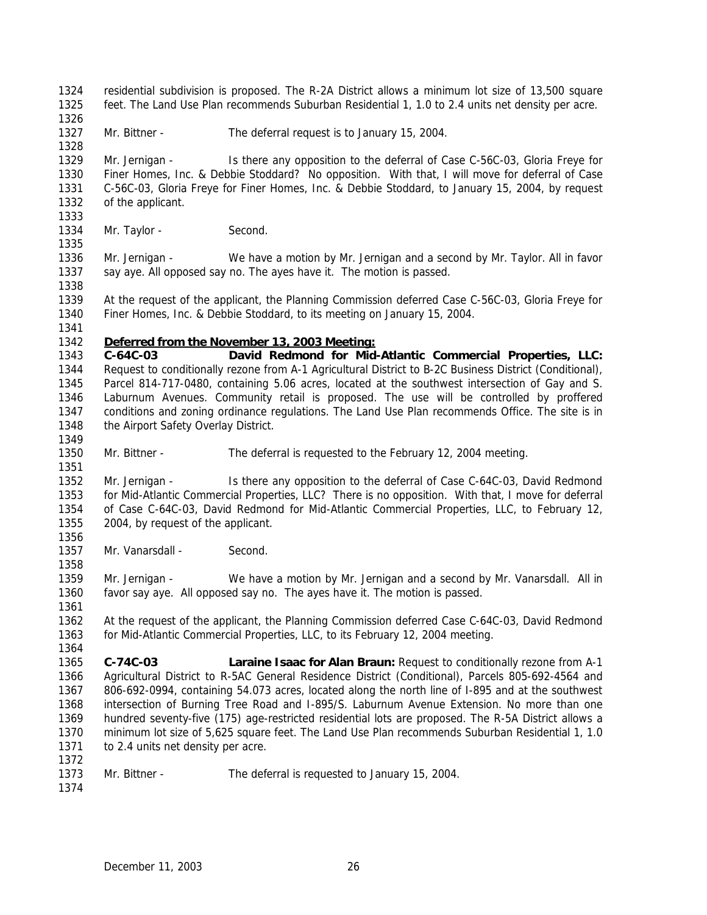residential subdivision is proposed. The R-2A District allows a minimum lot size of 13,500 square feet. The Land Use Plan recommends Suburban Residential 1, 1.0 to 2.4 units net density per acre.

Mr. Bittner - The deferral request is to January 15, 2004.

Mr. Jernigan - Is there any opposition to the deferral of Case C-56C-03, Gloria Freye for Finer Homes, Inc. & Debbie Stoddard? No opposition. With that, I will move for deferral of Case C-56C-03, Gloria Freye for Finer Homes, Inc. & Debbie Stoddard, to January 15, 2004, by request of the applicant.

Mr. Taylor - Second.

Mr. Jernigan - We have a motion by Mr. Jernigan and a second by Mr. Taylor. All in favor say aye. All opposed say no. The ayes have it. The motion is passed.

At the request of the applicant, the Planning Commission deferred Case C-56C-03, Gloria Freye for Finer Homes, Inc. & Debbie Stoddard, to its meeting on January 15, 2004.

**Deferred from the November 13, 2003 Meeting:**

**C-64C-03 David Redmond for Mid-Atlantic Commercial Properties, LLC:** Request to conditionally rezone from A-1 Agricultural District to B-2C Business District (Conditional), Parcel 814-717-0480, containing 5.06 acres, located at the southwest intersection of Gay and S. Laburnum Avenues. Community retail is proposed. The use will be controlled by proffered conditions and zoning ordinance regulations. The Land Use Plan recommends Office. The site is in the Airport Safety Overlay District.

Mr. Bittner - The deferral is requested to the February 12, 2004 meeting.

Mr. Jernigan - Is there any opposition to the deferral of Case C-64C-03, David Redmond for Mid-Atlantic Commercial Properties, LLC? There is no opposition. With that, I move for deferral of Case C-64C-03, David Redmond for Mid-Atlantic Commercial Properties, LLC, to February 12, 2004, by request of the applicant.

Mr. Vanarsdall - Second.

Mr. Jernigan - We have a motion by Mr. Jernigan and a second by Mr. Vanarsdall. All in favor say aye. All opposed say no. The ayes have it. The motion is passed.

At the request of the applicant, the Planning Commission deferred Case C-64C-03, David Redmond for Mid-Atlantic Commercial Properties, LLC, to its February 12, 2004 meeting.

**C-74C-03 Laraine Isaac for Alan Braun:** Request to conditionally rezone from A-1 Agricultural District to R-5AC General Residence District (Conditional), Parcels 805-692-4564 and 806-692-0994, containing 54.073 acres, located along the north line of I-895 and at the southwest intersection of Burning Tree Road and I-895/S. Laburnum Avenue Extension. No more than one hundred seventy-five (175) age-restricted residential lots are proposed. The R-5A District allows a minimum lot size of 5,625 square feet. The Land Use Plan recommends Suburban Residential 1, 1.0 to 2.4 units net density per acre.

Mr. Bittner - The deferral is requested to January 15, 2004.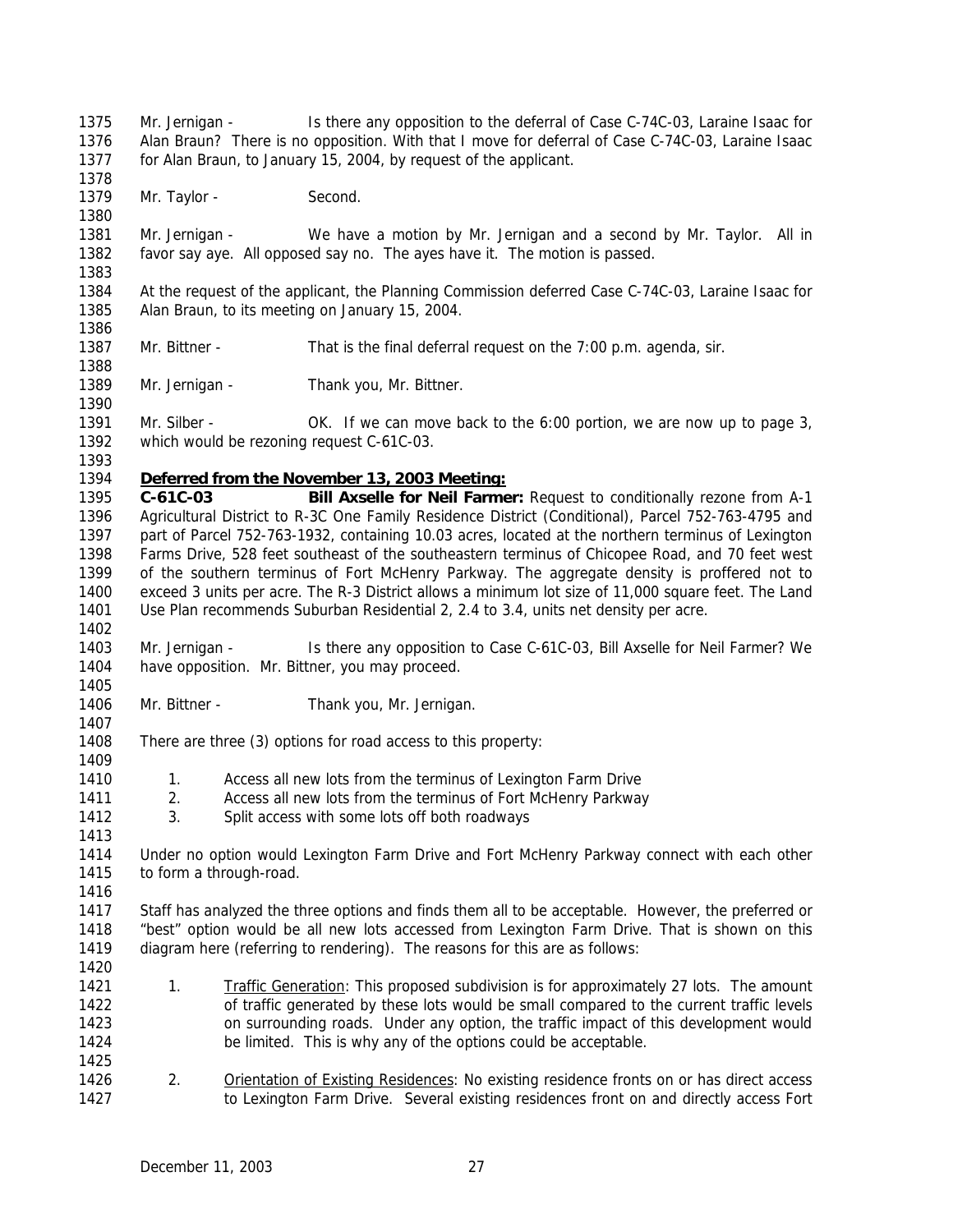Mr. Jernigan - Is there any opposition to the deferral of Case C-74C-03, Laraine Isaac for Alan Braun? There is no opposition. With that I move for deferral of Case C-74C-03, Laraine Isaac for Alan Braun, to January 15, 2004, by request of the applicant.

Mr. Taylor - Second.

Mr. Jernigan - We have a motion by Mr. Jernigan and a second by Mr. Taylor. All in favor say aye. All opposed say no. The ayes have it. The motion is passed.

At the request of the applicant, the Planning Commission deferred Case C-74C-03, Laraine Isaac for Alan Braun, to its meeting on January 15, 2004.

Mr. Bittner - That is the final deferral request on the 7:00 p.m. agenda, sir.

Mr. Jernigan - Thank you, Mr. Bittner.

Mr. Silber - OK. If we can move back to the 6:00 portion, we are now up to page 3, which would be rezoning request C-61C-03.

**Deferred from the November 13, 2003 Meeting:**

**C-61C-03 Bill Axselle for Neil Farmer:** Request to conditionally rezone from A-1 Agricultural District to R-3C One Family Residence District (Conditional), Parcel 752-763-4795 and part of Parcel 752-763-1932, containing 10.03 acres, located at the northern terminus of Lexington Farms Drive, 528 feet southeast of the southeastern terminus of Chicopee Road, and 70 feet west of the southern terminus of Fort McHenry Parkway. The aggregate density is proffered not to exceed 3 units per acre. The R-3 District allows a minimum lot size of 11,000 square feet. The Land Use Plan recommends Suburban Residential 2, 2.4 to 3.4, units net density per acre.

Mr. Jernigan - Is there any opposition to Case C-61C-03, Bill Axselle for Neil Farmer? We have opposition. Mr. Bittner, you may proceed.

Mr. Bittner - Thank you, Mr. Jernigan.

There are three (3) options for road access to this property:

1. Access all new lots from the terminus of Lexington Farm Drive
2. Access all new lots from the terminus of Fort McHenry Parkway
3. Split access with some lots off both roadways

Under no option would Lexington Farm Drive and Fort McHenry Parkway connect with each other to form a through-road.

Staff has analyzed the three options and finds them all to be acceptable. However, the preferred or "best" option would be all new lots accessed from Lexington Farm Drive. That is shown on this diagram here (referring to rendering). The reasons for this are as follows:

1. Traffic Generation: This proposed subdivision is for approximately 27 lots. The amount of traffic generated by these lots would be small compared to the current traffic levels on surrounding roads. Under any option, the traffic impact of this development would be limited. This is why any of the options could be acceptable.

2. Orientation of Existing Residences: No existing residence fronts on or has direct access to Lexington Farm Drive. Several existing residences front on and directly access Fort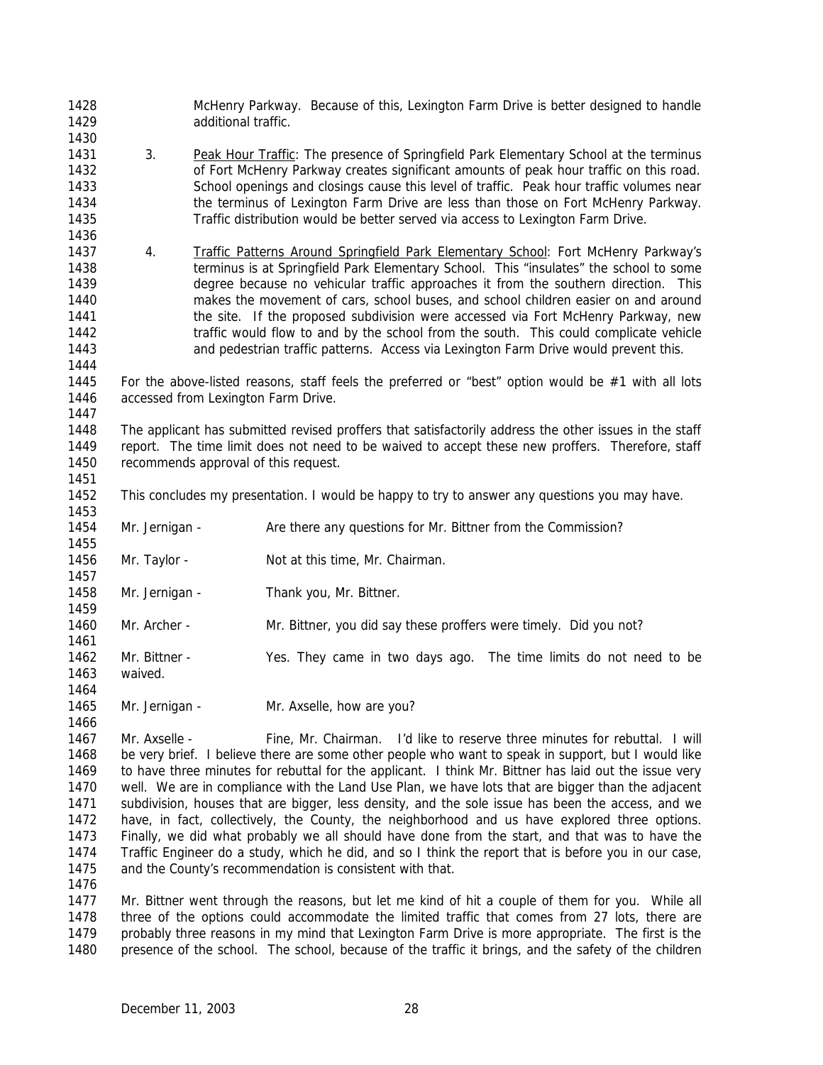McHenry Parkway. Because of this, Lexington Farm Drive is better designed to handle additional traffic.

3. Peak Hour Traffic: The presence of Springfield Park Elementary School at the terminus of Fort McHenry Parkway creates significant amounts of peak hour traffic on this road. School openings and closings cause this level of traffic. Peak hour traffic volumes near the terminus of Lexington Farm Drive are less than those on Fort McHenry Parkway. Traffic distribution would be better served via access to Lexington Farm Drive.

4. Traffic Patterns Around Springfield Park Elementary School: Fort McHenry Parkway's terminus is at Springfield Park Elementary School. This "insulates" the school to some degree because no vehicular traffic approaches it from the southern direction. This makes the movement of cars, school buses, and school children easier on and around the site. If the proposed subdivision were accessed via Fort McHenry Parkway, new traffic would flow to and by the school from the south. This could complicate vehicle and pedestrian traffic patterns. Access via Lexington Farm Drive would prevent this.

For the above-listed reasons, staff feels the preferred or "best" option would be #1 with all lots accessed from Lexington Farm Drive.

The applicant has submitted revised proffers that satisfactorily address the other issues in the staff report. The time limit does not need to be waived to accept these new proffers. Therefore, staff recommends approval of this request.

This concludes my presentation. I would be happy to try to answer any questions you may have.

Mr. Jernigan - Are there any questions for Mr. Bittner from the Commission?

Mr. Taylor - Not at this time, Mr. Chairman.

Mr. Jernigan - Thank you, Mr. Bittner.

Mr. Archer - Mr. Bittner, you did say these proffers were timely. Did you not?

Mr. Bittner - Yes. They came in two days ago. The time limits do not need to be waived.

Mr. Jernigan - Mr. Axselle, how are you?

Mr. Axselle - Fine, Mr. Chairman. I'd like to reserve three minutes for rebuttal. I will be very brief. I believe there are some other people who want to speak in support, but I would like to have three minutes for rebuttal for the applicant. I think Mr. Bittner has laid out the issue very well. We are in compliance with the Land Use Plan, we have lots that are bigger than the adjacent subdivision, houses that are bigger, less density, and the sole issue has been the access, and we have, in fact, collectively, the County, the neighborhood and us have explored three options. Finally, we did what probably we all should have done from the start, and that was to have the Traffic Engineer do a study, which he did, and so I think the report that is before you in our case, and the County's recommendation is consistent with that.

Mr. Bittner went through the reasons, but let me kind of hit a couple of them for you. While all three of the options could accommodate the limited traffic that comes from 27 lots, there are probably three reasons in my mind that Lexington Farm Drive is more appropriate. The first is the presence of the school. The school, because of the traffic it brings, and the safety of the children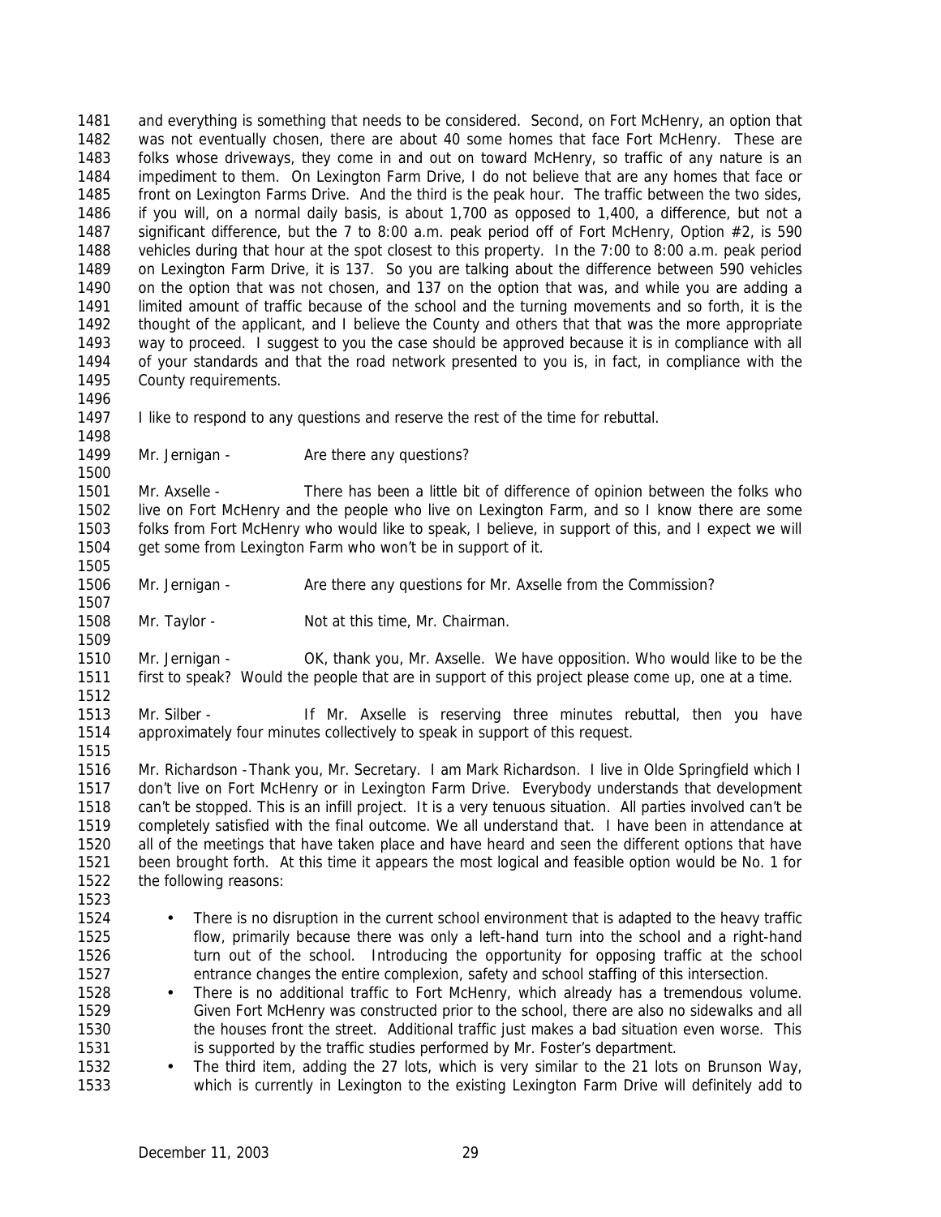and everything is something that needs to be considered. Second, on Fort McHenry, an option that was not eventually chosen, there are about 40 some homes that face Fort McHenry. These are folks whose driveways, they come in and out on toward McHenry, so traffic of any nature is an impediment to them. On Lexington Farm Drive, I do not believe that are any homes that face or front on Lexington Farms Drive. And the third is the peak hour. The traffic between the two sides, if you will, on a normal daily basis, is about 1,700 as opposed to 1,400, a difference, but not a significant difference, but the 7 to 8:00 a.m. peak period off of Fort McHenry, Option #2, is 590 vehicles during that hour at the spot closest to this property. In the 7:00 to 8:00 a.m. peak period on Lexington Farm Drive, it is 137. So you are talking about the difference between 590 vehicles on the option that was not chosen, and 137 on the option that was, and while you are adding a limited amount of traffic because of the school and the turning movements and so forth, it is the thought of the applicant, and I believe the County and others that that was the more appropriate way to proceed. I suggest to you the case should be approved because it is in compliance with all of your standards and that the road network presented to you is, in fact, in compliance with the County requirements.

I like to respond to any questions and reserve the rest of the time for rebuttal.

Mr. Jernigan - Are there any questions?

Mr. Axselle - There has been a little bit of difference of opinion between the folks who live on Fort McHenry and the people who live on Lexington Farm, and so I know there are some folks from Fort McHenry who would like to speak, I believe, in support of this, and I expect we will get some from Lexington Farm who won't be in support of it.

Mr. Jernigan - Are there any questions for Mr. Axselle from the Commission?

Mr. Taylor - Not at this time, Mr. Chairman.

Mr. Jernigan - OK, thank you, Mr. Axselle. We have opposition. Who would like to be the first to speak? Would the people that are in support of this project please come up, one at a time.

Mr. Silber - If Mr. Axselle is reserving three minutes rebuttal, then you have approximately four minutes collectively to speak in support of this request.

Mr. Richardson - Thank you, Mr. Secretary. I am Mark Richardson. I live in Olde Springfield which I don't live on Fort McHenry or in Lexington Farm Drive. Everybody understands that development can't be stopped. This is an infill project. It is a very tenuous situation. All parties involved can't be completely satisfied with the final outcome. We all understand that. I have been in attendance at all of the meetings that have taken place and have heard and seen the different options that have been brought forth. At this time it appears the most logical and feasible option would be No. 1 for the following reasons:

- There is no disruption in the current school environment that is adapted to the heavy traffic flow, primarily because there was only a left-hand turn into the school and a right-hand turn out of the school. Introducing the opportunity for opposing traffic at the school entrance changes the entire complexion, safety and school staffing of this intersection.
- There is no additional traffic to Fort McHenry, which already has a tremendous volume. Given Fort McHenry was constructed prior to the school, there are also no sidewalks and all the houses front the street. Additional traffic just makes a bad situation even worse. This is supported by the traffic studies performed by Mr. Foster's department.
- The third item, adding the 27 lots, which is very similar to the 21 lots on Brunson Way, which is currently in Lexington to the existing Lexington Farm Drive will definitely add to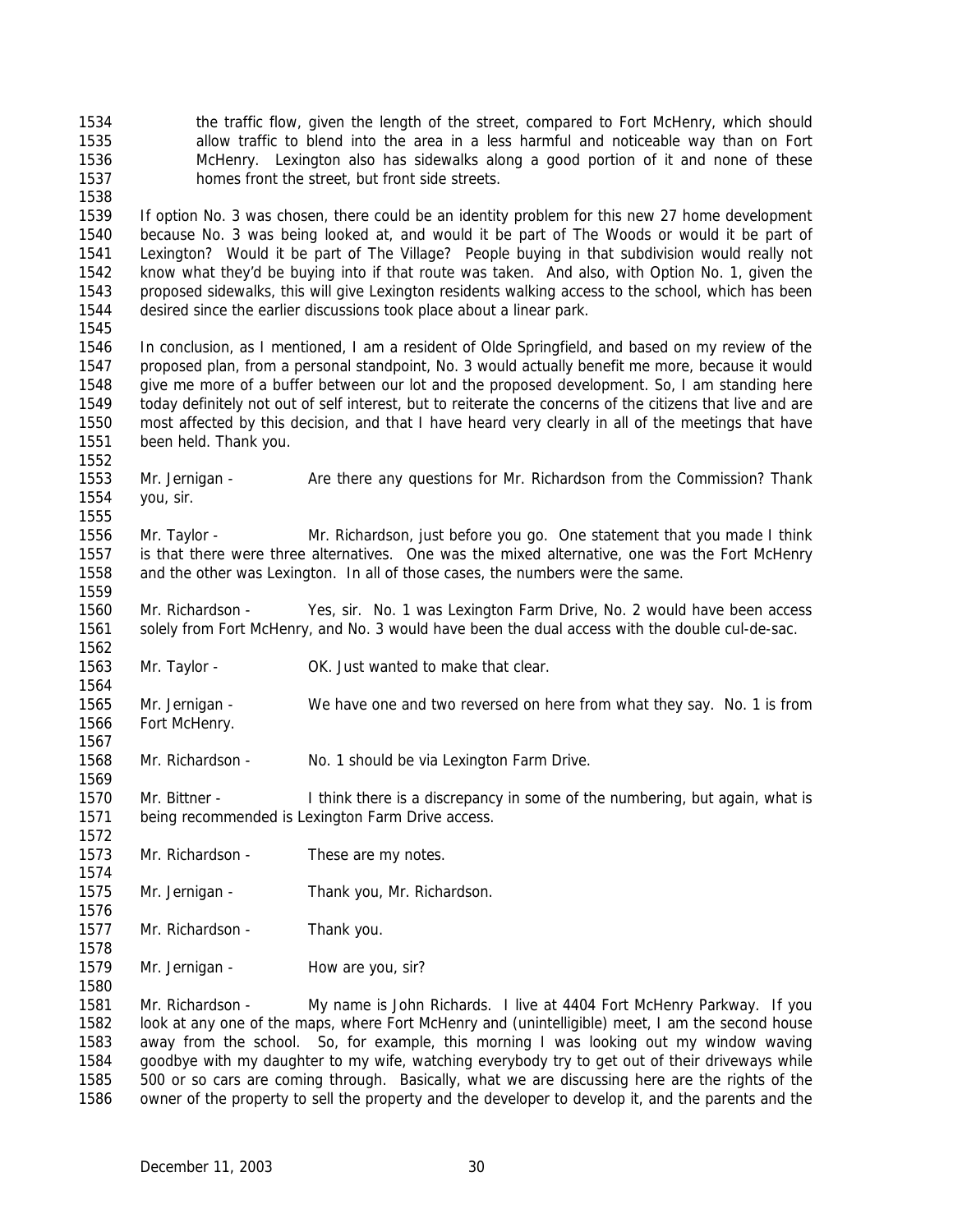the traffic flow, given the length of the street, compared to Fort McHenry, which should allow traffic to blend into the area in a less harmful and noticeable way than on Fort McHenry. Lexington also has sidewalks along a good portion of it and none of these homes front the street, but front side streets.

If option No. 3 was chosen, there could be an identity problem for this new 27 home development because No. 3 was being looked at, and would it be part of The Woods or would it be part of Lexington? Would it be part of The Village? People buying in that subdivision would really not know what they'd be buying into if that route was taken. And also, with Option No. 1, given the proposed sidewalks, this will give Lexington residents walking access to the school, which has been desired since the earlier discussions took place about a linear park.

In conclusion, as I mentioned, I am a resident of Olde Springfield, and based on my review of the proposed plan, from a personal standpoint, No. 3 would actually benefit me more, because it would give me more of a buffer between our lot and the proposed development. So, I am standing here today definitely not out of self interest, but to reiterate the concerns of the citizens that live and are most affected by this decision, and that I have heard very clearly in all of the meetings that have been held. Thank you.

Mr. Jernigan - Are there any questions for Mr. Richardson from the Commission? Thank you, sir.

Mr. Taylor - Mr. Richardson, just before you go. One statement that you made I think is that there were three alternatives. One was the mixed alternative, one was the Fort McHenry and the other was Lexington. In all of those cases, the numbers were the same.

Mr. Richardson - Yes, sir. No. 1 was Lexington Farm Drive, No. 2 would have been access solely from Fort McHenry, and No. 3 would have been the dual access with the double cul-de-sac.

Mr. Taylor - OK. Just wanted to make that clear.

Mr. Jernigan - We have one and two reversed on here from what they say. No. 1 is from Fort McHenry.

Mr. Richardson - No. 1 should be via Lexington Farm Drive.

Mr. Bittner - I think there is a discrepancy in some of the numbering, but again, what is being recommended is Lexington Farm Drive access.

Mr. Richardson - These are my notes.

Mr. Jernigan - Thank you, Mr. Richardson.

Mr. Richardson - Thank you.

Mr. Jernigan - How are you, sir?

Mr. Richardson - My name is John Richards. I live at 4404 Fort McHenry Parkway. If you look at any one of the maps, where Fort McHenry and (unintelligible) meet, I am the second house away from the school. So, for example, this morning I was looking out my window waving goodbye with my daughter to my wife, watching everybody try to get out of their driveways while 500 or so cars are coming through. Basically, what we are discussing here are the rights of the owner of the property to sell the property and the developer to develop it, and the parents and the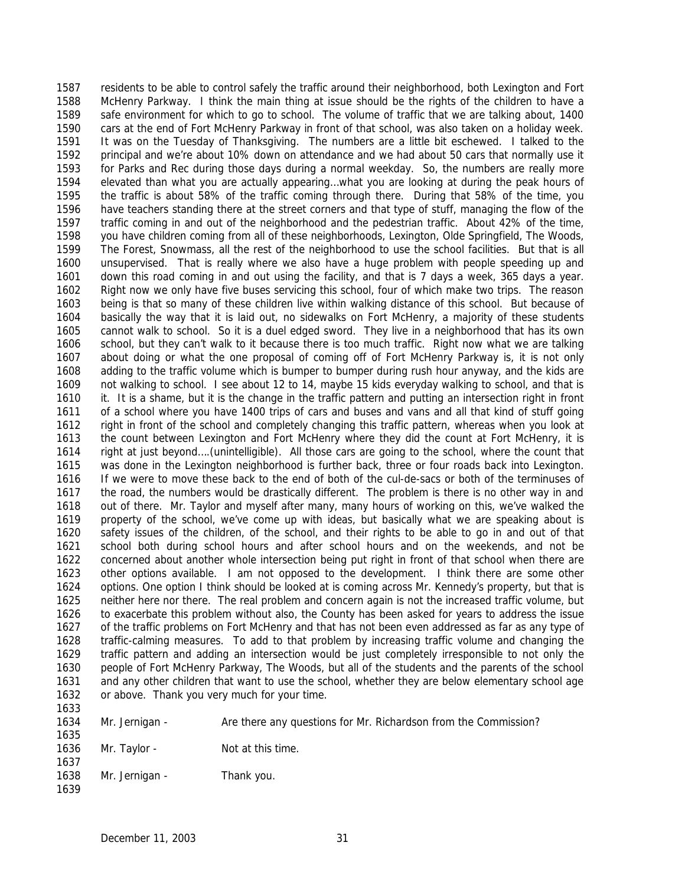residents to be able to control safely the traffic around their neighborhood, both Lexington and Fort McHenry Parkway. I think the main thing at issue should be the rights of the children to have a safe environment for which to go to school. The volume of traffic that we are talking about, 1400 cars at the end of Fort McHenry Parkway in front of that school, was also taken on a holiday week. It was on the Tuesday of Thanksgiving. The numbers are a little bit eschewed. I talked to the principal and we're about 10% down on attendance and we had about 50 cars that normally use it for Parks and Rec during those days during a normal weekday. So, the numbers are really more elevated than what you are actually appearing…what you are looking at during the peak hours of the traffic is about 58% of the traffic coming through there. During that 58% of the time, you have teachers standing there at the street corners and that type of stuff, managing the flow of the traffic coming in and out of the neighborhood and the pedestrian traffic. About 42% of the time, you have children coming from all of these neighborhoods, Lexington, Olde Springfield, The Woods, The Forest, Snowmass, all the rest of the neighborhood to use the school facilities. But that is all unsupervised. That is really where we also have a huge problem with people speeding up and down this road coming in and out using the facility, and that is 7 days a week, 365 days a year. Right now we only have five buses servicing this school, four of which make two trips. The reason being is that so many of these children live within walking distance of this school. But because of basically the way that it is laid out, no sidewalks on Fort McHenry, a majority of these students cannot walk to school. So it is a duel edged sword. They live in a neighborhood that has its own school, but they can't walk to it because there is too much traffic. Right now what we are talking about doing or what the one proposal of coming off of Fort McHenry Parkway is, it is not only adding to the traffic volume which is bumper to bumper during rush hour anyway, and the kids are not walking to school. I see about 12 to 14, maybe 15 kids everyday walking to school, and that is it. It is a shame, but it is the change in the traffic pattern and putting an intersection right in front of a school where you have 1400 trips of cars and buses and vans and all that kind of stuff going right in front of the school and completely changing this traffic pattern, whereas when you look at the count between Lexington and Fort McHenry where they did the count at Fort McHenry, it is right at just beyond….(unintelligible). All those cars are going to the school, where the count that was done in the Lexington neighborhood is further back, three or four roads back into Lexington. If we were to move these back to the end of both of the cul-de-sacs or both of the terminuses of the road, the numbers would be drastically different. The problem is there is no other way in and out of there. Mr. Taylor and myself after many, many hours of working on this, we've walked the property of the school, we've come up with ideas, but basically what we are speaking about is safety issues of the children, of the school, and their rights to be able to go in and out of that school both during school hours and after school hours and on the weekends, and not be concerned about another whole intersection being put right in front of that school when there are other options available. I am not opposed to the development. I think there are some other options. One option I think should be looked at is coming across Mr. Kennedy's property, but that is neither here nor there. The real problem and concern again is not the increased traffic volume, but to exacerbate this problem without also, the County has been asked for years to address the issue of the traffic problems on Fort McHenry and that has not been even addressed as far as any type of traffic-calming measures. To add to that problem by increasing traffic volume and changing the traffic pattern and adding an intersection would be just completely irresponsible to not only the people of Fort McHenry Parkway, The Woods, but all of the students and the parents of the school and any other children that want to use the school, whether they are below elementary school age or above. Thank you very much for your time.

Mr. Jernigan - Are there any questions for Mr. Richardson from the Commission?

Mr. Taylor - Not at this time.

Mr. Jernigan - Thank you.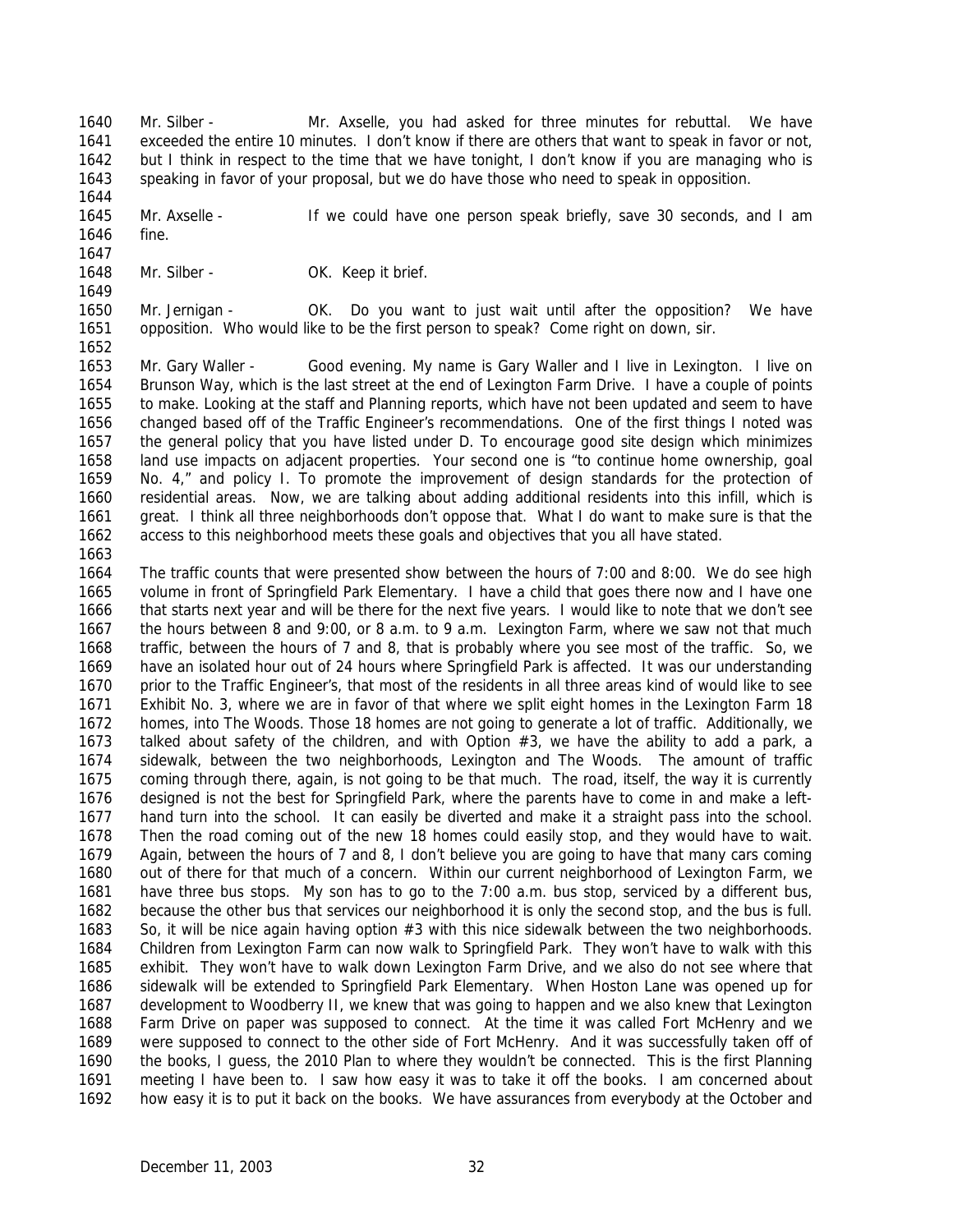Mr. Silber - Mr. Axselle, you had asked for three minutes for rebuttal. We have exceeded the entire 10 minutes. I don't know if there are others that want to speak in favor or not, but I think in respect to the time that we have tonight, I don't know if you are managing who is speaking in favor of your proposal, but we do have those who need to speak in opposition.

Mr. Axselle - If we could have one person speak briefly, save 30 seconds, and I am fine.

Mr. Silber - OK. Keep it brief.

Mr. Jernigan - OK. Do you want to just wait until after the opposition? We have opposition. Who would like to be the first person to speak? Come right on down, sir.

Mr. Gary Waller - Good evening. My name is Gary Waller and I live in Lexington. I live on Brunson Way, which is the last street at the end of Lexington Farm Drive. I have a couple of points to make. Looking at the staff and Planning reports, which have not been updated and seem to have changed based off of the Traffic Engineer's recommendations. One of the first things I noted was the general policy that you have listed under D. To encourage good site design which minimizes land use impacts on adjacent properties. Your second one is "to continue home ownership, goal No. 4," and policy I. To promote the improvement of design standards for the protection of residential areas. Now, we are talking about adding additional residents into this infill, which is great. I think all three neighborhoods don't oppose that. What I do want to make sure is that the access to this neighborhood meets these goals and objectives that you all have stated.

The traffic counts that were presented show between the hours of 7:00 and 8:00. We do see high volume in front of Springfield Park Elementary. I have a child that goes there now and I have one that starts next year and will be there for the next five years. I would like to note that we don't see the hours between 8 and 9:00, or 8 a.m. to 9 a.m. Lexington Farm, where we saw not that much traffic, between the hours of 7 and 8, that is probably where you see most of the traffic. So, we have an isolated hour out of 24 hours where Springfield Park is affected. It was our understanding prior to the Traffic Engineer's, that most of the residents in all three areas kind of would like to see Exhibit No. 3, where we are in favor of that where we split eight homes in the Lexington Farm 18 homes, into The Woods. Those 18 homes are not going to generate a lot of traffic. Additionally, we talked about safety of the children, and with Option #3, we have the ability to add a park, a sidewalk, between the two neighborhoods, Lexington and The Woods. The amount of traffic coming through there, again, is not going to be that much. The road, itself, the way it is currently designed is not the best for Springfield Park, where the parents have to come in and make a left-hand turn into the school. It can easily be diverted and make it a straight pass into the school. Then the road coming out of the new 18 homes could easily stop, and they would have to wait. Again, between the hours of 7 and 8, I don't believe you are going to have that many cars coming out of there for that much of a concern. Within our current neighborhood of Lexington Farm, we have three bus stops. My son has to go to the 7:00 a.m. bus stop, serviced by a different bus, because the other bus that services our neighborhood it is only the second stop, and the bus is full. So, it will be nice again having option #3 with this nice sidewalk between the two neighborhoods. Children from Lexington Farm can now walk to Springfield Park. They won't have to walk with this exhibit. They won't have to walk down Lexington Farm Drive, and we also do not see where that sidewalk will be extended to Springfield Park Elementary. When Hoston Lane was opened up for development to Woodberry II, we knew that was going to happen and we also knew that Lexington Farm Drive on paper was supposed to connect. At the time it was called Fort McHenry and we were supposed to connect to the other side of Fort McHenry. And it was successfully taken off of the books, I guess, the 2010 Plan to where they wouldn't be connected. This is the first Planning meeting I have been to. I saw how easy it was to take it off the books. I am concerned about how easy it is to put it back on the books. We have assurances from everybody at the October and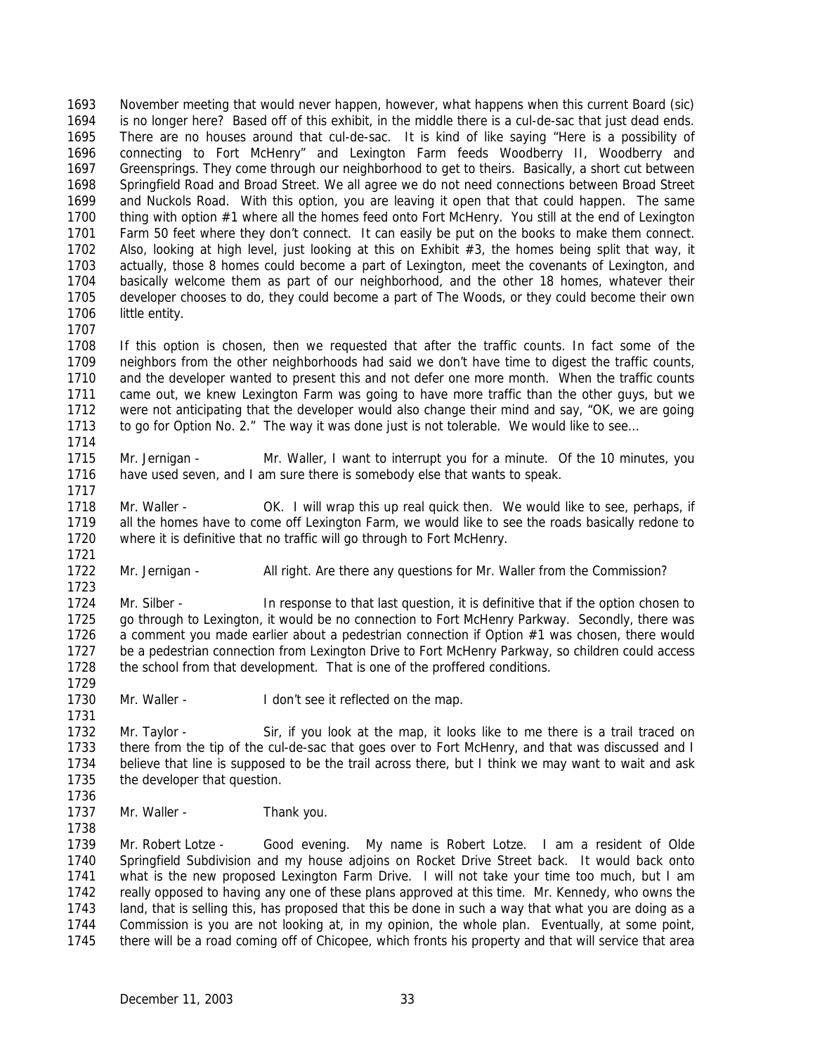November meeting that would never happen, however, what happens when this current Board (sic) is no longer here? Based off of this exhibit, in the middle there is a cul-de-sac that just dead ends. There are no houses around that cul-de-sac. It is kind of like saying "Here is a possibility of connecting to Fort McHenry" and Lexington Farm feeds Woodberry II, Woodberry and Greensprings. They come through our neighborhood to get to theirs. Basically, a short cut between Springfield Road and Broad Street. We all agree we do not need connections between Broad Street and Nuckols Road. With this option, you are leaving it open that that could happen. The same thing with option #1 where all the homes feed onto Fort McHenry. You still at the end of Lexington Farm 50 feet where they don't connect. It can easily be put on the books to make them connect. Also, looking at high level, just looking at this on Exhibit #3, the homes being split that way, it actually, those 8 homes could become a part of Lexington, meet the covenants of Lexington, and basically welcome them as part of our neighborhood, and the other 18 homes, whatever their developer chooses to do, they could become a part of The Woods, or they could become their own little entity.

If this option is chosen, then we requested that after the traffic counts. In fact some of the neighbors from the other neighborhoods had said we don't have time to digest the traffic counts, and the developer wanted to present this and not defer one more month. When the traffic counts came out, we knew Lexington Farm was going to have more traffic than the other guys, but we were not anticipating that the developer would also change their mind and say, "OK, we are going to go for Option No. 2." The way it was done just is not tolerable. We would like to see…

Mr. Jernigan - Mr. Waller, I want to interrupt you for a minute. Of the 10 minutes, you have used seven, and I am sure there is somebody else that wants to speak.

Mr. Waller - OK. I will wrap this up real quick then. We would like to see, perhaps, if all the homes have to come off Lexington Farm, we would like to see the roads basically redone to where it is definitive that no traffic will go through to Fort McHenry.

Mr. Jernigan - All right. Are there any questions for Mr. Waller from the Commission?

Mr. Silber - In response to that last question, it is definitive that if the option chosen to go through to Lexington, it would be no connection to Fort McHenry Parkway. Secondly, there was a comment you made earlier about a pedestrian connection if Option #1 was chosen, there would be a pedestrian connection from Lexington Drive to Fort McHenry Parkway, so children could access the school from that development. That is one of the proffered conditions.

Mr. Waller - I don't see it reflected on the map.

Mr. Taylor - Sir, if you look at the map, it looks like to me there is a trail traced on there from the tip of the cul-de-sac that goes over to Fort McHenry, and that was discussed and I believe that line is supposed to be the trail across there, but I think we may want to wait and ask the developer that question.

Mr. Waller - Thank you.

Mr. Robert Lotze - Good evening. My name is Robert Lotze. I am a resident of Olde Springfield Subdivision and my house adjoins on Rocket Drive Street back. It would back onto what is the new proposed Lexington Farm Drive. I will not take your time too much, but I am really opposed to having any one of these plans approved at this time. Mr. Kennedy, who owns the land, that is selling this, has proposed that this be done in such a way that what you are doing as a Commission is you are not looking at, in my opinion, the whole plan. Eventually, at some point, there will be a road coming off of Chicopee, which fronts his property and that will service that area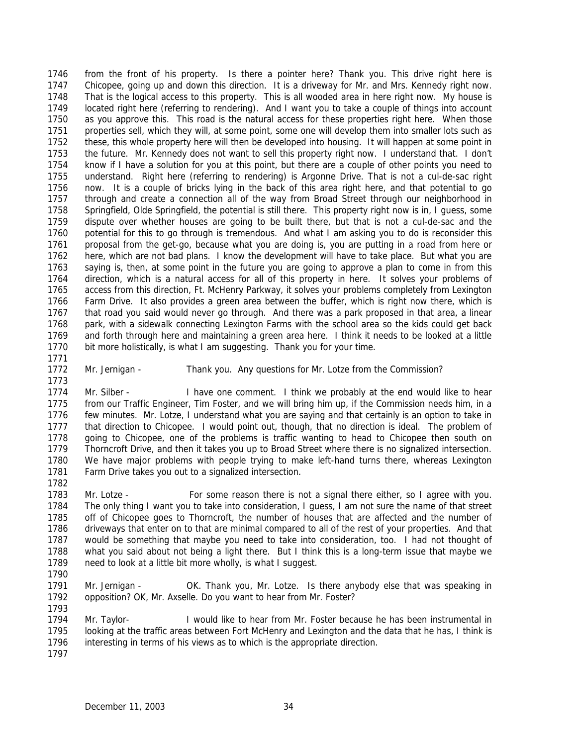1746 from the front of his property. Is there a pointer here? Thank you. This drive right here is
1747 Chicopee, going up and down this direction. It is a driveway for Mr. and Mrs. Kennedy right now.
1748 That is the logical access to this property. This is all wooded area in here right now. My house is
1749 located right here (referring to rendering). And I want you to take a couple of things into account
1750 as you approve this. This road is the natural access for these properties right here. When those
1751 properties sell, which they will, at some point, some one will develop them into smaller lots such as
1752 these, this whole property here will then be developed into housing. It will happen at some point in
1753 the future. Mr. Kennedy does not want to sell this property right now. I understand that. I don't
1754 know if I have a solution for you at this point, but there are a couple of other points you need to
1755 understand. Right here (referring to rendering) is Argonne Drive. That is not a cul-de-sac right
1756 now. It is a couple of bricks lying in the back of this area right here, and that potential to go
1757 through and create a connection all of the way from Broad Street through our neighborhood in
1758 Springfield, Olde Springfield, the potential is still there. This property right now is in, I guess, some
1759 dispute over whether houses are going to be built there, but that is not a cul-de-sac and the
1760 potential for this to go through is tremendous. And what I am asking you to do is reconsider this
1761 proposal from the get-go, because what you are doing is, you are putting in a road from here or
1762 here, which are not bad plans. I know the development will have to take place. But what you are
1763 saying is, then, at some point in the future you are going to approve a plan to come in from this
1764 direction, which is a natural access for all of this property in here. It solves your problems of
1765 access from this direction, Ft. McHenry Parkway, it solves your problems completely from Lexington
1766 Farm Drive. It also provides a green area between the buffer, which is right now there, which is
1767 that road you said would never go through. And there was a park proposed in that area, a linear
1768 park, with a sidewalk connecting Lexington Farms with the school area so the kids could get back
1769 and forth through here and maintaining a green area here. I think it needs to be looked at a little
1770 bit more holistically, is what I am suggesting. Thank you for your time.
1771
1772 Mr. Jernigan - Thank you. Any questions for Mr. Lotze from the Commission?
1773
1774 Mr. Silber - I have one comment. I think we probably at the end would like to hear
1775 from our Traffic Engineer, Tim Foster, and we will bring him up, if the Commission needs him, in a
1776 few minutes. Mr. Lotze, I understand what you are saying and that certainly is an option to take in
1777 that direction to Chicopee. I would point out, though, that no direction is ideal. The problem of
1778 going to Chicopee, one of the problems is traffic wanting to head to Chicopee then south on
1779 Thorncroft Drive, and then it takes you up to Broad Street where there is no signalized intersection.
1780 We have major problems with people trying to make left-hand turns there, whereas Lexington
1781 Farm Drive takes you out to a signalized intersection.
1782
1783 Mr. Lotze - For some reason there is not a signal there either, so I agree with you.
1784 The only thing I want you to take into consideration, I guess, I am not sure the name of that street
1785 off of Chicopee goes to Thorncroft, the number of houses that are affected and the number of
1786 driveways that enter on to that are minimal compared to all of the rest of your properties. And that
1787 would be something that maybe you need to take into consideration, too. I had not thought of
1788 what you said about not being a light there. But I think this is a long-term issue that maybe we
1789 need to look at a little bit more wholly, is what I suggest.
1790
1791 Mr. Jernigan - OK. Thank you, Mr. Lotze. Is there anybody else that was speaking in
1792 opposition? OK, Mr. Axselle. Do you want to hear from Mr. Foster?
1793
1794 Mr. Taylor- I would like to hear from Mr. Foster because he has been instrumental in
1795 looking at the traffic areas between Fort McHenry and Lexington and the data that he has, I think is
1796 interesting in terms of his views as to which is the appropriate direction.
1797

December 11, 2003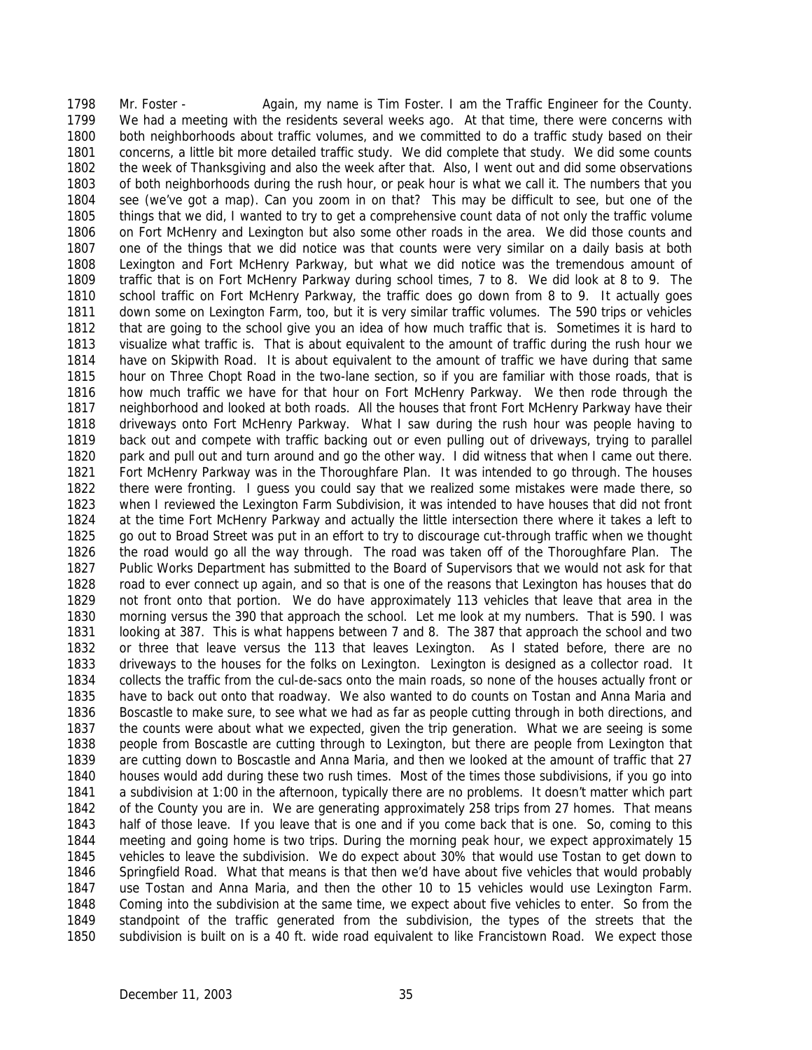Mr. Foster - Again, my name is Tim Foster. I am the Traffic Engineer for the County. We had a meeting with the residents several weeks ago. At that time, there were concerns with both neighborhoods about traffic volumes, and we committed to do a traffic study based on their concerns, a little bit more detailed traffic study. We did complete that study. We did some counts the week of Thanksgiving and also the week after that. Also, I went out and did some observations of both neighborhoods during the rush hour, or peak hour is what we call it. The numbers that you see (we've got a map). Can you zoom in on that? This may be difficult to see, but one of the things that we did, I wanted to try to get a comprehensive count data of not only the traffic volume on Fort McHenry and Lexington but also some other roads in the area. We did those counts and one of the things that we did notice was that counts were very similar on a daily basis at both Lexington and Fort McHenry Parkway, but what we did notice was the tremendous amount of traffic that is on Fort McHenry Parkway during school times, 7 to 8. We did look at 8 to 9. The school traffic on Fort McHenry Parkway, the traffic does go down from 8 to 9. It actually goes down some on Lexington Farm, too, but it is very similar traffic volumes. The 590 trips or vehicles that are going to the school give you an idea of how much traffic that is. Sometimes it is hard to visualize what traffic is. That is about equivalent to the amount of traffic during the rush hour we have on Skipwith Road. It is about equivalent to the amount of traffic we have during that same hour on Three Chopt Road in the two-lane section, so if you are familiar with those roads, that is how much traffic we have for that hour on Fort McHenry Parkway. We then rode through the neighborhood and looked at both roads. All the houses that front Fort McHenry Parkway have their driveways onto Fort McHenry Parkway. What I saw during the rush hour was people having to back out and compete with traffic backing out or even pulling out of driveways, trying to parallel park and pull out and turn around and go the other way. I did witness that when I came out there. Fort McHenry Parkway was in the Thoroughfare Plan. It was intended to go through. The houses there were fronting. I guess you could say that we realized some mistakes were made there, so when I reviewed the Lexington Farm Subdivision, it was intended to have houses that did not front at the time Fort McHenry Parkway and actually the little intersection there where it takes a left to go out to Broad Street was put in an effort to try to discourage cut-through traffic when we thought the road would go all the way through. The road was taken off of the Thoroughfare Plan. The Public Works Department has submitted to the Board of Supervisors that we would not ask for that road to ever connect up again, and so that is one of the reasons that Lexington has houses that do not front onto that portion. We do have approximately 113 vehicles that leave that area in the morning versus the 390 that approach the school. Let me look at my numbers. That is 590. I was looking at 387. This is what happens between 7 and 8. The 387 that approach the school and two or three that leave versus the 113 that leaves Lexington. As I stated before, there are no driveways to the houses for the folks on Lexington. Lexington is designed as a collector road. It collects the traffic from the cul-de-sacs onto the main roads, so none of the houses actually front or have to back out onto that roadway. We also wanted to do counts on Tostan and Anna Maria and Boscastle to make sure, to see what we had as far as people cutting through in both directions, and the counts were about what we expected, given the trip generation. What we are seeing is some people from Boscastle are cutting through to Lexington, but there are people from Lexington that are cutting down to Boscastle and Anna Maria, and then we looked at the amount of traffic that 27 houses would add during these two rush times. Most of the times those subdivisions, if you go into a subdivision at 1:00 in the afternoon, typically there are no problems. It doesn't matter which part of the County you are in. We are generating approximately 258 trips from 27 homes. That means half of those leave. If you leave that is one and if you come back that is one. So, coming to this meeting and going home is two trips. During the morning peak hour, we expect approximately 15 vehicles to leave the subdivision. We do expect about 30% that would use Tostan to get down to Springfield Road. What that means is that then we'd have about five vehicles that would probably use Tostan and Anna Maria, and then the other 10 to 15 vehicles would use Lexington Farm. Coming into the subdivision at the same time, we expect about five vehicles to enter. So from the standpoint of the traffic generated from the subdivision, the types of the streets that the subdivision is built on is a 40 ft. wide road equivalent to like Francistown Road. We expect those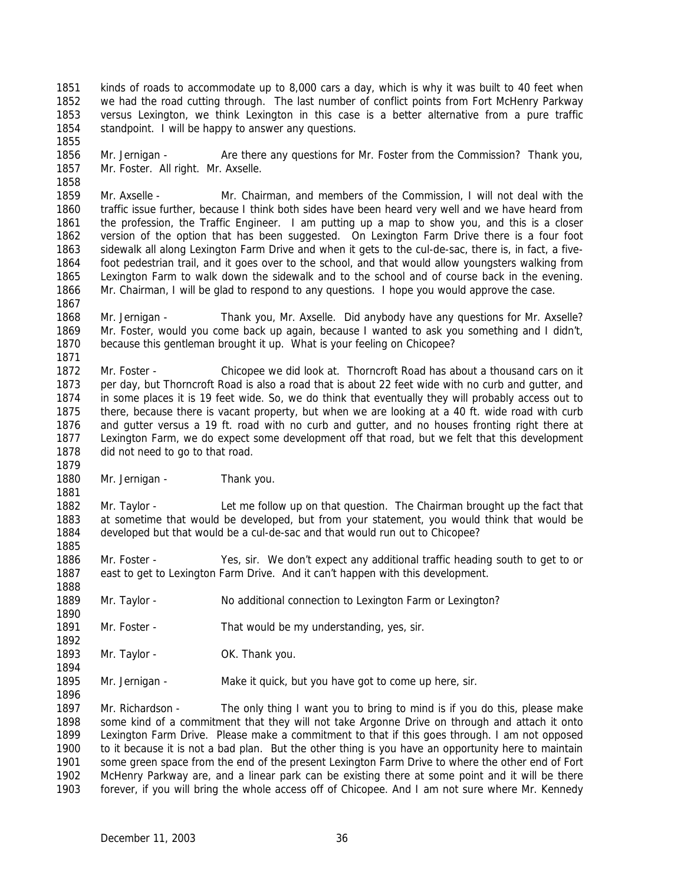kinds of roads to accommodate up to 8,000 cars a day, which is why it was built to 40 feet when we had the road cutting through. The last number of conflict points from Fort McHenry Parkway versus Lexington, we think Lexington in this case is a better alternative from a pure traffic standpoint. I will be happy to answer any questions.

Mr. Jernigan - Are there any questions for Mr. Foster from the Commission? Thank you, Mr. Foster. All right. Mr. Axselle.

Mr. Axselle - Mr. Chairman, and members of the Commission, I will not deal with the traffic issue further, because I think both sides have been heard very well and we have heard from the profession, the Traffic Engineer. I am putting up a map to show you, and this is a closer version of the option that has been suggested. On Lexington Farm Drive there is a four foot sidewalk all along Lexington Farm Drive and when it gets to the cul-de-sac, there is, in fact, a five-foot pedestrian trail, and it goes over to the school, and that would allow youngsters walking from Lexington Farm to walk down the sidewalk and to the school and of course back in the evening. Mr. Chairman, I will be glad to respond to any questions. I hope you would approve the case.

Mr. Jernigan - Thank you, Mr. Axselle. Did anybody have any questions for Mr. Axselle? Mr. Foster, would you come back up again, because I wanted to ask you something and I didn't, because this gentleman brought it up. What is your feeling on Chicopee?

Mr. Foster - Chicopee we did look at. Thorncroft Road has about a thousand cars on it per day, but Thorncroft Road is also a road that is about 22 feet wide with no curb and gutter, and in some places it is 19 feet wide. So, we do think that eventually they will probably access out to there, because there is vacant property, but when we are looking at a 40 ft. wide road with curb and gutter versus a 19 ft. road with no curb and gutter, and no houses fronting right there at Lexington Farm, we do expect some development off that road, but we felt that this development did not need to go to that road.

Mr. Jernigan - Thank you.

Mr. Taylor - Let me follow up on that question. The Chairman brought up the fact that at sometime that would be developed, but from your statement, you would think that would be developed but that would be a cul-de-sac and that would run out to Chicopee?

Mr. Foster - Yes, sir. We don't expect any additional traffic heading south to get to or east to get to Lexington Farm Drive. And it can't happen with this development.

Mr. Taylor - No additional connection to Lexington Farm or Lexington?

Mr. Foster - That would be my understanding, yes, sir.

Mr. Taylor - OK. Thank you.

Mr. Jernigan - Make it quick, but you have got to come up here, sir.

Mr. Richardson - The only thing I want you to bring to mind is if you do this, please make some kind of a commitment that they will not take Argonne Drive on through and attach it onto Lexington Farm Drive. Please make a commitment to that if this goes through. I am not opposed to it because it is not a bad plan. But the other thing is you have an opportunity here to maintain some green space from the end of the present Lexington Farm Drive to where the other end of Fort McHenry Parkway are, and a linear park can be existing there at some point and it will be there forever, if you will bring the whole access off of Chicopee. And I am not sure where Mr. Kennedy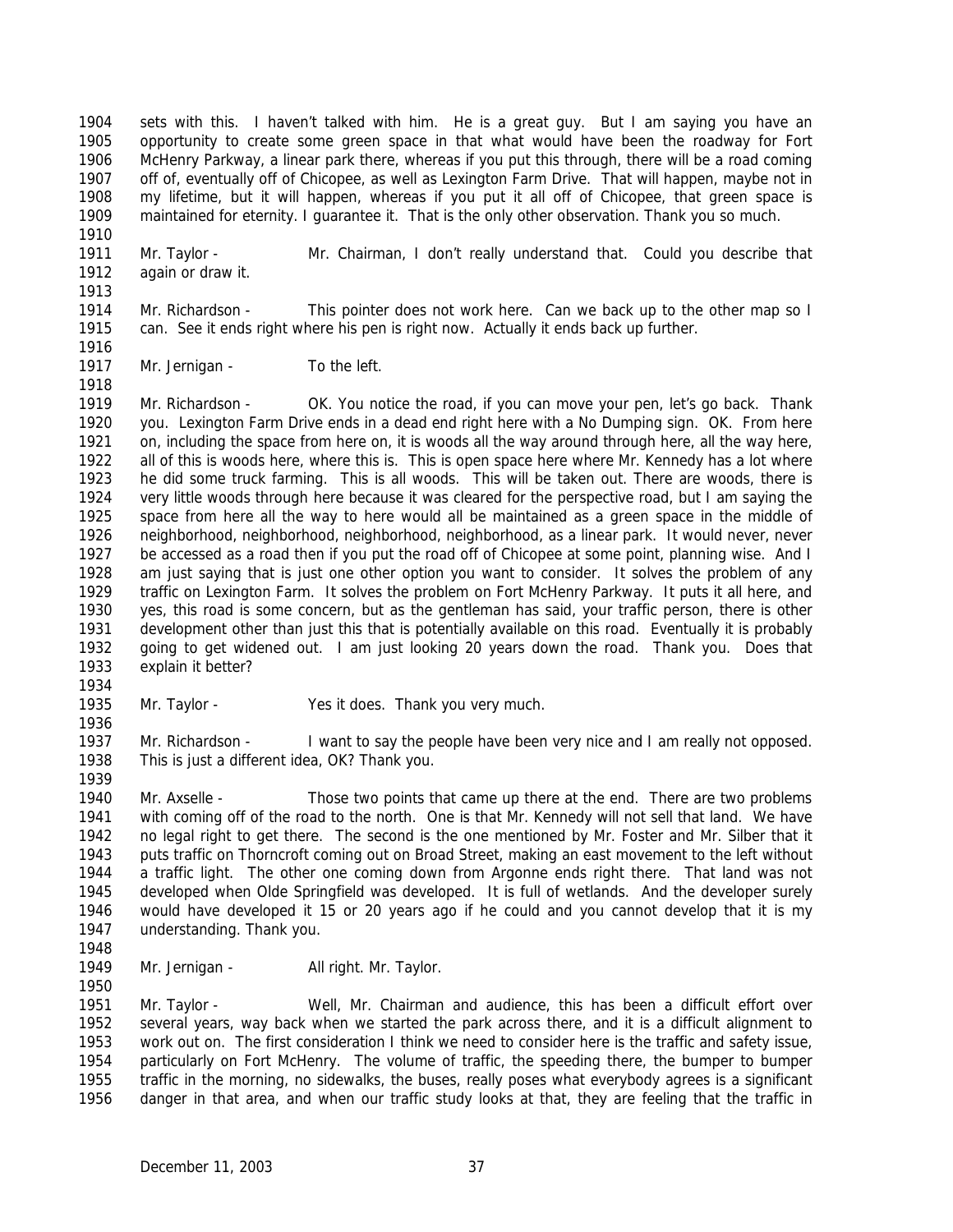sets with this. I haven't talked with him. He is a great guy. But I am saying you have an opportunity to create some green space in that what would have been the roadway for Fort McHenry Parkway, a linear park there, whereas if you put this through, there will be a road coming off of, eventually off of Chicopee, as well as Lexington Farm Drive. That will happen, maybe not in my lifetime, but it will happen, whereas if you put it all off of Chicopee, that green space is maintained for eternity. I guarantee it. That is the only other observation. Thank you so much.

Mr. Taylor - Mr. Chairman, I don't really understand that. Could you describe that again or draw it.

Mr. Richardson - This pointer does not work here. Can we back up to the other map so I can. See it ends right where his pen is right now. Actually it ends back up further.

Mr. Jernigan - To the left.

Mr. Richardson - OK. You notice the road, if you can move your pen, let's go back. Thank you. Lexington Farm Drive ends in a dead end right here with a No Dumping sign. OK. From here on, including the space from here on, it is woods all the way around through here, all the way here, all of this is woods here, where this is. This is open space here where Mr. Kennedy has a lot where he did some truck farming. This is all woods. This will be taken out. There are woods, there is very little woods through here because it was cleared for the perspective road, but I am saying the space from here all the way to here would all be maintained as a green space in the middle of neighborhood, neighborhood, neighborhood, neighborhood, as a linear park. It would never, never be accessed as a road then if you put the road off of Chicopee at some point, planning wise. And I am just saying that is just one other option you want to consider. It solves the problem of any traffic on Lexington Farm. It solves the problem on Fort McHenry Parkway. It puts it all here, and yes, this road is some concern, but as the gentleman has said, your traffic person, there is other development other than just this that is potentially available on this road. Eventually it is probably going to get widened out. I am just looking 20 years down the road. Thank you. Does that explain it better?

Mr. Taylor - Yes it does. Thank you very much.

Mr. Richardson - I want to say the people have been very nice and I am really not opposed. This is just a different idea, OK? Thank you.

Mr. Axselle - Those two points that came up there at the end. There are two problems with coming off of the road to the north. One is that Mr. Kennedy will not sell that land. We have no legal right to get there. The second is the one mentioned by Mr. Foster and Mr. Silber that it puts traffic on Thorncroft coming out on Broad Street, making an east movement to the left without a traffic light. The other one coming down from Argonne ends right there. That land was not developed when Olde Springfield was developed. It is full of wetlands. And the developer surely would have developed it 15 or 20 years ago if he could and you cannot develop that it is my understanding. Thank you.

Mr. Jernigan - All right. Mr. Taylor.

Mr. Taylor - Well, Mr. Chairman and audience, this has been a difficult effort over several years, way back when we started the park across there, and it is a difficult alignment to work out on. The first consideration I think we need to consider here is the traffic and safety issue, particularly on Fort McHenry. The volume of traffic, the speeding there, the bumper to bumper traffic in the morning, no sidewalks, the buses, really poses what everybody agrees is a significant danger in that area, and when our traffic study looks at that, they are feeling that the traffic in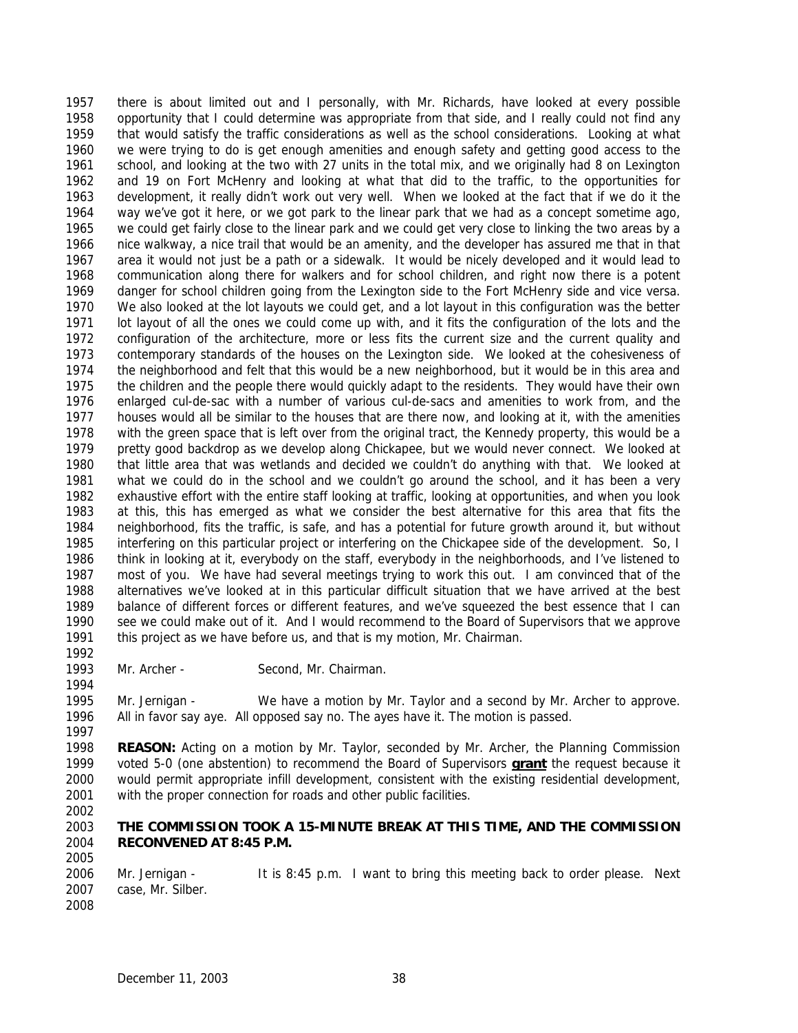there is about limited out and I personally, with Mr. Richards, have looked at every possible opportunity that I could determine was appropriate from that side, and I really could not find any that would satisfy the traffic considerations as well as the school considerations. Looking at what we were trying to do is get enough amenities and enough safety and getting good access to the school, and looking at the two with 27 units in the total mix, and we originally had 8 on Lexington and 19 on Fort McHenry and looking at what that did to the traffic, to the opportunities for development, it really didn't work out very well. When we looked at the fact that if we do it the way we've got it here, or we got park to the linear park that we had as a concept sometime ago, we could get fairly close to the linear park and we could get very close to linking the two areas by a nice walkway, a nice trail that would be an amenity, and the developer has assured me that in that area it would not just be a path or a sidewalk. It would be nicely developed and it would lead to communication along there for walkers and for school children, and right now there is a potent danger for school children going from the Lexington side to the Fort McHenry side and vice versa. We also looked at the lot layouts we could get, and a lot layout in this configuration was the better lot layout of all the ones we could come up with, and it fits the configuration of the lots and the configuration of the architecture, more or less fits the current size and the current quality and contemporary standards of the houses on the Lexington side. We looked at the cohesiveness of the neighborhood and felt that this would be a new neighborhood, but it would be in this area and the children and the people there would quickly adapt to the residents. They would have their own enlarged cul-de-sac with a number of various cul-de-sacs and amenities to work from, and the houses would all be similar to the houses that are there now, and looking at it, with the amenities with the green space that is left over from the original tract, the Kennedy property, this would be a pretty good backdrop as we develop along Chickapee, but we would never connect. We looked at that little area that was wetlands and decided we couldn't do anything with that. We looked at what we could do in the school and we couldn't go around the school, and it has been a very exhaustive effort with the entire staff looking at traffic, looking at opportunities, and when you look at this, this has emerged as what we consider the best alternative for this area that fits the neighborhood, fits the traffic, is safe, and has a potential for future growth around it, but without interfering on this particular project or interfering on the Chickapee side of the development. So, I think in looking at it, everybody on the staff, everybody in the neighborhoods, and I've listened to most of you. We have had several meetings trying to work this out. I am convinced that of the alternatives we've looked at in this particular difficult situation that we have arrived at the best balance of different forces or different features, and we've squeezed the best essence that I can see we could make out of it. And I would recommend to the Board of Supervisors that we approve this project as we have before us, and that is my motion, Mr. Chairman.

Mr. Archer - Second, Mr. Chairman.

Mr. Jernigan - We have a motion by Mr. Taylor and a second by Mr. Archer to approve. All in favor say aye. All opposed say no. The ayes have it. The motion is passed.

**REASON:** Acting on a motion by Mr. Taylor, seconded by Mr. Archer, the Planning Commission voted 5-0 (one abstention) to recommend the Board of Supervisors **grant** the request because it would permit appropriate infill development, consistent with the existing residential development, with the proper connection for roads and other public facilities.

**THE COMMISSION TOOK A 15-MINUTE BREAK AT THIS TIME, AND THE COMMISSION RECONVENED AT 8:45 P.M.**

Mr. Jernigan - It is 8:45 p.m. I want to bring this meeting back to order please. Next case, Mr. Silber.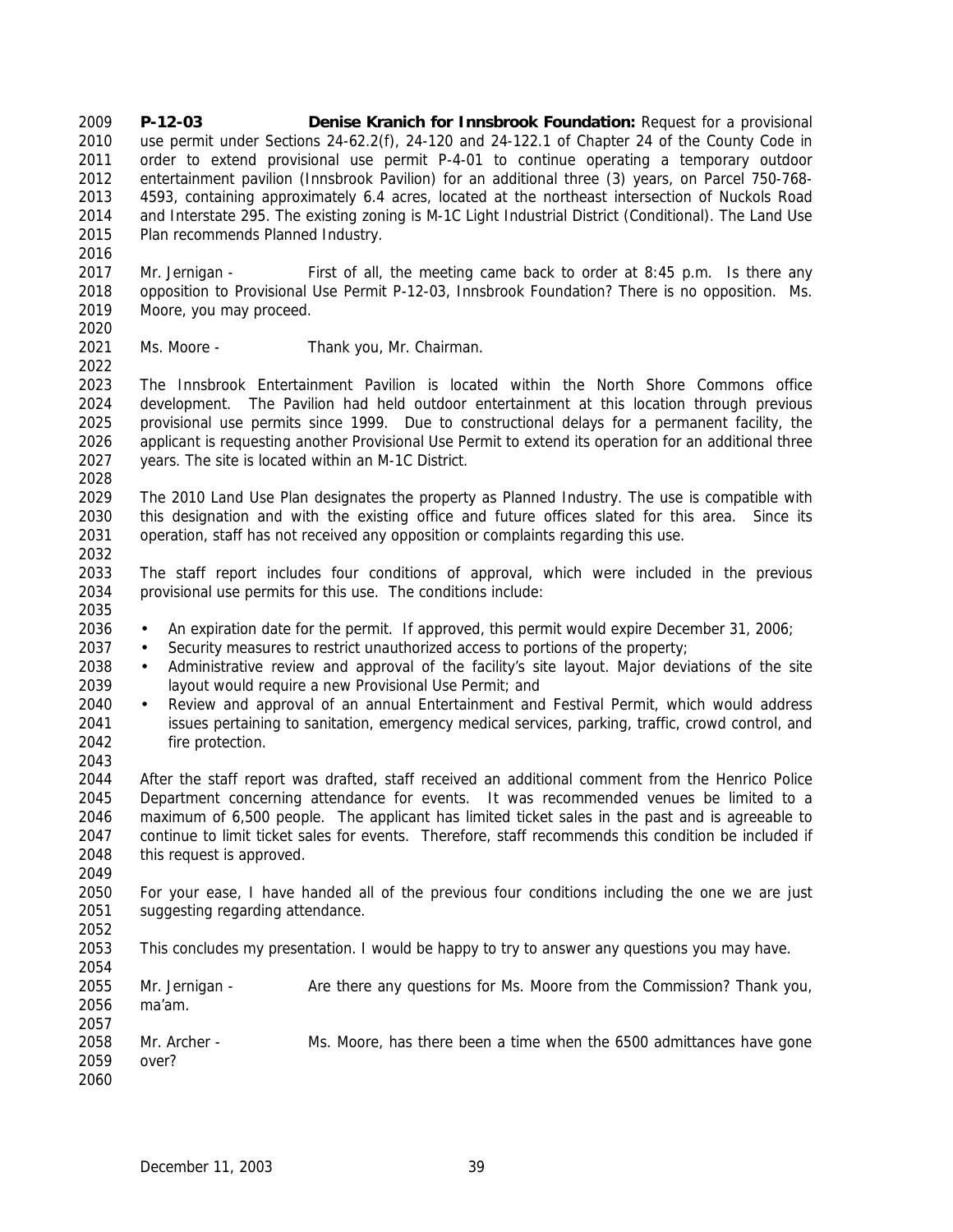**P-12-03 Denise Kranich for Innsbrook Foundation:** Request for a provisional use permit under Sections 24-62.2(f), 24-120 and 24-122.1 of Chapter 24 of the County Code in order to extend provisional use permit P-4-01 to continue operating a temporary outdoor entertainment pavilion (Innsbrook Pavilion) for an additional three (3) years, on Parcel 750-768-4593, containing approximately 6.4 acres, located at the northeast intersection of Nuckols Road and Interstate 295. The existing zoning is M-1C Light Industrial District (Conditional). The Land Use Plan recommends Planned Industry.

Mr. Jernigan - First of all, the meeting came back to order at 8:45 p.m. Is there any opposition to Provisional Use Permit P-12-03, Innsbrook Foundation? There is no opposition. Ms. Moore, you may proceed.

Ms. Moore - Thank you, Mr. Chairman.

The Innsbrook Entertainment Pavilion is located within the North Shore Commons office development. The Pavilion had held outdoor entertainment at this location through previous provisional use permits since 1999. Due to constructional delays for a permanent facility, the applicant is requesting another Provisional Use Permit to extend its operation for an additional three years. The site is located within an M-1C District.

The 2010 Land Use Plan designates the property as Planned Industry. The use is compatible with this designation and with the existing office and future offices slated for this area. Since its operation, staff has not received any opposition or complaints regarding this use.

The staff report includes four conditions of approval, which were included in the previous provisional use permits for this use. The conditions include:

- An expiration date for the permit. If approved, this permit would expire December 31, 2006;
- Security measures to restrict unauthorized access to portions of the property;
- Administrative review and approval of the facility's site layout. Major deviations of the site layout would require a new Provisional Use Permit; and
- Review and approval of an annual Entertainment and Festival Permit, which would address issues pertaining to sanitation, emergency medical services, parking, traffic, crowd control, and fire protection.

After the staff report was drafted, staff received an additional comment from the Henrico Police Department concerning attendance for events. It was recommended venues be limited to a maximum of 6,500 people. The applicant has limited ticket sales in the past and is agreeable to continue to limit ticket sales for events. Therefore, staff recommends this condition be included if this request is approved.

For your ease, I have handed all of the previous four conditions including the one we are just suggesting regarding attendance.

This concludes my presentation. I would be happy to try to answer any questions you may have.

Mr. Jernigan - Are there any questions for Ms. Moore from the Commission? Thank you, ma'am.

Mr. Archer - Ms. Moore, has there been a time when the 6500 admittances have gone over?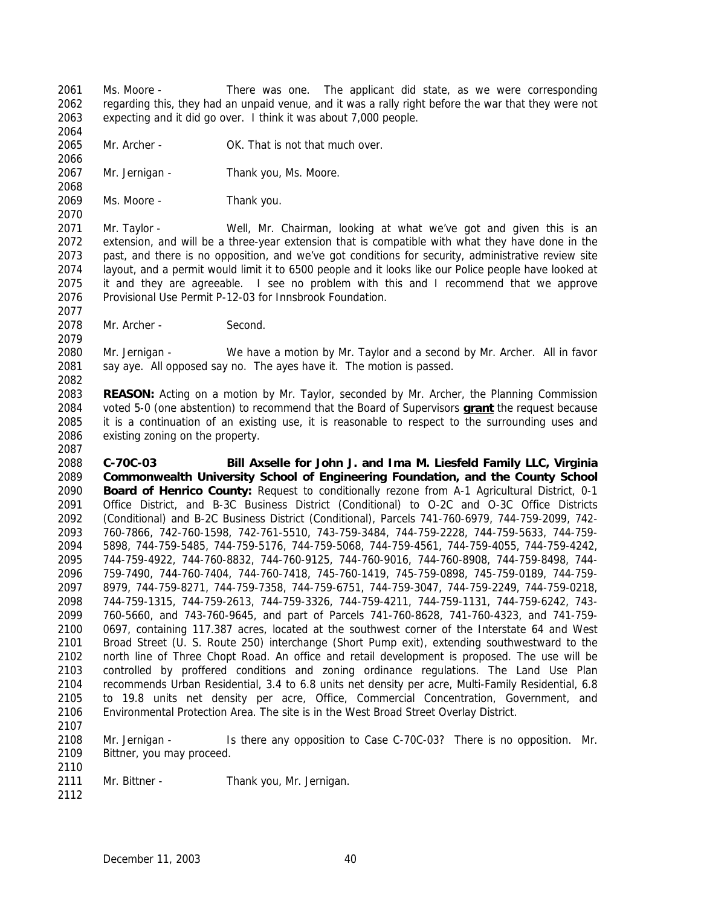Ms. Moore - There was one. The applicant did state, as we were corresponding regarding this, they had an unpaid venue, and it was a rally right before the war that they were not expecting and it did go over. I think it was about 7,000 people.

Mr. Archer - OK. That is not that much over.

Mr. Jernigan - Thank you, Ms. Moore.

Ms. Moore - Thank you.

Mr. Taylor - Well, Mr. Chairman, looking at what we've got and given this is an extension, and will be a three-year extension that is compatible with what they have done in the past, and there is no opposition, and we've got conditions for security, administrative review site layout, and a permit would limit it to 6500 people and it looks like our Police people have looked at it and they are agreeable. I see no problem with this and I recommend that we approve Provisional Use Permit P-12-03 for Innsbrook Foundation.

Mr. Archer - Second.

Mr. Jernigan - We have a motion by Mr. Taylor and a second by Mr. Archer. All in favor say aye. All opposed say no. The ayes have it. The motion is passed.

**REASON:** Acting on a motion by Mr. Taylor, seconded by Mr. Archer, the Planning Commission voted 5-0 (one abstention) to recommend that the Board of Supervisors **grant** the request because it is a continuation of an existing use, it is reasonable to respect to the surrounding uses and existing zoning on the property.

**C-70C-03 Bill Axselle for John J. and Ima M. Liesfeld Family LLC, Virginia Commonwealth University School of Engineering Foundation, and the County School Board of Henrico County:** Request to conditionally rezone from A-1 Agricultural District, 0-1 Office District, and B-3C Business District (Conditional) to O-2C and O-3C Office Districts (Conditional) and B-2C Business District (Conditional), Parcels 741-760-6979, 744-759-2099, 742-760-7866, 742-760-1598, 742-761-5510, 743-759-3484, 744-759-2228, 744-759-5633, 744-759-5898, 744-759-5485, 744-759-5176, 744-759-5068, 744-759-4561, 744-759-4055, 744-759-4242, 744-759-4922, 744-760-8832, 744-760-9125, 744-760-9016, 744-760-8908, 744-759-8498, 744-759-7490, 744-760-7404, 744-760-7418, 745-760-1419, 745-759-0898, 745-759-0189, 744-759-8979, 744-759-8271, 744-759-7358, 744-759-6751, 744-759-3047, 744-759-2249, 744-759-0218, 744-759-1315, 744-759-2613, 744-759-3326, 744-759-4211, 744-759-1131, 744-759-6242, 743-760-5660, and 743-760-9645, and part of Parcels 741-760-8628, 741-760-4323, and 741-759-0697, containing 117.387 acres, located at the southwest corner of the Interstate 64 and West Broad Street (U. S. Route 250) interchange (Short Pump exit), extending southwestward to the north line of Three Chopt Road. An office and retail development is proposed. The use will be controlled by proffered conditions and zoning ordinance regulations. The Land Use Plan recommends Urban Residential, 3.4 to 6.8 units net density per acre, Multi-Family Residential, 6.8 to 19.8 units net density per acre, Office, Commercial Concentration, Government, and Environmental Protection Area. The site is in the West Broad Street Overlay District.

Mr. Jernigan - Is there any opposition to Case C-70C-03? There is no opposition. Mr. Bittner, you may proceed.

Mr. Bittner - Thank you, Mr. Jernigan.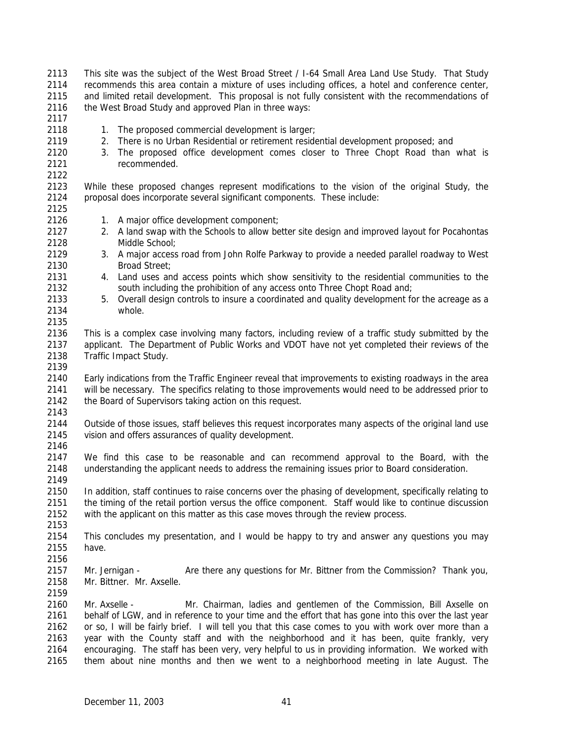This site was the subject of the West Broad Street / I-64 Small Area Land Use Study. That Study recommends this area contain a mixture of uses including offices, a hotel and conference center, and limited retail development. This proposal is not fully consistent with the recommendations of the West Broad Study and approved Plan in three ways:

1. The proposed commercial development is larger;
2. There is no Urban Residential or retirement residential development proposed; and
3. The proposed office development comes closer to Three Chopt Road than what is recommended.

While these proposed changes represent modifications to the vision of the original Study, the proposal does incorporate several significant components. These include:

1. A major office development component;
2. A land swap with the Schools to allow better site design and improved layout for Pocahontas Middle School;
3. A major access road from John Rolfe Parkway to provide a needed parallel roadway to West Broad Street;
4. Land uses and access points which show sensitivity to the residential communities to the south including the prohibition of any access onto Three Chopt Road and;
5. Overall design controls to insure a coordinated and quality development for the acreage as a whole.

This is a complex case involving many factors, including review of a traffic study submitted by the applicant. The Department of Public Works and VDOT have not yet completed their reviews of the Traffic Impact Study.

Early indications from the Traffic Engineer reveal that improvements to existing roadways in the area will be necessary. The specifics relating to those improvements would need to be addressed prior to the Board of Supervisors taking action on this request.

Outside of those issues, staff believes this request incorporates many aspects of the original land use vision and offers assurances of quality development.

We find this case to be reasonable and can recommend approval to the Board, with the understanding the applicant needs to address the remaining issues prior to Board consideration.

In addition, staff continues to raise concerns over the phasing of development, specifically relating to the timing of the retail portion versus the office component. Staff would like to continue discussion with the applicant on this matter as this case moves through the review process.

This concludes my presentation, and I would be happy to try and answer any questions you may have.

Mr. Jernigan - Are there any questions for Mr. Bittner from the Commission? Thank you, Mr. Bittner. Mr. Axselle.

Mr. Axselle - Mr. Chairman, ladies and gentlemen of the Commission, Bill Axselle on behalf of LGW, and in reference to your time and the effort that has gone into this over the last year or so, I will be fairly brief. I will tell you that this case comes to you with work over more than a year with the County staff and with the neighborhood and it has been, quite frankly, very encouraging. The staff has been very, very helpful to us in providing information. We worked with them about nine months and then we went to a neighborhood meeting in late August. The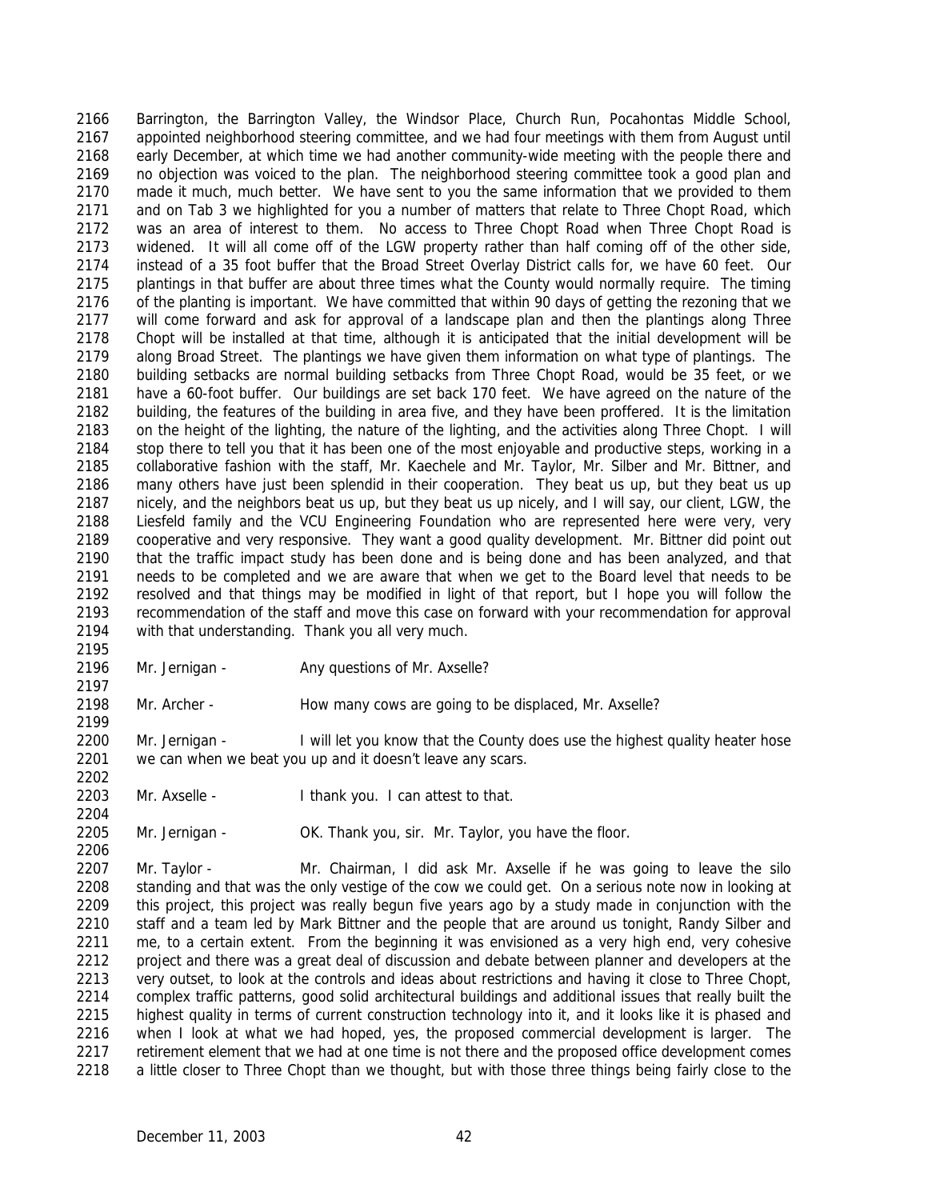Barrington, the Barrington Valley, the Windsor Place, Church Run, Pocahontas Middle School, appointed neighborhood steering committee, and we had four meetings with them from August until early December, at which time we had another community-wide meeting with the people there and no objection was voiced to the plan. The neighborhood steering committee took a good plan and made it much, much better. We have sent to you the same information that we provided to them and on Tab 3 we highlighted for you a number of matters that relate to Three Chopt Road, which was an area of interest to them. No access to Three Chopt Road when Three Chopt Road is widened. It will all come off of the LGW property rather than half coming off of the other side, instead of a 35 foot buffer that the Broad Street Overlay District calls for, we have 60 feet. Our plantings in that buffer are about three times what the County would normally require. The timing of the planting is important. We have committed that within 90 days of getting the rezoning that we will come forward and ask for approval of a landscape plan and then the plantings along Three Chopt will be installed at that time, although it is anticipated that the initial development will be along Broad Street. The plantings we have given them information on what type of plantings. The building setbacks are normal building setbacks from Three Chopt Road, would be 35 feet, or we have a 60-foot buffer. Our buildings are set back 170 feet. We have agreed on the nature of the building, the features of the building in area five, and they have been proffered. It is the limitation on the height of the lighting, the nature of the lighting, and the activities along Three Chopt. I will stop there to tell you that it has been one of the most enjoyable and productive steps, working in a collaborative fashion with the staff, Mr. Kaechele and Mr. Taylor, Mr. Silber and Mr. Bittner, and many others have just been splendid in their cooperation. They beat us up, but they beat us up nicely, and the neighbors beat us up, but they beat us up nicely, and I will say, our client, LGW, the Liesfeld family and the VCU Engineering Foundation who are represented here were very, very cooperative and very responsive. They want a good quality development. Mr. Bittner did point out that the traffic impact study has been done and is being done and has been analyzed, and that needs to be completed and we are aware that when we get to the Board level that needs to be resolved and that things may be modified in light of that report, but I hope you will follow the recommendation of the staff and move this case on forward with your recommendation for approval with that understanding. Thank you all very much.

Mr. Jernigan - Any questions of Mr. Axselle?

Mr. Archer - How many cows are going to be displaced, Mr. Axselle?

Mr. Jernigan - I will let you know that the County does use the highest quality heater hose we can when we beat you up and it doesn't leave any scars.

Mr. Axselle - I thank you. I can attest to that.

Mr. Jernigan - OK. Thank you, sir. Mr. Taylor, you have the floor.

Mr. Taylor - Mr. Chairman, I did ask Mr. Axselle if he was going to leave the silo standing and that was the only vestige of the cow we could get. On a serious note now in looking at this project, this project was really begun five years ago by a study made in conjunction with the staff and a team led by Mark Bittner and the people that are around us tonight, Randy Silber and me, to a certain extent. From the beginning it was envisioned as a very high end, very cohesive project and there was a great deal of discussion and debate between planner and developers at the very outset, to look at the controls and ideas about restrictions and having it close to Three Chopt, complex traffic patterns, good solid architectural buildings and additional issues that really built the highest quality in terms of current construction technology into it, and it looks like it is phased and when I look at what we had hoped, yes, the proposed commercial development is larger. The retirement element that we had at one time is not there and the proposed office development comes a little closer to Three Chopt than we thought, but with those three things being fairly close to the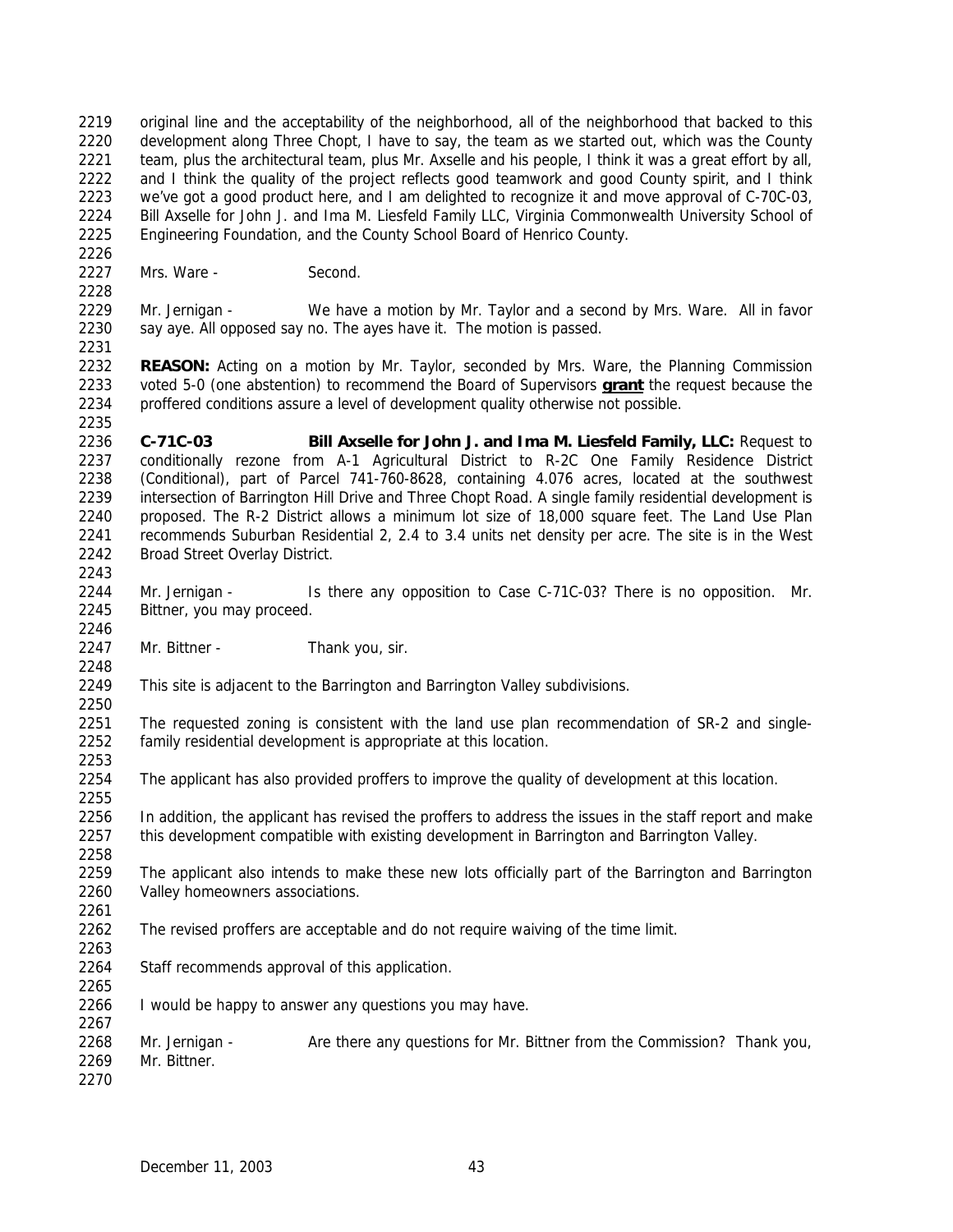original line and the acceptability of the neighborhood, all of the neighborhood that backed to this development along Three Chopt, I have to say, the team as we started out, which was the County team, plus the architectural team, plus Mr. Axselle and his people, I think it was a great effort by all, and I think the quality of the project reflects good teamwork and good County spirit, and I think we've got a good product here, and I am delighted to recognize it and move approval of C-70C-03, Bill Axselle for John J. and Ima M. Liesfeld Family LLC, Virginia Commonwealth University School of Engineering Foundation, and the County School Board of Henrico County.

Mrs. Ware - Second.

Mr. Jernigan - We have a motion by Mr. Taylor and a second by Mrs. Ware. All in favor say aye. All opposed say no. The ayes have it. The motion is passed.

**REASON:** Acting on a motion by Mr. Taylor, seconded by Mrs. Ware, the Planning Commission voted 5-0 (one abstention) to recommend the Board of Supervisors **grant** the request because the proffered conditions assure a level of development quality otherwise not possible.

**C-71C-03** **Bill Axselle for John J. and Ima M. Liesfeld Family, LLC:** Request to conditionally rezone from A-1 Agricultural District to R-2C One Family Residence District (Conditional), part of Parcel 741-760-8628, containing 4.076 acres, located at the southwest intersection of Barrington Hill Drive and Three Chopt Road. A single family residential development is proposed. The R-2 District allows a minimum lot size of 18,000 square feet. The Land Use Plan recommends Suburban Residential 2, 2.4 to 3.4 units net density per acre. The site is in the West Broad Street Overlay District.

Mr. Jernigan - Is there any opposition to Case C-71C-03? There is no opposition. Mr. Bittner, you may proceed.

Mr. Bittner - Thank you, sir.

This site is adjacent to the Barrington and Barrington Valley subdivisions.

The requested zoning is consistent with the land use plan recommendation of SR-2 and single-family residential development is appropriate at this location.

The applicant has also provided proffers to improve the quality of development at this location.

In addition, the applicant has revised the proffers to address the issues in the staff report and make this development compatible with existing development in Barrington and Barrington Valley.

The applicant also intends to make these new lots officially part of the Barrington and Barrington Valley homeowners associations.

The revised proffers are acceptable and do not require waiving of the time limit.

Staff recommends approval of this application.

I would be happy to answer any questions you may have.

Mr. Jernigan - Are there any questions for Mr. Bittner from the Commission? Thank you, Mr. Bittner.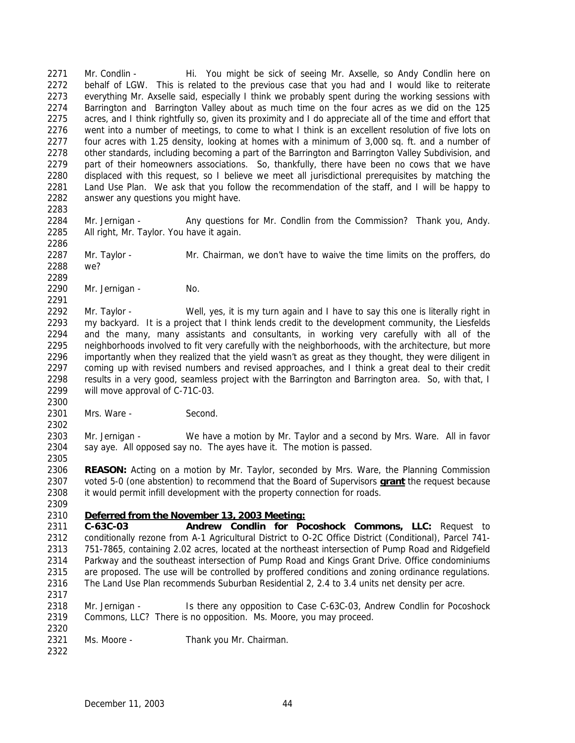Mr. Condlin - Hi. You might be sick of seeing Mr. Axselle, so Andy Condlin here on behalf of LGW. This is related to the previous case that you had and I would like to reiterate everything Mr. Axselle said, especially I think we probably spent during the working sessions with Barrington and Barrington Valley about as much time on the four acres as we did on the 125 acres, and I think rightfully so, given its proximity and I do appreciate all of the time and effort that went into a number of meetings, to come to what I think is an excellent resolution of five lots on four acres with 1.25 density, looking at homes with a minimum of 3,000 sq. ft. and a number of other standards, including becoming a part of the Barrington and Barrington Valley Subdivision, and part of their homeowners associations. So, thankfully, there have been no cows that we have displaced with this request, so I believe we meet all jurisdictional prerequisites by matching the Land Use Plan. We ask that you follow the recommendation of the staff, and I will be happy to answer any questions you might have.

Mr. Jernigan - Any questions for Mr. Condlin from the Commission? Thank you, Andy. All right, Mr. Taylor. You have it again.

Mr. Taylor - Mr. Chairman, we don't have to waive the time limits on the proffers, do we?

Mr. Jernigan - No.

Mr. Taylor - Well, yes, it is my turn again and I have to say this one is literally right in my backyard. It is a project that I think lends credit to the development community, the Liesfelds and the many, many assistants and consultants, in working very carefully with all of the neighborhoods involved to fit very carefully with the neighborhoods, with the architecture, but more importantly when they realized that the yield wasn't as great as they thought, they were diligent in coming up with revised numbers and revised approaches, and I think a great deal to their credit results in a very good, seamless project with the Barrington and Barrington area. So, with that, I will move approval of C-71C-03.

Mrs. Ware - Second.

Mr. Jernigan - We have a motion by Mr. Taylor and a second by Mrs. Ware. All in favor say aye. All opposed say no. The ayes have it. The motion is passed.

**REASON:** Acting on a motion by Mr. Taylor, seconded by Mrs. Ware, the Planning Commission voted 5-0 (one abstention) to recommend that the Board of Supervisors **grant** the request because it would permit infill development with the property connection for roads.

**Deferred from the November 13, 2003 Meeting:**

**C-63C-03 Andrew Condlin for Pocoshock Commons, LLC:** Request to conditionally rezone from A-1 Agricultural District to O-2C Office District (Conditional), Parcel 741-751-7865, containing 2.02 acres, located at the northeast intersection of Pump Road and Ridgefield Parkway and the southeast intersection of Pump Road and Kings Grant Drive. Office condominiums are proposed. The use will be controlled by proffered conditions and zoning ordinance regulations. The Land Use Plan recommends Suburban Residential 2, 2.4 to 3.4 units net density per acre.

Mr. Jernigan - Is there any opposition to Case C-63C-03, Andrew Condlin for Pocoshock Commons, LLC? There is no opposition. Ms. Moore, you may proceed.

Ms. Moore - Thank you Mr. Chairman.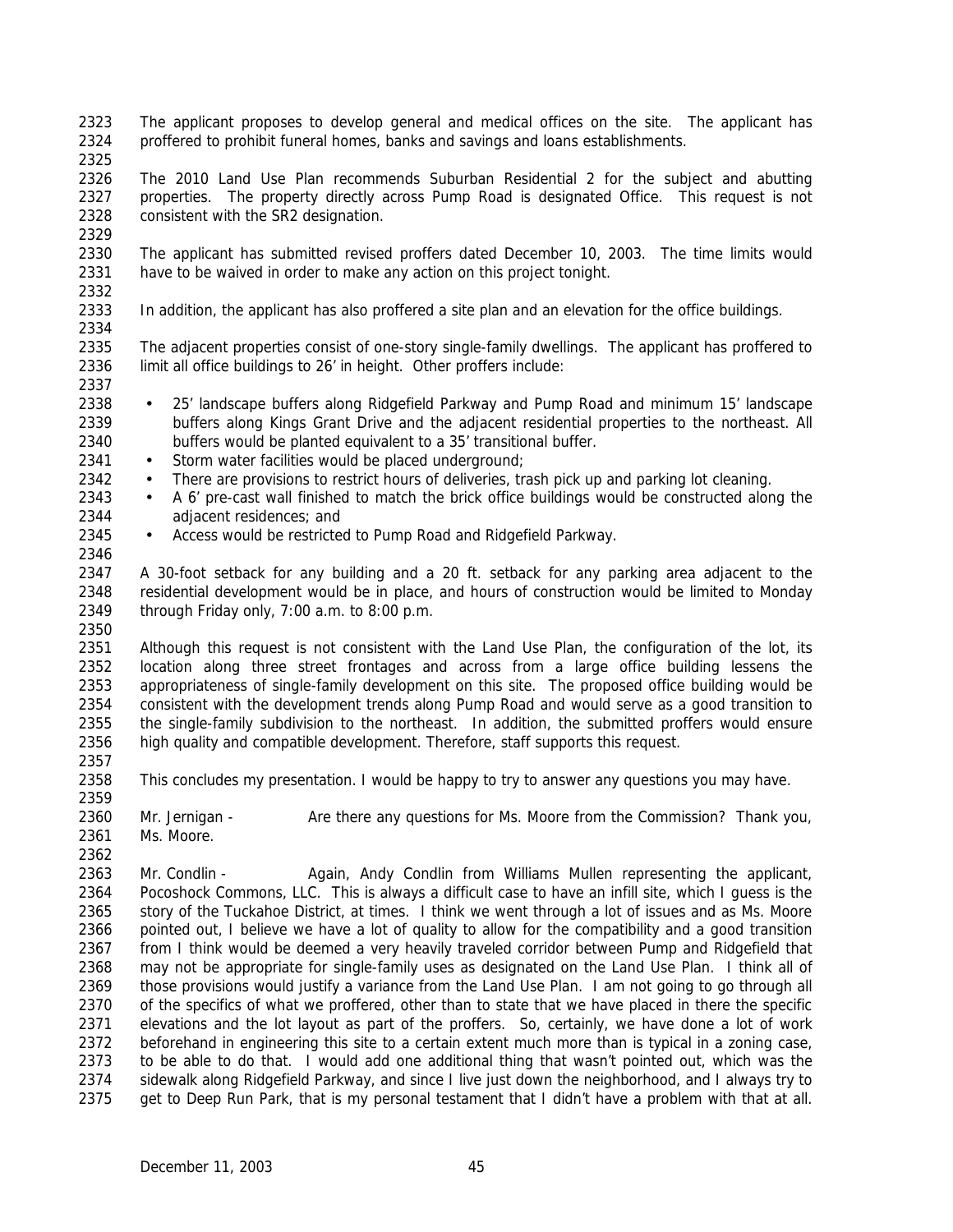The applicant proposes to develop general and medical offices on the site. The applicant has proffered to prohibit funeral homes, banks and savings and loans establishments.

The 2010 Land Use Plan recommends Suburban Residential 2 for the subject and abutting properties. The property directly across Pump Road is designated Office. This request is not consistent with the SR2 designation.

The applicant has submitted revised proffers dated December 10, 2003. The time limits would have to be waived in order to make any action on this project tonight.

In addition, the applicant has also proffered a site plan and an elevation for the office buildings.

The adjacent properties consist of one-story single-family dwellings. The applicant has proffered to limit all office buildings to 26' in height. Other proffers include:

- 25' landscape buffers along Ridgefield Parkway and Pump Road and minimum 15' landscape buffers along Kings Grant Drive and the adjacent residential properties to the northeast. All buffers would be planted equivalent to a 35' transitional buffer.
- Storm water facilities would be placed underground;
- There are provisions to restrict hours of deliveries, trash pick up and parking lot cleaning.
- A 6' pre-cast wall finished to match the brick office buildings would be constructed along the adjacent residences; and
- Access would be restricted to Pump Road and Ridgefield Parkway.

A 30-foot setback for any building and a 20 ft. setback for any parking area adjacent to the residential development would be in place, and hours of construction would be limited to Monday through Friday only, 7:00 a.m. to 8:00 p.m.

Although this request is not consistent with the Land Use Plan, the configuration of the lot, its location along three street frontages and across from a large office building lessens the appropriateness of single-family development on this site. The proposed office building would be consistent with the development trends along Pump Road and would serve as a good transition to the single-family subdivision to the northeast. In addition, the submitted proffers would ensure high quality and compatible development. Therefore, staff supports this request.

This concludes my presentation. I would be happy to try to answer any questions you may have.

Mr. Jernigan - Are there any questions for Ms. Moore from the Commission? Thank you, Ms. Moore.

Mr. Condlin - Again, Andy Condlin from Williams Mullen representing the applicant, Pocoshock Commons, LLC. This is always a difficult case to have an infill site, which I guess is the story of the Tuckahoe District, at times. I think we went through a lot of issues and as Ms. Moore pointed out, I believe we have a lot of quality to allow for the compatibility and a good transition from I think would be deemed a very heavily traveled corridor between Pump and Ridgefield that may not be appropriate for single-family uses as designated on the Land Use Plan. I think all of those provisions would justify a variance from the Land Use Plan. I am not going to go through all of the specifics of what we proffered, other than to state that we have placed in there the specific elevations and the lot layout as part of the proffers. So, certainly, we have done a lot of work beforehand in engineering this site to a certain extent much more than is typical in a zoning case, to be able to do that. I would add one additional thing that wasn't pointed out, which was the sidewalk along Ridgefield Parkway, and since I live just down the neighborhood, and I always try to get to Deep Run Park, that is my personal testament that I didn't have a problem with that at all.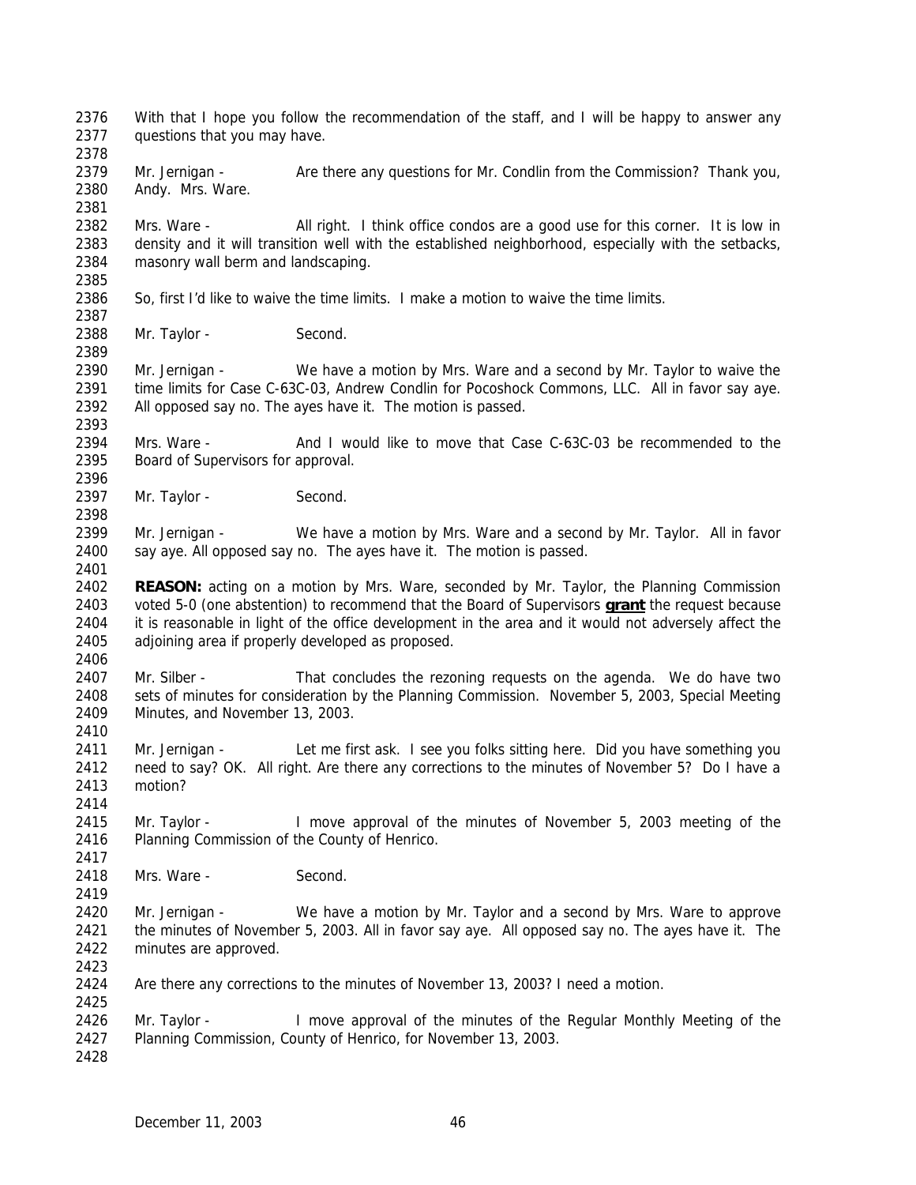With that I hope you follow the recommendation of the staff, and I will be happy to answer any questions that you may have.

Mr. Jernigan - Are there any questions for Mr. Condlin from the Commission? Thank you, Andy. Mrs. Ware.

Mrs. Ware - All right. I think office condos are a good use for this corner. It is low in density and it will transition well with the established neighborhood, especially with the setbacks, masonry wall berm and landscaping.

So, first I'd like to waive the time limits. I make a motion to waive the time limits.

Mr. Taylor - Second.

Mr. Jernigan - We have a motion by Mrs. Ware and a second by Mr. Taylor to waive the time limits for Case C-63C-03, Andrew Condlin for Pocoshock Commons, LLC. All in favor say aye. All opposed say no. The ayes have it. The motion is passed.

Mrs. Ware - And I would like to move that Case C-63C-03 be recommended to the Board of Supervisors for approval.

Mr. Taylor - Second.

Mr. Jernigan - We have a motion by Mrs. Ware and a second by Mr. Taylor. All in favor say aye. All opposed say no. The ayes have it. The motion is passed.

**REASON:** acting on a motion by Mrs. Ware, seconded by Mr. Taylor, the Planning Commission voted 5-0 (one abstention) to recommend that the Board of Supervisors **grant** the request because it is reasonable in light of the office development in the area and it would not adversely affect the adjoining area if properly developed as proposed.

Mr. Silber - That concludes the rezoning requests on the agenda. We do have two sets of minutes for consideration by the Planning Commission. November 5, 2003, Special Meeting Minutes, and November 13, 2003.

Mr. Jernigan - Let me first ask. I see you folks sitting here. Did you have something you need to say? OK. All right. Are there any corrections to the minutes of November 5? Do I have a motion?

Mr. Taylor - I move approval of the minutes of November 5, 2003 meeting of the Planning Commission of the County of Henrico.

Mrs. Ware - Second.

Mr. Jernigan - We have a motion by Mr. Taylor and a second by Mrs. Ware to approve the minutes of November 5, 2003. All in favor say aye. All opposed say no. The ayes have it. The minutes are approved.

Are there any corrections to the minutes of November 13, 2003? I need a motion.

Mr. Taylor - I move approval of the minutes of the Regular Monthly Meeting of the Planning Commission, County of Henrico, for November 13, 2003.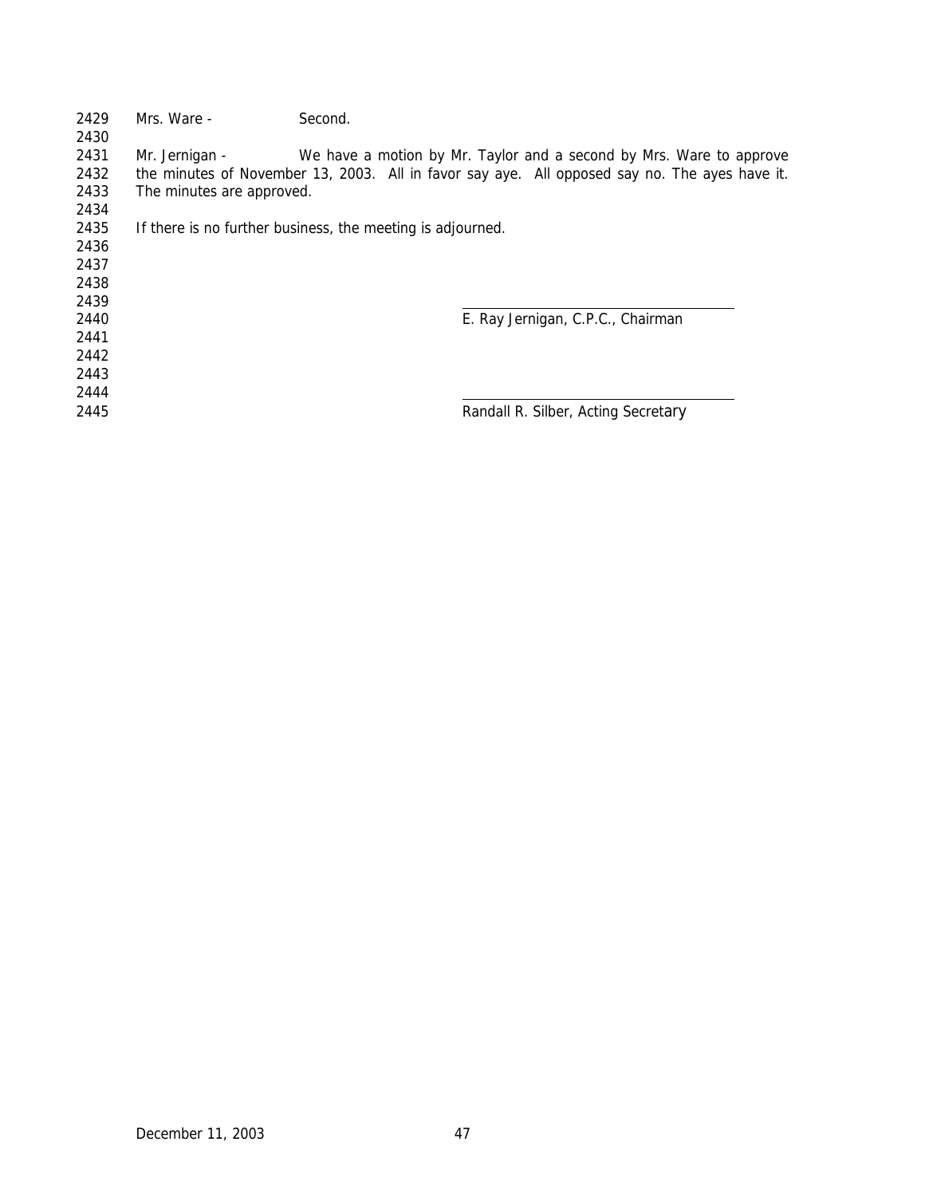Mrs. Ware - Second.

Mr. Jernigan - We have a motion by Mr. Taylor and a second by Mrs. Ware to approve the minutes of November 13, 2003. All in favor say aye. All opposed say no. The ayes have it. The minutes are approved.

If there is no further business, the meeting is adjourned.

E. Ray Jernigan, C.P.C., Chairman

Randall R. Silber, Acting Secretary